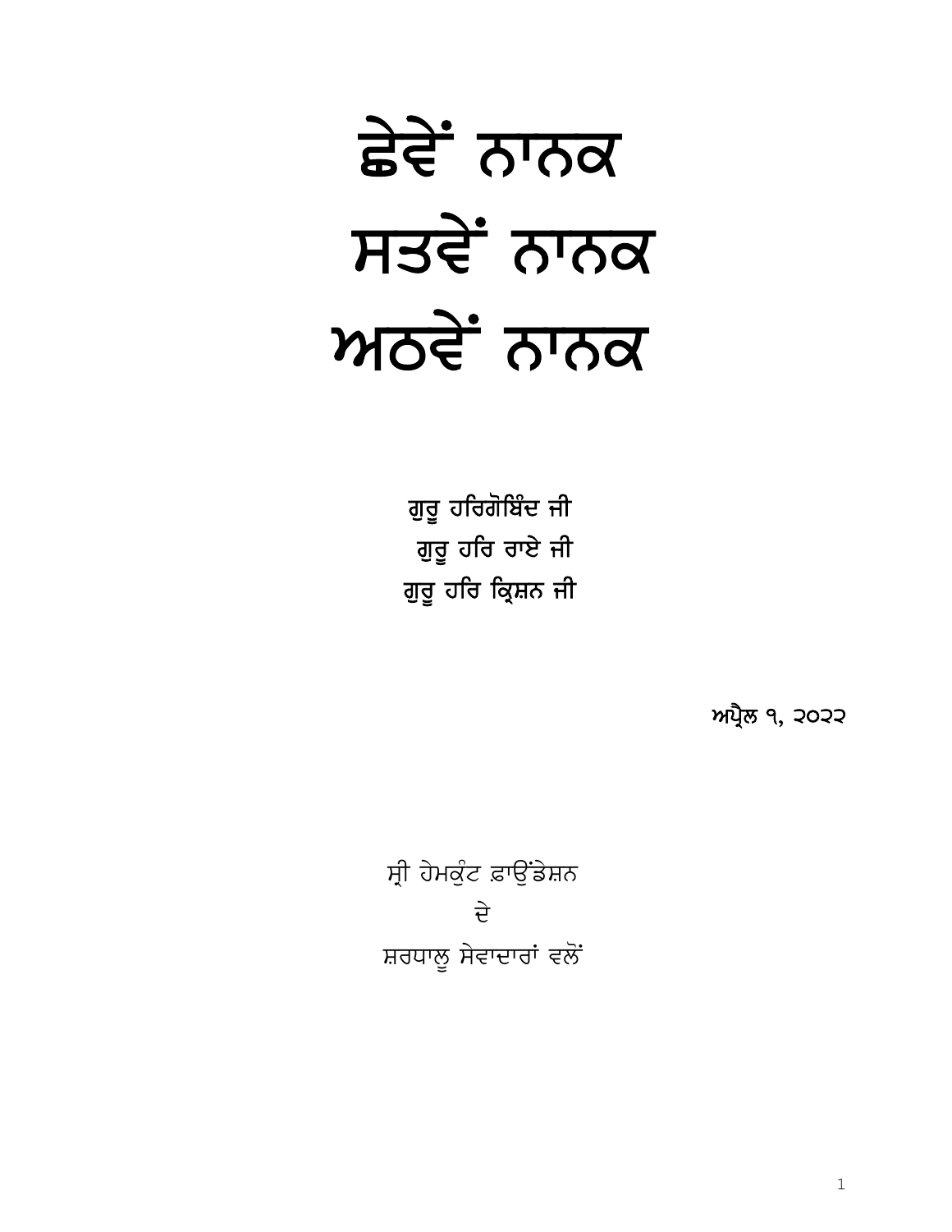# ਛੇਵੇਂ ਨਾਨਕ
# ਸਤਵੇਂ ਨਾਨਕ
# ਅਠਵੇਂ ਨਾਨਕ

ਗੁਰੂ ਹਰਿਗੋਬਿੰਦ ਜੀ
ਗੁਰੂ ਹਰਿ ਰਾਏ ਜੀ
ਗੁਰੂ ਹਰਿ ਕ੍ਰਿਸ਼ਨ ਜੀ

ਅਪ੍ਰੈਲ ੧, ੨੦੨੨

ਸ੍ਰੀ ਹੇਮਕੁੰਟ ਫ਼ਾਊਂਡੇਸ਼ਨ
ਦੇ
ਸ਼ਰਧਾਲੂ ਸੇਵਾਦਾਰਾਂ ਵਲੋਂ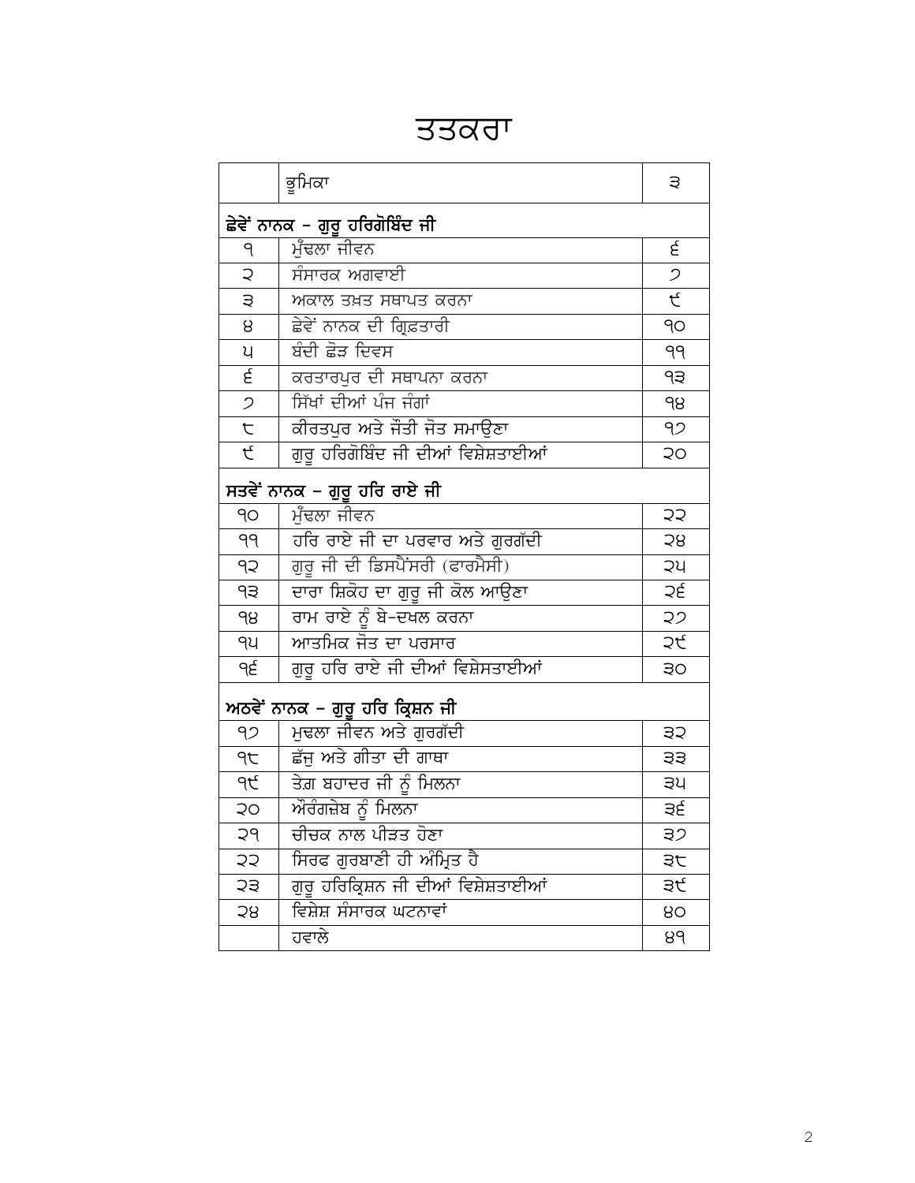# ਤਤਕਰਾ

| | ਭੂਮਿਕਾ | ੩ |
|---|---|---|
| **ਛੇਵੇਂ ਨਾਨਕ – ਗੁਰੂ ਹਰਿਗੋਬਿੰਦ ਜੀ** | | |
| ੧ | ਮੁੱਢਲਾ ਜੀਵਨ | ੬ |
| ੨ | ਸੰਸਾਰਕ ਅਗਵਾਈ | ੭ |
| ੩ | ਅਕਾਲ ਤਖ਼ਤ ਸਥਾਪਤ ਕਰਨਾ | ੯ |
| ੪ | ਛੇਵੇਂ ਨਾਨਕ ਦੀ ਗ੍ਰਿਫ਼ਤਾਰੀ | ੧੦ |
| ੫ | ਬੰਦੀ ਛੋੜ ਦਿਵਸ | ੧੧ |
| ੬ | ਕਰਤਾਰਪੁਰ ਦੀ ਸਥਾਪਨਾ ਕਰਨਾ | ੧੩ |
| ੭ | ਸਿੱਖਾਂ ਦੀਆਂ ਪੰਜ ਜੰਗਾਂ | ੧੪ |
| ੮ | ਕੀਰਤਪੁਰ ਅਤੇ ਜੋਤੀ ਜੋਤ ਸਮਾਉਣਾ | ੧੭ |
| ੯ | ਗੁਰੂ ਹਰਿਗੋਬਿੰਦ ਜੀ ਦੀਆਂ ਵਿਸ਼ੇਸ਼ਤਾਈਆਂ | ੨੦ |
| **ਸਤਵੇਂ ਨਾਨਕ – ਗੁਰੂ ਹਰਿ ਰਾਏ ਜੀ** | | |
| ੧੦ | ਮੁੱਢਲਾ ਜੀਵਨ | ੨੨ |
| ੧੧ | ਹਰਿ ਰਾਏ ਜੀ ਦਾ ਪਰਵਾਰ ਅਤੇ ਗੁਰਗੱਦੀ | ੨੪ |
| ੧੨ | ਗੁਰੂ ਜੀ ਦੀ ਡਿਸਪੈਂਸਰੀ (ਫਾਰਮੈਸੀ) | ੨੫ |
| ੧੩ | ਦਾਰਾ ਸ਼ਿਕੋਹ ਦਾ ਗੁਰੂ ਜੀ ਕੋਲ ਆਉਣਾ | ੨੬ |
| ੧੪ | ਰਾਮ ਰਾਏ ਨੂੰ ਬੇ-ਦਖਲ ਕਰਨਾ | ੨੭ |
| ੧੫ | ਆਤਮਿਕ ਜੋਤ ਦਾ ਪਰਸਾਰ | ੨੯ |
| ੧੬ | ਗੁਰੂ ਹਰਿ ਰਾਏ ਜੀ ਦੀਆਂ ਵਿਸ਼ੇਸਤਾਈਆਂ | ੩੦ |
| **ਅਠਵੇਂ ਨਾਨਕ – ਗੁਰੂ ਹਰਿ ਕ੍ਰਿਸ਼ਨ ਜੀ** | | |
| ੧੭ | ਮੁਢਲਾ ਜੀਵਨ ਅਤੇ ਗੁਰਗੱਦੀ | ੩੨ |
| ੧੮ | ਛੱਜੂ ਅਤੇ ਗੀਤਾ ਦੀ ਗਾਥਾ | ੩੩ |
| ੧੯ | ਤੇਗ਼ ਬਹਾਦਰ ਜੀ ਨੂੰ ਮਿਲਨਾ | ੩੫ |
| ੨੦ | ਔਰੰਗਜ਼ੇਬ ਨੂੰ ਮਿਲਨਾ | ੩੬ |
| ੨੧ | ਚੀਚਕ ਨਾਲ ਪੀੜਤ ਹੋਣਾ | ੩੭ |
| ੨੨ | ਸਿਰਫ ਗੁਰਬਾਣੀ ਹੀ ਅੰਮ੍ਰਿਤ ਹੈ | ੩੮ |
| ੨੩ | ਗੁਰੂ ਹਰਿਕ੍ਰਿਸ਼ਨ ਜੀ ਦੀਆਂ ਵਿਸ਼ੇਸ਼ਤਾਈਆਂ | ੩੯ |
| ੨੪ | ਵਿਸ਼ੇਸ਼ ਸੰਸਾਰਕ ਘਟਨਾਵਾਂ | ੪੦ |
| | ਹਵਾਲੇ | ੪੧ |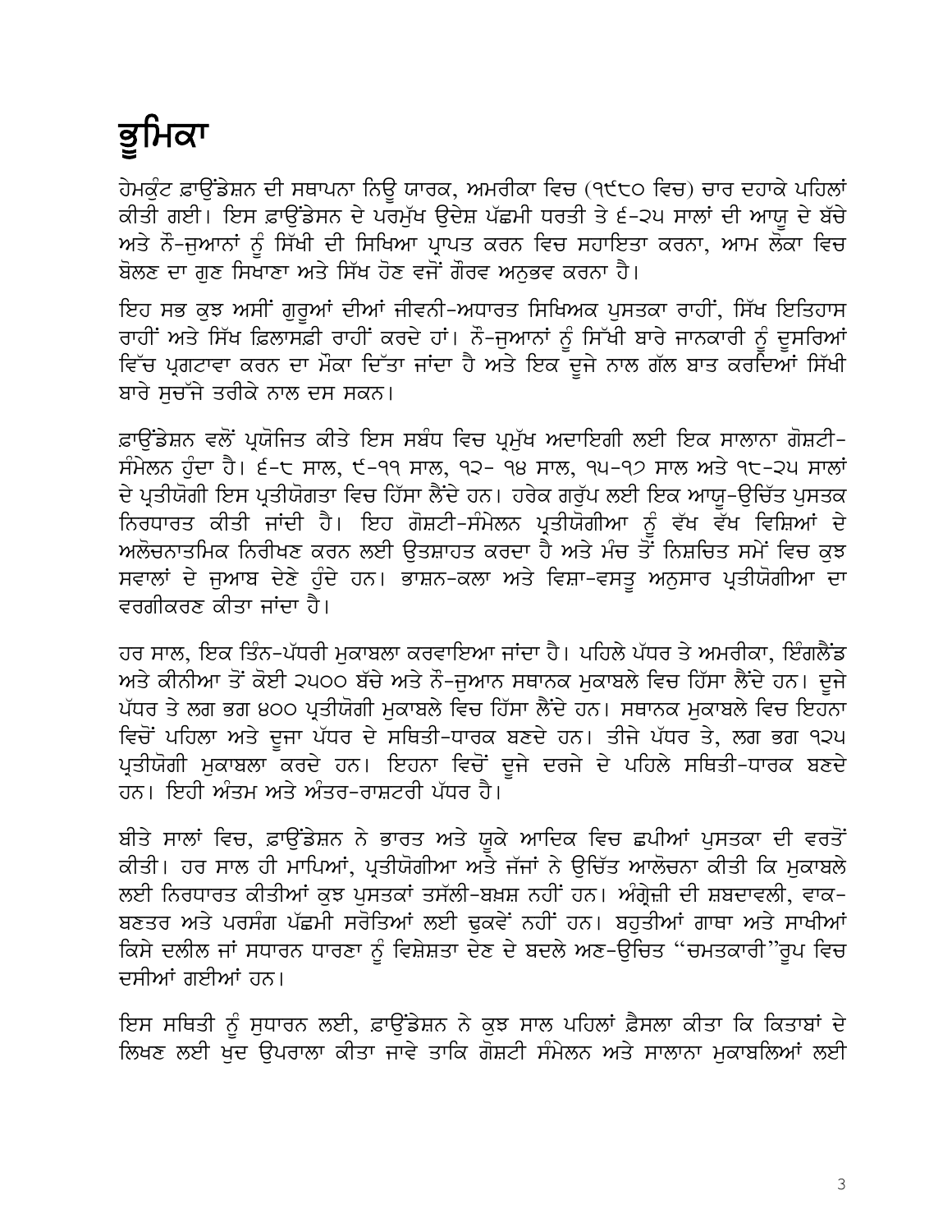# ਭੂਮਿਕਾ

ਹੇਮਕੁੰਟ ਫ਼ਾਉਂਡੇਸ਼ਨ ਦੀ ਸਥਾਪਨਾ ਨਿਊ ਯਾਰਕ, ਅਮਰੀਕਾ ਵਿਚ (੧੯੮੦ ਵਿਚ) ਚਾਰ ਦਹਾਕੇ ਪਹਿਲਾਂ ਕੀਤੀ ਗਈ। ਇਸ ਫ਼ਾਉਂਡੇਸਨ ਦੇ ਪਰਮੁੱਖ ਉਦੇਸ਼ ਪੱਛਮੀ ਧਰਤੀ ਤੇ ੬-੨੫ ਸਾਲਾਂ ਦੀ ਆਯੂ ਦੇ ਬੱਚੇ ਅਤੇ ਨੌ-ਜੁਆਨਾਂ ਨੂੰ ਸਿੱਖੀ ਦੀ ਸਿਖਿਆ ਪ੍ਰਾਪਤ ਕਰਨ ਵਿਚ ਸਹਾਇਤਾ ਕਰਨਾ, ਆਮ ਲੋਕਾ ਵਿਚ ਬੋਲਣ ਦਾ ਗੁਣ ਸਿਖਾਣਾ ਅਤੇ ਸਿੱਖ ਹੋਣ ਵਜੋਂ ਗੌਰਵ ਅਨੁਭਵ ਕਰਨਾ ਹੈ।

ਇਹ ਸਭ ਕੁਝ ਅਸੀਂ ਗੁਰੂਆਂ ਦੀਆਂ ਜੀਵਨੀ-ਅਧਾਰਤ ਸਿਖਿਅਕ ਪੁਸਤਕਾ ਰਾਹੀਂ, ਸਿੱਖ ਇਤਿਹਾਸ ਰਾਹੀਂ ਅਤੇ ਸਿੱਖ ਫ਼ਿਲਾਸਫ਼ੀ ਰਾਹੀਂ ਕਰਦੇ ਹਾਂ। ਨੌ-ਜੁਆਨਾਂ ਨੂੰ ਸਿੱਖੀ ਬਾਰੇ ਜਾਨਕਾਰੀ ਨੂੰ ਦੂਸਰਿਆਂ ਵਿੱਚ ਪ੍ਰਗਟਾਵਾ ਕਰਨ ਦਾ ਮੌਕਾ ਦਿੱਤਾ ਜਾਂਦਾ ਹੈ ਅਤੇ ਇਕ ਦੂਜੇ ਨਾਲ ਗੱਲ ਬਾਤ ਕਰਦਿਆਂ ਸਿੱਖੀ ਬਾਰੇ ਸੁਚੱਜੇ ਤਰੀਕੇ ਨਾਲ ਦਸ ਸਕਨ।

ਫ਼ਾਉਂਡੇਸ਼ਨ ਵਲੋਂ ਪ੍ਰਯੋਜਿਤ ਕੀਤੇ ਇਸ ਸਬੰਧ ਵਿਚ ਪ੍ਰਮੁੱਖ ਅਦਾਇਗੀ ਲਈ ਇਕ ਸਾਲਾਨਾ ਗੋਸ਼ਟੀ-ਸੰਮੇਲਨ ਹੁੰਦਾ ਹੈ। ੬-੮ ਸਾਲ, ੯-੧੧ ਸਾਲ, ੧੨- ੧੪ ਸਾਲ, ੧੫-੧੭ ਸਾਲ ਅਤੇ ੧੮-੨੫ ਸਾਲਾਂ ਦੇ ਪ੍ਰਤੀਯੋਗੀ ਇਸ ਪ੍ਰਤੀਯੋਗਤਾ ਵਿਚ ਹਿੱਸਾ ਲੈਂਦੇ ਹਨ। ਹਰੇਕ ਗਰੁੱਪ ਲਈ ਇਕ ਆਯੂ-ਉਚਿੱਤ ਪੁਸਤਕ ਨਿਰਧਾਰਤ ਕੀਤੀ ਜਾਂਦੀ ਹੈ। ਇਹ ਗੋਸ਼ਟੀ-ਸੰਮੇਲਨ ਪ੍ਰਤੀਯੋਗੀਆ ਨੂੰ ਵੱਖ ਵੱਖ ਵਿਸ਼ਿਆਂ ਦੇ ਅਲੋਚਨਾਤਮਿਕ ਨਿਰੀਖਣ ਕਰਨ ਲਈ ਉਤਸ਼ਾਹਤ ਕਰਦਾ ਹੈ ਅਤੇ ਮੰਚ ਤੋਂ ਨਿਸ਼ਚਿਤ ਸਮੇਂ ਵਿਚ ਕੁਝ ਸਵਾਲਾਂ ਦੇ ਜੁਆਬ ਦੇਣੇ ਹੁੰਦੇ ਹਨ। ਭਾਸ਼ਨ-ਕਲਾ ਅਤੇ ਵਿਸ਼ਾ-ਵਸਤੂ ਅਨੁਸਾਰ ਪ੍ਰਤੀਯੋਗੀਆ ਦਾ ਵਰਗੀਕਰਣ ਕੀਤਾ ਜਾਂਦਾ ਹੈ।

ਹਰ ਸਾਲ, ਇਕ ਤਿੰਨ-ਪੱਧਰੀ ਮੁਕਾਬਲਾ ਕਰਵਾਇਆ ਜਾਂਦਾ ਹੈ। ਪਹਿਲੇ ਪੱਧਰ ਤੇ ਅਮਰੀਕਾ, ਇੰਗਲੈਂਡ ਅਤੇ ਕੀਨੀਆ ਤੋਂ ਕੋਈ ੨੫੦੦ ਬੱਚੇ ਅਤੇ ਨੌ-ਜੁਆਨ ਸਥਾਨਕ ਮੁਕਾਬਲੇ ਵਿਚ ਹਿੱਸਾ ਲੈਂਦੇ ਹਨ। ਦੂਜੇ ਪੱਧਰ ਤੇ ਲਗ ਭਗ ੪੦੦ ਪ੍ਰਤੀਯੋਗੀ ਮੁਕਾਬਲੇ ਵਿਚ ਹਿੱਸਾ ਲੈਂਦੇ ਹਨ। ਸਥਾਨਕ ਮੁਕਾਬਲੇ ਵਿਚ ਇਹਨਾ ਵਿਚੋਂ ਪਹਿਲਾ ਅਤੇ ਦੂਜਾ ਪੱਧਰ ਦੇ ਸਥਿਤੀ-ਧਾਰਕ ਬਣਦੇ ਹਨ। ਤੀਜੇ ਪੱਧਰ ਤੇ, ਲਗ ਭਗ ੧੨੫ ਪ੍ਰਤੀਯੋਗੀ ਮੁਕਾਬਲਾ ਕਰਦੇ ਹਨ। ਇਹਨਾ ਵਿਚੋਂ ਦੂਜੇ ਦਰਜੇ ਦੇ ਪਹਿਲੇ ਸਥਿਤੀ-ਧਾਰਕ ਬਣਦੇ ਹਨ। ਇਹੀ ਅੰਤਮ ਅਤੇ ਅੰਤਰ-ਰਾਸ਼ਟਰੀ ਪੱਧਰ ਹੈ।

ਬੀਤੇ ਸਾਲਾਂ ਵਿਚ, ਫ਼ਾਉਂਡੇਸ਼ਨ ਨੇ ਭਾਰਤ ਅਤੇ ਯੂਕੇ ਆਦਿਕ ਵਿਚ ਛਪੀਆਂ ਪੁਸਤਕਾ ਦੀ ਵਰਤੋਂ ਕੀਤੀ। ਹਰ ਸਾਲ ਹੀ ਮਾਪਿਆਂ, ਪ੍ਰਤੀਯੋਗੀਆ ਅਤੇ ਜੱਜਾਂ ਨੇ ਉਚਿੱਤ ਆਲੋਚਨਾ ਕੀਤੀ ਕਿ ਮੁਕਾਬਲੇ ਲਈ ਨਿਰਧਾਰਤ ਕੀਤੀਆਂ ਕੁਝ ਪੁਸਤਕਾਂ ਤਸੱਲੀ-ਬਖ਼ਸ਼ ਨਹੀਂ ਹਨ। ਅੰਗ੍ਰੇਜ਼ੀ ਦੀ ਸ਼ਬਦਾਵਲੀ, ਵਾਕ-ਬਣਤਰ ਅਤੇ ਪਰਸੰਗ ਪੱਛਮੀ ਸਰੋਤਿਆਂ ਲਈ ਢੁਕਵੇਂ ਨਹੀਂ ਹਨ। ਬਹੁਤੀਆਂ ਗਾਥਾ ਅਤੇ ਸਾਖੀਆਂ ਕਿਸੇ ਦਲੀਲ ਜਾਂ ਸਧਾਰਨ ਧਾਰਣਾ ਨੂੰ ਵਿਸ਼ੇਸ਼ਤਾ ਦੇਣ ਦੇ ਬਦਲੇ ਅਣ-ਉਚਿਤ "ਚਮਤਕਾਰੀ"ਰੂਪ ਵਿਚ ਦਸੀਆਂ ਗਈਆਂ ਹਨ।

ਇਸ ਸਥਿਤੀ ਨੂੰ ਸੁਧਾਰਨ ਲਈ, ਫ਼ਾਉਂਡੇਸ਼ਨ ਨੇ ਕੁਝ ਸਾਲ ਪਹਿਲਾਂ ਫ਼ੈਸਲਾ ਕੀਤਾ ਕਿ ਕਿਤਾਬਾਂ ਦੇ ਲਿਖਣ ਲਈ ਖੁਦ ਉਪਰਾਲਾ ਕੀਤਾ ਜਾਵੇ ਤਾਕਿ ਗੋਸ਼ਟੀ ਸੰਮੇਲਨ ਅਤੇ ਸਾਲਾਨਾ ਮੁਕਾਬਲਿਆਂ ਲਈ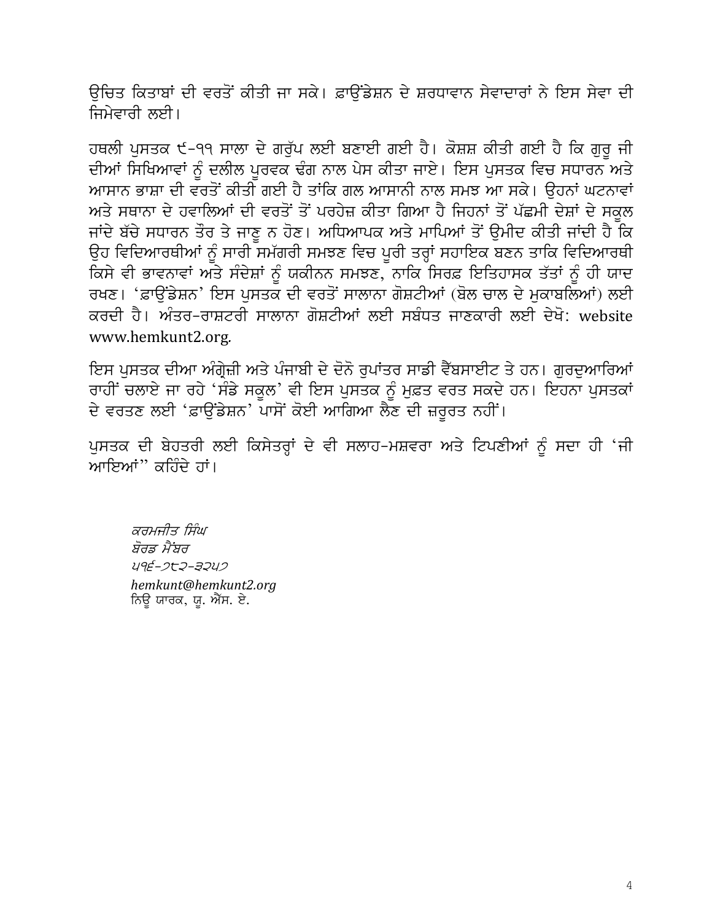ਉਚਿਤ ਕਿਤਾਬਾਂ ਦੀ ਵਰਤੋਂ ਕੀਤੀ ਜਾ ਸਕੇ। ਫ਼ਾਉਂਡੇਸ਼ਨ ਦੇ ਸ਼ਰਧਾਵਾਨ ਸੇਵਾਦਾਰਾਂ ਨੇ ਇਸ ਸੇਵਾ ਦੀ ਜਿਮੇਵਾਰੀ ਲਈ।

ਹਥਲੀ ਪੁਸਤਕ ੯-੧੧ ਸਾਲਾ ਦੇ ਗਰੁੱਪ ਲਈ ਬਣਾਈ ਗਈ ਹੈ। ਕੋਸ਼ਸ਼ ਕੀਤੀ ਗਈ ਹੈ ਕਿ ਗੁਰੂ ਜੀ ਦੀਆਂ ਸਿਖਿਆਵਾਂ ਨੂੰ ਦਲੀਲ ਪੂਰਵਕ ਢੰਗ ਨਾਲ ਪੇਸ ਕੀਤਾ ਜਾਏ। ਇਸ ਪੁਸਤਕ ਵਿਚ ਸਧਾਰਨ ਅਤੇ ਆਸਾਨ ਭਾਸ਼ਾ ਦੀ ਵਰਤੋਂ ਕੀਤੀ ਗਈ ਹੈ ਤਾਂਕਿ ਗਲ ਆਸਾਨੀ ਨਾਲ ਸਮਝ ਆ ਸਕੇ। ਉਹਨਾਂ ਘਟਨਾਵਾਂ ਅਤੇ ਸਥਾਨਾ ਦੇ ਹਵਾਲਿਆਂ ਦੀ ਵਰਤੋਂ ਤੋਂ ਪਰਹੇਜ਼ ਕੀਤਾ ਗਿਆ ਹੈ ਜਿਹਨਾਂ ਤੋਂ ਪੱਛਮੀ ਦੇਸ਼ਾਂ ਦੇ ਸਕੂਲ ਜਾਂਦੇ ਬੱਚੇ ਸਧਾਰਨ ਤੌਰ ਤੇ ਜਾਣੂ ਨ ਹੋਣ। ਅਧਿਆਪਕ ਅਤੇ ਮਾਪਿਆਂ ਤੋਂ ਉਮੀਦ ਕੀਤੀ ਜਾਂਦੀ ਹੈ ਕਿ ਉਹ ਵਿਦਿਆਰਥੀਆਂ ਨੂੰ ਸਾਰੀ ਸਮੱਗਰੀ ਸਮਝਣ ਵਿਚ ਪੂਰੀ ਤਰ੍ਹਾਂ ਸਹਾਇਕ ਬਣਨ ਤਾਕਿ ਵਿਦਿਆਰਥੀ ਕਿਸੇ ਵੀ ਭਾਵਨਾਵਾਂ ਅਤੇ ਸੰਦੇਸ਼ਾਂ ਨੂੰ ਯਕੀਨਨ ਸਮਝਣ, ਨਾਕਿ ਸਿਰਫ਼ ਇਤਿਹਾਸਕ ਤੱਤਾਂ ਨੂੰ ਹੀ ਯਾਦ ਰਖਣ। 'ਫ਼ਾਉਂਡੇਸ਼ਨ' ਇਸ ਪੁਸਤਕ ਦੀ ਵਰਤੋਂ ਸਾਲਾਨਾ ਗੋਸ਼ਟੀਆਂ (ਬੋਲ ਚਾਲ ਦੇ ਮੁਕਾਬਲਿਆਂ) ਲਈ ਕਰਦੀ ਹੈ। ਅੰਤਰ-ਰਾਸ਼ਟਰੀ ਸਾਲਾਨਾ ਗੋਸ਼ਟੀਆਂ ਲਈ ਸਬੰਧਤ ਜਾਣਕਾਰੀ ਲਈ ਦੇਖੋ: website www.hemkunt2.org.

ਇਸ ਪੁਸਤਕ ਦੀਆ ਅੰਗ੍ਰੇਜ਼ੀ ਅਤੇ ਪੰਜਾਬੀ ਦੇ ਦੋਨੋ ਰੁਪਾਂਤਰ ਸਾਡੀ ਵੈੱਬਸਾਈਟ ਤੇ ਹਨ। ਗੁਰਦੁਆਰਿਆਂ ਰਾਹੀਂ ਚਲਾਏ ਜਾ ਰਹੇ 'ਸੰਡੇ ਸਕੂਲ' ਵੀ ਇਸ ਪੁਸਤਕ ਨੂੰ ਮੁਫ਼ਤ ਵਰਤ ਸਕਦੇ ਹਨ। ਇਹਨਾ ਪੁਸਤਕਾਂ ਦੇ ਵਰਤਣ ਲਈ 'ਫ਼ਾਉਂਡੇਸ਼ਨ' ਪਾਸੋਂ ਕੋਈ ਆਗਿਆ ਲੈਣ ਦੀ ਜ਼ਰੂਰਤ ਨਹੀਂ।

ਪੁਸਤਕ ਦੀ ਬੇਹਤਰੀ ਲਈ ਕਿਸੇਤਰ੍ਹਾਂ ਦੇ ਵੀ ਸਲਾਹ-ਮਸ਼ਵਰਾ ਅਤੇ ਟਿਪਣੀਆਂ ਨੂੰ ਸਦਾ ਹੀ 'ਜੀ ਆਇਆਂ'' ਕਹਿੰਦੇ ਹਾਂ।

*ਕਰਮਜੀਤ ਸਿੰਘ*
*ਬੋਰਡ ਮੈਂਬਰ*
*੫੧੬-੭੮੨-੩੨੫੭*
*hemkunt@hemkunt2.org*
ਨਿਊ ਯਾਰਕ, ਯੂ. ਐੱਸ. ਏ.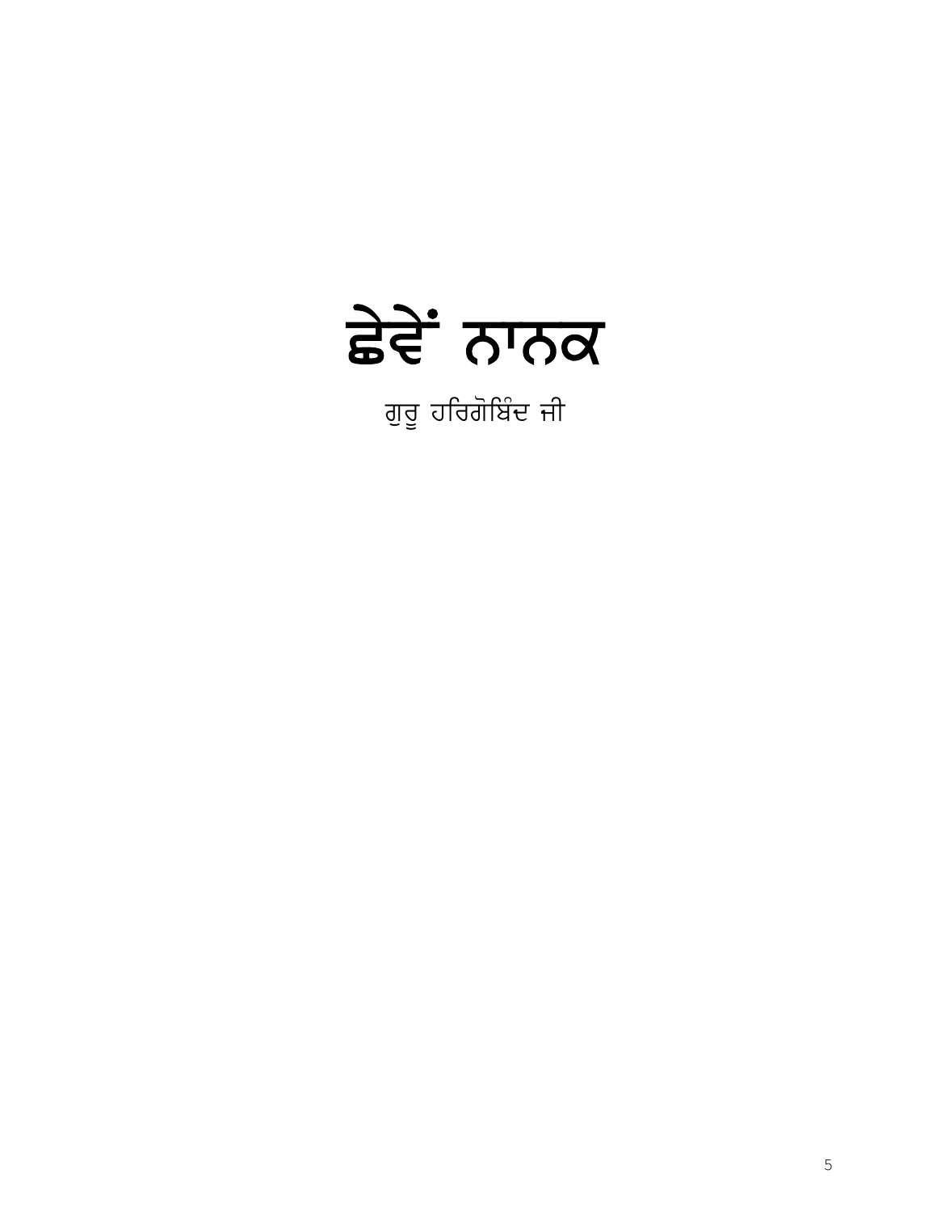# ਛੇਵੇਂ ਨਾਨਕ

ਗੁਰੂ ਹਰਿਗੋਬਿੰਦ ਜੀ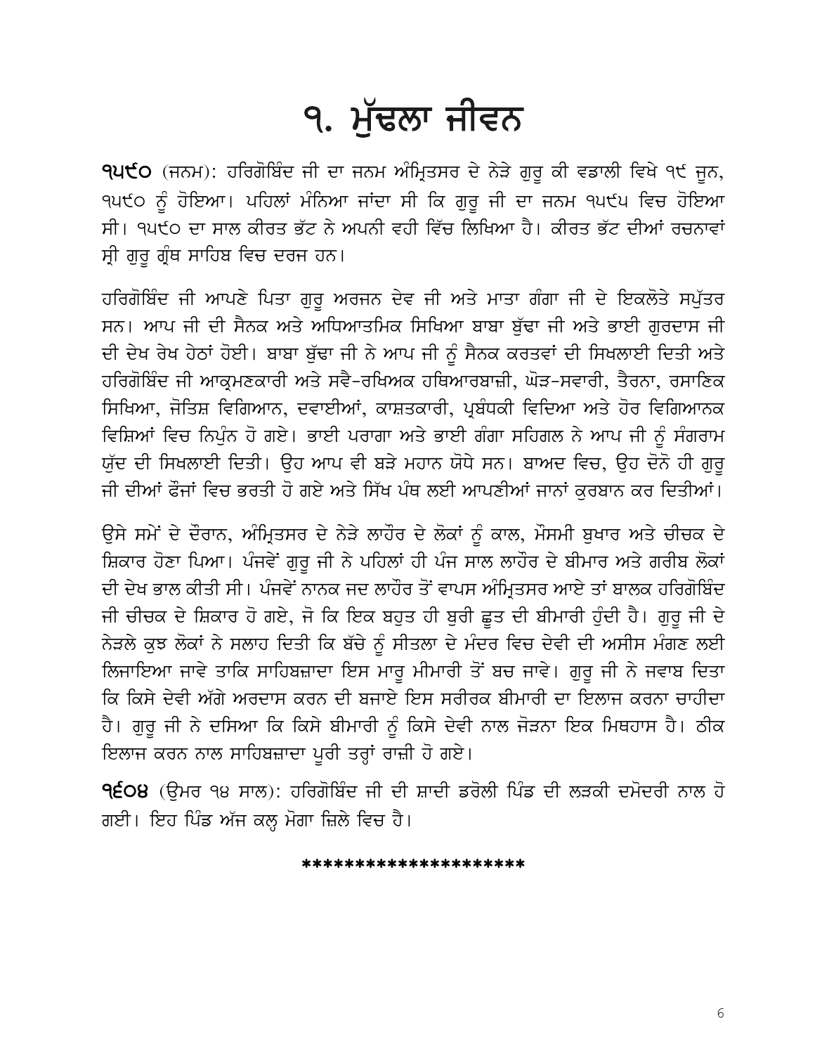# ੧. ਮੁੱਢਲਾ ਜੀਵਨ

**੧੫੯੦** (ਜਨਮ): ਹਰਿਗੋਬਿੰਦ ਜੀ ਦਾ ਜਨਮ ਅੰਮ੍ਰਿਤਸਰ ਦੇ ਨੇੜੇ ਗੁਰੂ ਕੀ ਵਡਾਲੀ ਵਿਖੇ ੧੯ ਜੂਨ, ੧੫੯੦ ਨੂੰ ਹੋਇਆ। ਪਹਿਲਾਂ ਮੰਨਿਆ ਜਾਂਦਾ ਸੀ ਕਿ ਗੁਰੂ ਜੀ ਦਾ ਜਨਮ ੧੫੯੫ ਵਿਚ ਹੋਇਆ ਸੀ। ੧੫੯੦ ਦਾ ਸਾਲ ਕੀਰਤ ਭੱਟ ਨੇ ਅਪਨੀ ਵਹੀ ਵਿੱਚ ਲਿਖਿਆ ਹੈ। ਕੀਰਤ ਭੱਟ ਦੀਆਂ ਰਚਨਾਵਾਂ ਸ੍ਰੀ ਗੁਰੂ ਗ੍ਰੰਥ ਸਾਹਿਬ ਵਿਚ ਦਰਜ ਹਨ।

ਹਰਿਗੋਬਿੰਦ ਜੀ ਆਪਣੇ ਪਿਤਾ ਗੁਰੂ ਅਰਜਨ ਦੇਵ ਜੀ ਅਤੇ ਮਾਤਾ ਗੰਗਾ ਜੀ ਦੇ ਇਕਲੌਤੇ ਸਪੁੱਤਰ ਸਨ। ਆਪ ਜੀ ਦੀ ਸੈਨਕ ਅਤੇ ਅਧਿਆਤਮਿਕ ਸਿਖਿਆ ਬਾਬਾ ਬੁੱਢਾ ਜੀ ਅਤੇ ਭਾਈ ਗੁਰਦਾਸ ਜੀ ਦੀ ਦੇਖ ਰੇਖ ਹੇਠਾਂ ਹੋਈ। ਬਾਬਾ ਬੁੱਢਾ ਜੀ ਨੇ ਆਪ ਜੀ ਨੂੰ ਸੈਨਕ ਕਰਤਵਾਂ ਦੀ ਸਿਖਲਾਈ ਦਿਤੀ ਅਤੇ ਹਰਿਗੋਬਿੰਦ ਜੀ ਆਕ੍ਰਮਣਕਾਰੀ ਅਤੇ ਸਵੈ-ਰਖਿਅਕ ਹਥਿਆਰਬਾਜ਼ੀ, ਘੋੜ-ਸਵਾਰੀ, ਤੈਰਨਾ, ਰਸਾਣਿਕ ਸਿਖਿਆ, ਜੋਤਿਸ਼ ਵਿਗਿਆਨ, ਦਵਾਈਆਂ, ਕਾਸ਼ਤਕਾਰੀ, ਪ੍ਰਬੰਧਕੀ ਵਿਦਿਆ ਅਤੇ ਹੋਰ ਵਿਗਿਆਨਕ ਵਿਸ਼ਿਆਂ ਵਿਚ ਨਿਪੁੰਨ ਹੋ ਗਏ। ਭਾਈ ਪਰਾਗਾ ਅਤੇ ਭਾਈ ਗੰਗਾ ਸਹਿਗਲ ਨੇ ਆਪ ਜੀ ਨੂੰ ਸੰਗਰਾਮ ਯੁੱਦ ਦੀ ਸਿਖਲਾਈ ਦਿਤੀ। ਉਹ ਆਪ ਵੀ ਬੜੇ ਮਹਾਨ ਯੋਧੇ ਸਨ। ਬਾਅਦ ਵਿਚ, ਉਹ ਦੋਨੋ ਹੀ ਗੁਰੂ ਜੀ ਦੀਆਂ ਫੌਜਾਂ ਵਿਚ ਭਰਤੀ ਹੋ ਗਏ ਅਤੇ ਸਿੱਖ ਪੰਥ ਲਈ ਆਪਣੀਆਂ ਜਾਨਾਂ ਕੁਰਬਾਨ ਕਰ ਦਿਤੀਆਂ।

ਉਸੇ ਸਮੇਂ ਦੇ ਦੌਰਾਨ, ਅੰਮ੍ਰਿਤਸਰ ਦੇ ਨੇੜੇ ਲਾਹੌਰ ਦੇ ਲੋਕਾਂ ਨੂੰ ਕਾਲ, ਮੌਸਮੀ ਬੁਖਾਰ ਅਤੇ ਚੀਚਕ ਦੇ ਸ਼ਿਕਾਰ ਹੋਣਾ ਪਿਆ। ਪੰਜਵੇਂ ਗੁਰੂ ਜੀ ਨੇ ਪਹਿਲਾਂ ਹੀ ਪੰਜ ਸਾਲ ਲਾਹੌਰ ਦੇ ਬੀਮਾਰ ਅਤੇ ਗਰੀਬ ਲੋਕਾਂ ਦੀ ਦੇਖ ਭਾਲ ਕੀਤੀ ਸੀ। ਪੰਜਵੇਂ ਨਾਨਕ ਜਦ ਲਾਹੌਰ ਤੋਂ ਵਾਪਸ ਅੰਮ੍ਰਿਤਸਰ ਆਏ ਤਾਂ ਬਾਲਕ ਹਰਿਗੋਬਿੰਦ ਜੀ ਚੀਚਕ ਦੇ ਸ਼ਿਕਾਰ ਹੋ ਗਏ, ਜੋ ਕਿ ਇਕ ਬਹੁਤ ਹੀ ਬੁਰੀ ਛੂਤ ਦੀ ਬੀਮਾਰੀ ਹੁੰਦੀ ਹੈ। ਗੁਰੂ ਜੀ ਦੇ ਨੇੜਲੇ ਕੁਝ ਲੋਕਾਂ ਨੇ ਸਲਾਹ ਦਿਤੀ ਕਿ ਬੱਚੇ ਨੂੰ ਸੀਤਲਾ ਦੇ ਮੰਦਰ ਵਿਚ ਦੇਵੀ ਦੀ ਅਸੀਸ ਮੰਗਣ ਲਈ ਲਿਜਾਇਆ ਜਾਵੇ ਤਾਕਿ ਸਾਹਿਬਜ਼ਾਦਾ ਇਸ ਮਾਰੂ ਮੀਮਾਰੀ ਤੋਂ ਬਚ ਜਾਵੇ। ਗੁਰੂ ਜੀ ਨੇ ਜਵਾਬ ਦਿਤਾ ਕਿ ਕਿਸੇ ਦੇਵੀ ਅੱਗੇ ਅਰਦਾਸ ਕਰਨ ਦੀ ਬਜਾਏ ਇਸ ਸਰੀਰਕ ਬੀਮਾਰੀ ਦਾ ਇਲਾਜ ਕਰਨਾ ਚਾਹੀਦਾ ਹੈ। ਗੁਰੂ ਜੀ ਨੇ ਦਸਿਆ ਕਿ ਕਿਸੇ ਬੀਮਾਰੀ ਨੂੰ ਕਿਸੇ ਦੇਵੀ ਨਾਲ ਜੋੜਨਾ ਇਕ ਮਿਥਹਾਸ ਹੈ। ਠੀਕ ਇਲਾਜ ਕਰਨ ਨਾਲ ਸਾਹਿਬਜ਼ਾਦਾ ਪੂਰੀ ਤਰ੍ਹਾਂ ਰਾਜ਼ੀ ਹੋ ਗਏ।

**੧੬੦੪** (ਉਮਰ ੧੪ ਸਾਲ): ਹਰਿਗੋਬਿੰਦ ਜੀ ਦੀ ਸ਼ਾਦੀ ਡਰੋਲੀ ਪਿੰਡ ਦੀ ਲੜਕੀ ਦਮੋਦਰੀ ਨਾਲ ਹੋ ਗਈ। ਇਹ ਪਿੰਡ ਅੱਜ ਕਲ੍ਹ ਮੋਗਾ ਜ਼ਿਲੇ ਵਿਚ ਹੈ।

********************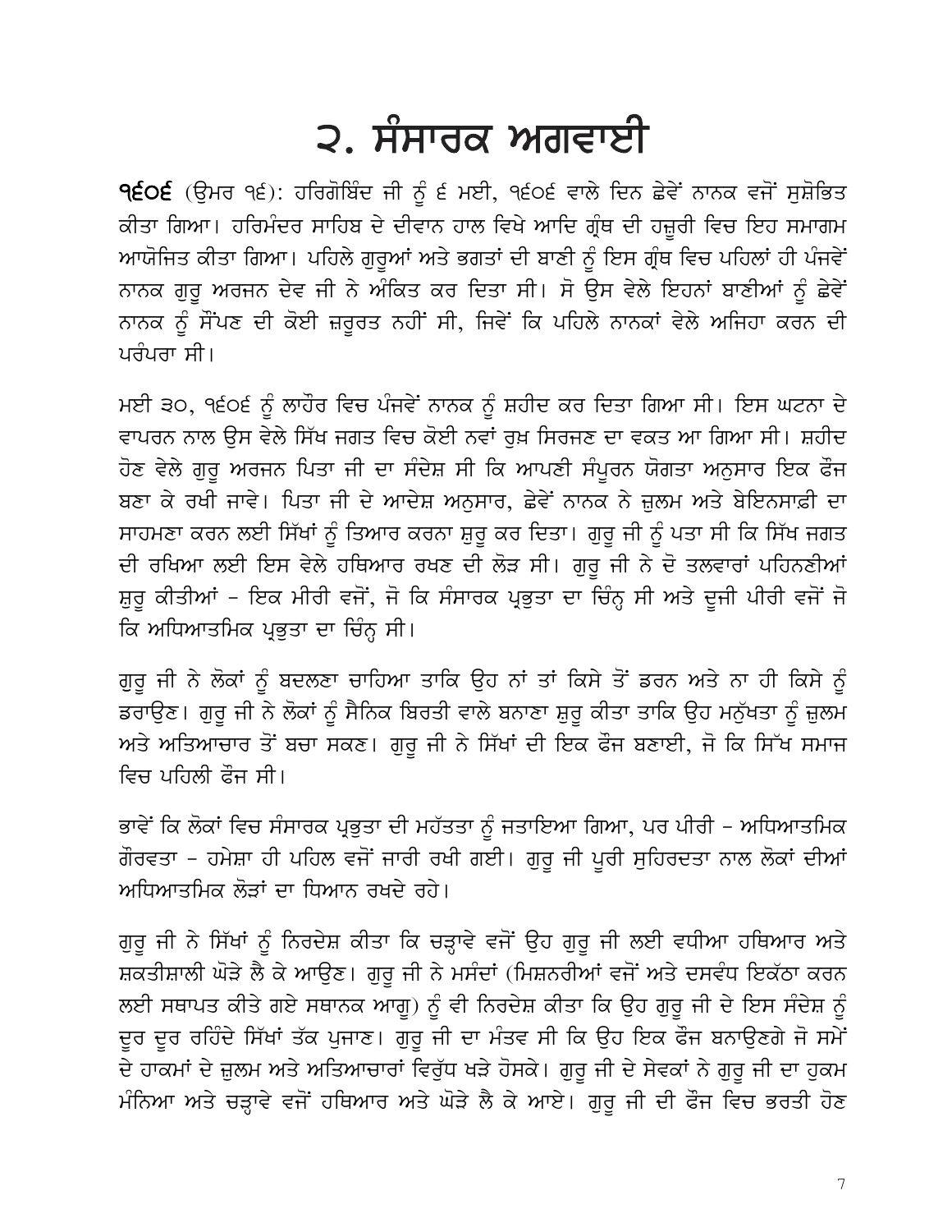# ੨. ਸੰਸਾਰਕ ਅਗਵਾਈ

**੧੬੦੬** (ਉਮਰ ੧੬): ਹਰਿਗੋਬਿੰਦ ਜੀ ਨੂੰ ੬ ਮਈ, ੧੬੦੬ ਵਾਲੇ ਦਿਨ ਛੇਵੇਂ ਨਾਨਕ ਵਜੋਂ ਸੁਸ਼ੋਭਿਤ ਕੀਤਾ ਗਿਆ। ਹਰਿਮੰਦਰ ਸਾਹਿਬ ਦੇ ਦੀਵਾਨ ਹਾਲ ਵਿਖੇ ਆਦਿ ਗ੍ਰੰਥ ਦੀ ਹਜ਼ੂਰੀ ਵਿਚ ਇਹ ਸਮਾਗਮ ਆਯੋਜਿਤ ਕੀਤਾ ਗਿਆ। ਪਹਿਲੇ ਗੁਰੂਆਂ ਅਤੇ ਭਗਤਾਂ ਦੀ ਬਾਣੀ ਨੂੰ ਇਸ ਗ੍ਰੰਥ ਵਿਚ ਪਹਿਲਾਂ ਹੀ ਪੰਜਵੇਂ ਨਾਨਕ ਗੁਰੂ ਅਰਜਨ ਦੇਵ ਜੀ ਨੇ ਅੰਕਿਤ ਕਰ ਦਿਤਾ ਸੀ। ਸੋ ਉਸ ਵੇਲੇ ਇਹਨਾਂ ਬਾਣੀਆਂ ਨੂੰ ਛੇਵੇਂ ਨਾਨਕ ਨੂੰ ਸੌਂਪਣ ਦੀ ਕੋਈ ਜ਼ਰੂਰਤ ਨਹੀਂ ਸੀ, ਜਿਵੇਂ ਕਿ ਪਹਿਲੇ ਨਾਨਕਾਂ ਵੇਲੇ ਅਜਿਹਾ ਕਰਨ ਦੀ ਪਰੰਪਰਾ ਸੀ।

ਮਈ ੩੦, ੧੬੦੬ ਨੂੰ ਲਾਹੌਰ ਵਿਚ ਪੰਜਵੇਂ ਨਾਨਕ ਨੂੰ ਸ਼ਹੀਦ ਕਰ ਦਿਤਾ ਗਿਆ ਸੀ। ਇਸ ਘਟਨਾ ਦੇ ਵਾਪਰਨ ਨਾਲ ਉਸ ਵੇਲੇ ਸਿੱਖ ਜਗਤ ਵਿਚ ਕੋਈ ਨਵਾਂ ਰੁਖ਼ ਸਿਰਜਣ ਦਾ ਵਕਤ ਆ ਗਿਆ ਸੀ। ਸ਼ਹੀਦ ਹੋਣ ਵੇਲੇ ਗੁਰੂ ਅਰਜਨ ਪਿਤਾ ਜੀ ਦਾ ਸੰਦੇਸ਼ ਸੀ ਕਿ ਆਪਣੀ ਸੰਪੂਰਨ ਯੋਗਤਾ ਅਨੁਸਾਰ ਇਕ ਫੌਜ ਬਣਾ ਕੇ ਰਖੀ ਜਾਵੇ। ਪਿਤਾ ਜੀ ਦੇ ਆਦੇਸ਼ ਅਨੁਸਾਰ, ਛੇਵੇਂ ਨਾਨਕ ਨੇ ਜ਼ੁਲਮ ਅਤੇ ਬੇਇਨਸਾਫ਼ੀ ਦਾ ਸਾਹਮਣਾ ਕਰਨ ਲਈ ਸਿੱਖਾਂ ਨੂੰ ਤਿਆਰ ਕਰਨਾ ਸ਼ੁਰੂ ਕਰ ਦਿਤਾ। ਗੁਰੂ ਜੀ ਨੂੰ ਪਤਾ ਸੀ ਕਿ ਸਿੱਖ ਜਗਤ ਦੀ ਰਖਿਆ ਲਈ ਇਸ ਵੇਲੇ ਹਥਿਆਰ ਰਖਣ ਦੀ ਲੋੜ ਸੀ। ਗੁਰੂ ਜੀ ਨੇ ਦੋ ਤਲਵਾਰਾਂ ਪਹਿਨਣੀਆਂ ਸ਼ੁਰੂ ਕੀਤੀਆਂ – ਇਕ ਮੀਰੀ ਵਜੋਂ, ਜੋ ਕਿ ਸੰਸਾਰਕ ਪ੍ਰਭੁਤਾ ਦਾ ਚਿੰਨ੍ਹ ਸੀ ਅਤੇ ਦੂਜੀ ਪੀਰੀ ਵਜੋਂ ਜੋ ਕਿ ਅਧਿਆਤਮਿਕ ਪ੍ਰਭੁਤਾ ਦਾ ਚਿੰਨ੍ਹ ਸੀ।

ਗੁਰੂ ਜੀ ਨੇ ਲੋਕਾਂ ਨੂੰ ਬਦਲਣਾ ਚਾਹਿਆ ਤਾਕਿ ਉਹ ਨਾਂ ਤਾਂ ਕਿਸੇ ਤੋਂ ਡਰਨ ਅਤੇ ਨਾ ਹੀ ਕਿਸੇ ਨੂੰ ਡਰਾਉਣ। ਗੁਰੂ ਜੀ ਨੇ ਲੋਕਾਂ ਨੂੰ ਸੈਨਿਕ ਬਿਰਤੀ ਵਾਲੇ ਬਨਾਣਾ ਸ਼ੁਰੂ ਕੀਤਾ ਤਾਕਿ ਉਹ ਮਨੁੱਖਤਾ ਨੂੰ ਜ਼ੁਲਮ ਅਤੇ ਅਤਿਆਚਾਰ ਤੋਂ ਬਚਾ ਸਕਣ। ਗੁਰੂ ਜੀ ਨੇ ਸਿੱਖਾਂ ਦੀ ਇਕ ਫੌਜ ਬਣਾਈ, ਜੋ ਕਿ ਸਿੱਖ ਸਮਾਜ ਵਿਚ ਪਹਿਲੀ ਫੌਜ ਸੀ।

ਭਾਵੇਂ ਕਿ ਲੋਕਾਂ ਵਿਚ ਸੰਸਾਰਕ ਪ੍ਰਭੁਤਾ ਦੀ ਮਹੱਤਤਾ ਨੂੰ ਜਤਾਇਆ ਗਿਆ, ਪਰ ਪੀਰੀ – ਅਧਿਆਤਮਿਕ ਗੌਰਵਤਾ – ਹਮੇਸ਼ਾ ਹੀ ਪਹਿਲ ਵਜੋਂ ਜਾਰੀ ਰਖੀ ਗਈ। ਗੁਰੂ ਜੀ ਪੂਰੀ ਸੁਹਿਰਦਤਾ ਨਾਲ ਲੋਕਾਂ ਦੀਆਂ ਅਧਿਆਤਮਿਕ ਲੋੜਾਂ ਦਾ ਧਿਆਨ ਰਖਦੇ ਰਹੇ।

ਗੁਰੂ ਜੀ ਨੇ ਸਿੱਖਾਂ ਨੂੰ ਨਿਰਦੇਸ਼ ਕੀਤਾ ਕਿ ਚੜ੍ਹਾਵੇ ਵਜੋਂ ਉਹ ਗੁਰੂ ਜੀ ਲਈ ਵਧੀਆ ਹਥਿਆਰ ਅਤੇ ਸ਼ਕਤੀਸ਼ਾਲੀ ਘੋੜੇ ਲੈ ਕੇ ਆਉਣ। ਗੁਰੂ ਜੀ ਨੇ ਮਸੰਦਾਂ (ਮਿਸ਼ਨਰੀਆਂ ਵਜੋਂ ਅਤੇ ਦਸਵੰਧ ਇਕੱਠਾ ਕਰਨ ਲਈ ਸਥਾਪਤ ਕੀਤੇ ਗਏ ਸਥਾਨਕ ਆਗੂ) ਨੂੰ ਵੀ ਨਿਰਦੇਸ਼ ਕੀਤਾ ਕਿ ਉਹ ਗੁਰੂ ਜੀ ਦੇ ਇਸ ਸੰਦੇਸ਼ ਨੂੰ ਦੂਰ ਦੂਰ ਰਹਿੰਦੇ ਸਿੱਖਾਂ ਤੱਕ ਪੁਜਾਣ। ਗੁਰੂ ਜੀ ਦਾ ਮੰਤਵ ਸੀ ਕਿ ਉਹ ਇਕ ਫੌਜ ਬਨਾਉਣਗੇ ਜੋ ਸਮੇਂ ਦੇ ਹਾਕਮਾਂ ਦੇ ਜ਼ੁਲਮ ਅਤੇ ਅਤਿਆਚਾਰਾਂ ਵਿਰੁੱਧ ਖੜੇ ਹੋਸਕੇ। ਗੁਰੂ ਜੀ ਦੇ ਸੇਵਕਾਂ ਨੇ ਗੁਰੂ ਜੀ ਦਾ ਹੁਕਮ ਮੰਨਿਆ ਅਤੇ ਚੜ੍ਹਾਵੇ ਵਜੋਂ ਹਥਿਆਰ ਅਤੇ ਘੋੜੇ ਲੈ ਕੇ ਆਏ। ਗੁਰੂ ਜੀ ਦੀ ਫੌਜ ਵਿਚ ਭਰਤੀ ਹੋਣ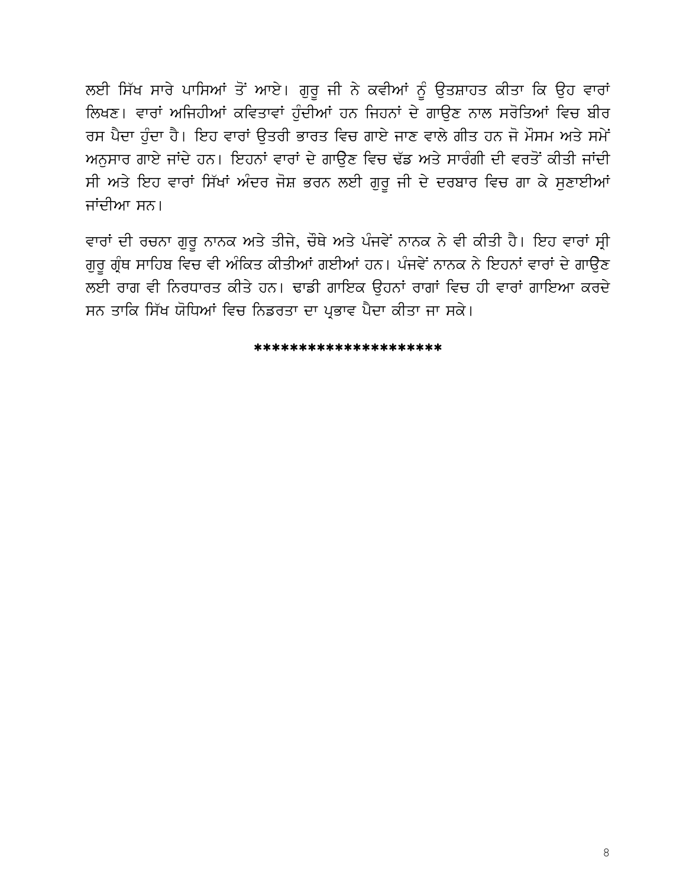ਲਈ ਸਿੱਖ ਸਾਰੇ ਪਾਸਿਆਂ ਤੋਂ ਆਏ। ਗੁਰੂ ਜੀ ਨੇ ਕਵੀਆਂ ਨੂੰ ਉਤਸ਼ਾਹਤ ਕੀਤਾ ਕਿ ਉਹ ਵਾਰਾਂ ਲਿਖਣ। ਵਾਰਾਂ ਅਜਿਹੀਆਂ ਕਵਿਤਾਵਾਂ ਹੁੰਦੀਆਂ ਹਨ ਜਿਹਨਾਂ ਦੇ ਗਾਉਣ ਨਾਲ ਸਰੋਤਿਆਂ ਵਿਚ ਬੀਰ ਰਸ ਪੈਦਾ ਹੁੰਦਾ ਹੈ। ਇਹ ਵਾਰਾਂ ਉਤਰੀ ਭਾਰਤ ਵਿਚ ਗਾਏ ਜਾਣ ਵਾਲੇ ਗੀਤ ਹਨ ਜੋ ਮੌਸਮ ਅਤੇ ਸਮੇਂ ਅਨੁਸਾਰ ਗਾਏ ਜਾਂਦੇ ਹਨ। ਇਹਨਾਂ ਵਾਰਾਂ ਦੇ ਗਾਉਣ ਵਿਚ ਢੱਡ ਅਤੇ ਸਾਰੰਗੀ ਦੀ ਵਰਤੋਂ ਕੀਤੀ ਜਾਂਦੀ ਸੀ ਅਤੇ ਇਹ ਵਾਰਾਂ ਸਿੱਖਾਂ ਅੰਦਰ ਜੋਸ਼ ਭਰਨ ਲਈ ਗੁਰੂ ਜੀ ਦੇ ਦਰਬਾਰ ਵਿਚ ਗਾ ਕੇ ਸੁਣਾਈਆਂ ਜਾਂਦੀਆ ਸਨ।

ਵਾਰਾਂ ਦੀ ਰਚਨਾ ਗੁਰੂ ਨਾਨਕ ਅਤੇ ਤੀਜੇ, ਚੌਥੇ ਅਤੇ ਪੰਜਵੇਂ ਨਾਨਕ ਨੇ ਵੀ ਕੀਤੀ ਹੈ। ਇਹ ਵਾਰਾਂ ਸ੍ਰੀ ਗੁਰੂ ਗ੍ਰੰਥ ਸਾਹਿਬ ਵਿਚ ਵੀ ਅੰਕਿਤ ਕੀਤੀਆਂ ਗਈਆਂ ਹਨ। ਪੰਜਵੇਂ ਨਾਨਕ ਨੇ ਇਹਨਾਂ ਵਾਰਾਂ ਦੇ ਗਾਉਣ ਲਈ ਰਾਗ ਵੀ ਨਿਰਧਾਰਤ ਕੀਤੇ ਹਨ। ਢਾਡੀ ਗਾਇਕ ਉਹਨਾਂ ਰਾਗਾਂ ਵਿਚ ਹੀ ਵਾਰਾਂ ਗਾਇਆ ਕਰਦੇ ਸਨ ਤਾਕਿ ਸਿੱਖ ਯੋਧਿਆਂ ਵਿਚ ਨਿਡਰਤਾ ਦਾ ਪ੍ਰਭਾਵ ਪੈਦਾ ਕੀਤਾ ਜਾ ਸਕੇ।

********************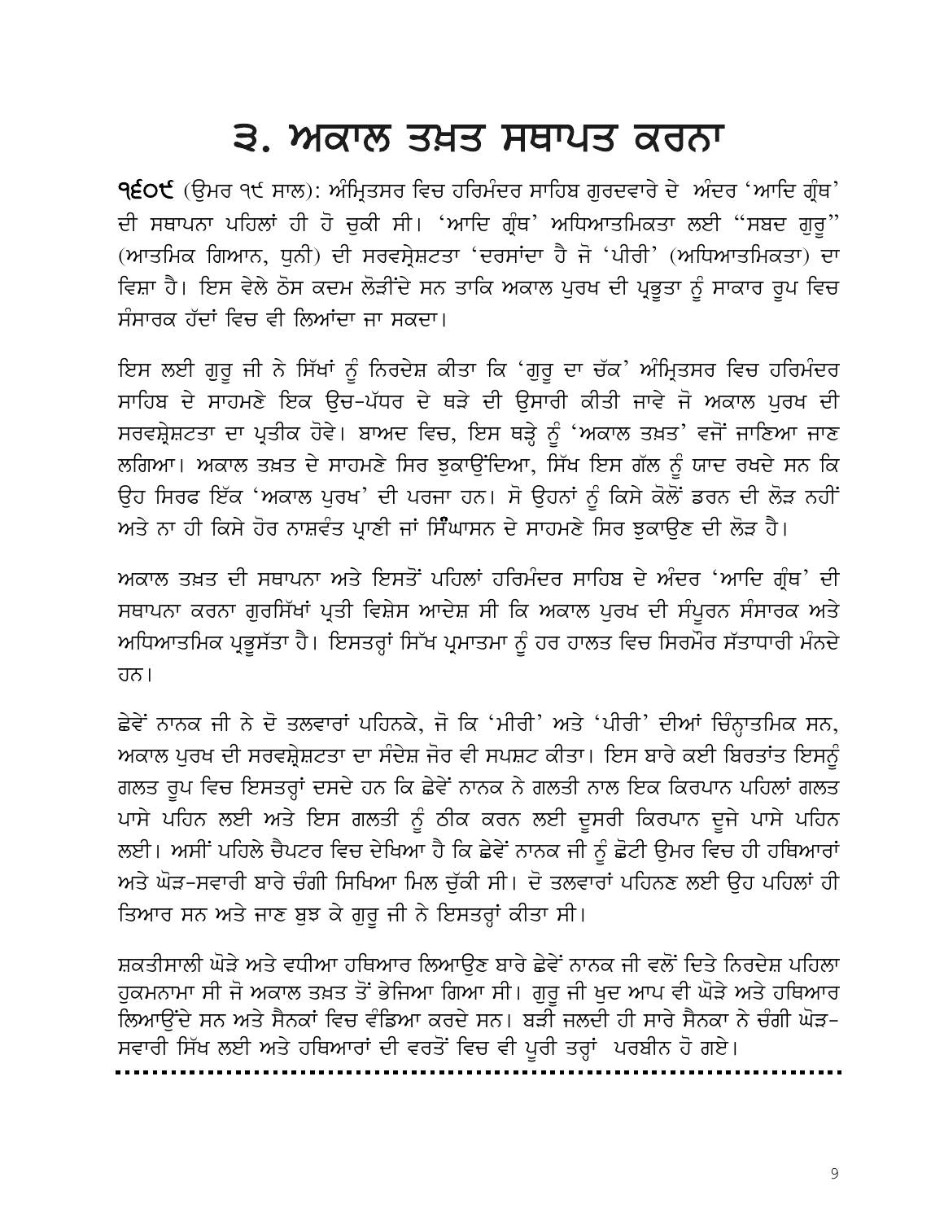# ੩. ਅਕਾਲ ਤਖ਼ਤ ਸਥਾਪਤ ਕਰਨਾ

**੧੬੦੯** (ਉਮਰ ੧੯ ਸਾਲ): ਅੰਮ੍ਰਿਤਸਰ ਵਿਚ ਹਰਿਮੰਦਰ ਸਾਹਿਬ ਗੁਰਦਵਾਰੇ ਦੇ ਅੰਦਰ 'ਆਦਿ ਗ੍ਰੰਥ' ਦੀ ਸਥਾਪਨਾ ਪਹਿਲਾਂ ਹੀ ਹੋ ਚੁਕੀ ਸੀ। 'ਆਦਿ ਗ੍ਰੰਥ' ਅਧਿਆਤਮਿਕਤਾ ਲਈ "ਸਬਦ ਗੁਰੂ" (ਆਤਮਿਕ ਗਿਆਨ, ਧੁਨੀ) ਦੀ ਸਰਵਸ੍ਰੇਸ਼ਟਤਾ 'ਦਰਸਾਂਦਾ ਹੈ ਜੋ 'ਪੀਰੀ' (ਅਧਿਆਤਮਿਕਤਾ) ਦਾ ਵਿਸ਼ਾ ਹੈ। ਇਸ ਵੇਲੇ ਠੋਸ ਕਦਮ ਲੋੜੀਂਦੇ ਸਨ ਤਾਕਿ ਅਕਾਲ ਪੁਰਖ ਦੀ ਪ੍ਰਭੂਤਾ ਨੂੰ ਸਾਕਾਰ ਰੂਪ ਵਿਚ ਸੰਸਾਰਕ ਹੱਦਾਂ ਵਿਚ ਵੀ ਲਿਆਂਦਾ ਜਾ ਸਕਦਾ।

ਇਸ ਲਈ ਗੁਰੂ ਜੀ ਨੇ ਸਿੱਖਾਂ ਨੂੰ ਨਿਰਦੇਸ਼ ਕੀਤਾ ਕਿ 'ਗੁਰੂ ਦਾ ਚੱਕ' ਅੰਮ੍ਰਿਤਸਰ ਵਿਚ ਹਰਿਮੰਦਰ ਸਾਹਿਬ ਦੇ ਸਾਹਮਣੇ ਇਕ ਉਚ-ਪੱਧਰ ਦੇ ਥੜੇ ਦੀ ਉਸਾਰੀ ਕੀਤੀ ਜਾਵੇ ਜੋ ਅਕਾਲ ਪੁਰਖ ਦੀ ਸਰਵਸ਼੍ਰੇਸ਼ਟਤਾ ਦਾ ਪ੍ਰਤੀਕ ਹੋਵੇ। ਬਾਅਦ ਵਿਚ, ਇਸ ਥੜ੍ਹੇ ਨੂੰ 'ਅਕਾਲ ਤਖ਼ਤ' ਵਜੋਂ ਜਾਣਿਆ ਜਾਣ ਲਗਿਆ। ਅਕਾਲ ਤਖ਼ਤ ਦੇ ਸਾਹਮਣੇ ਸਿਰ ਝੁਕਾਉਂਦਿਆ, ਸਿੱਖ ਇਸ ਗੱਲ ਨੂੰ ਯਾਦ ਰਖਦੇ ਸਨ ਕਿ ਉਹ ਸਿਰਫ ਇੱਕ 'ਅਕਾਲ ਪੁਰਖ' ਦੀ ਪਰਜਾ ਹਨ। ਸੋ ਉਹਨਾਂ ਨੂੰ ਕਿਸੇ ਕੋਲੋਂ ਡਰਨ ਦੀ ਲੋੜ ਨਹੀਂ ਅਤੇ ਨਾ ਹੀ ਕਿਸੇ ਹੋਰ ਨਾਸ਼ਵੰਤ ਪ੍ਰਾਣੀ ਜਾਂ ਸਿੰਘਾਸਨ ਦੇ ਸਾਹਮਣੇ ਸਿਰ ਝੁਕਾਉਣ ਦੀ ਲੋੜ ਹੈ।

ਅਕਾਲ ਤਖ਼ਤ ਦੀ ਸਥਾਪਨਾ ਅਤੇ ਇਸਤੋਂ ਪਹਿਲਾਂ ਹਰਿਮੰਦਰ ਸਾਹਿਬ ਦੇ ਅੰਦਰ 'ਆਦਿ ਗ੍ਰੰਥ' ਦੀ ਸਥਾਪਨਾ ਕਰਨਾ ਗੁਰਸਿੱਖਾਂ ਪ੍ਰਤੀ ਵਿਸ਼ੇਸ ਆਦੇਸ਼ ਸੀ ਕਿ ਅਕਾਲ ਪੁਰਖ ਦੀ ਸੰਪੂਰਨ ਸੰਸਾਰਕ ਅਤੇ ਅਧਿਆਤਮਿਕ ਪ੍ਰਭੂਸੱਤਾ ਹੈ। ਇਸਤਰ੍ਹਾਂ ਸਿੱਖ ਪ੍ਰਮਾਤਮਾ ਨੂੰ ਹਰ ਹਾਲਤ ਵਿਚ ਸਿਰਮੌਰ ਸੱਤਾਧਾਰੀ ਮੰਨਦੇ ਹਨ।

ਛੇਵੇਂ ਨਾਨਕ ਜੀ ਨੇ ਦੋ ਤਲਵਾਰਾਂ ਪਹਿਨਕੇ, ਜੋ ਕਿ 'ਮੀਰੀ' ਅਤੇ 'ਪੀਰੀ' ਦੀਆਂ ਚਿੰਨ੍ਹਾਤਮਿਕ ਸਨ, ਅਕਾਲ ਪੁਰਖ ਦੀ ਸਰਵਸ਼੍ਰੇਸ਼ਟਤਾ ਦਾ ਸੰਦੇਸ਼ ਜੋਰ ਵੀ ਸਪਸ਼ਟ ਕੀਤਾ। ਇਸ ਬਾਰੇ ਕਈ ਬਿਰਤਾਂਤ ਇਸਨੂੰ ਗਲਤ ਰੂਪ ਵਿਚ ਇਸਤਰ੍ਹਾਂ ਦਸਦੇ ਹਨ ਕਿ ਛੇਵੇਂ ਨਾਨਕ ਨੇ ਗਲਤੀ ਨਾਲ ਇਕ ਕਿਰਪਾਨ ਪਹਿਲਾਂ ਗਲਤ ਪਾਸੇ ਪਹਿਨ ਲਈ ਅਤੇ ਇਸ ਗਲਤੀ ਨੂੰ ਠੀਕ ਕਰਨ ਲਈ ਦੂਸਰੀ ਕਿਰਪਾਨ ਦੂਜੇ ਪਾਸੇ ਪਹਿਨ ਲਈ। ਅਸੀਂ ਪਹਿਲੇ ਚੈਪਟਰ ਵਿਚ ਦੇਖਿਆ ਹੈ ਕਿ ਛੇਵੇਂ ਨਾਨਕ ਜੀ ਨੂੰ ਛੋਟੀ ਉਮਰ ਵਿਚ ਹੀ ਹਥਿਆਰਾਂ ਅਤੇ ਘੋੜ-ਸਵਾਰੀ ਬਾਰੇ ਚੰਗੀ ਸਿਖਿਆ ਮਿਲ ਚੁੱਕੀ ਸੀ। ਦੋ ਤਲਵਾਰਾਂ ਪਹਿਨਣ ਲਈ ਉਹ ਪਹਿਲਾਂ ਹੀ ਤਿਆਰ ਸਨ ਅਤੇ ਜਾਣ ਬੁਝ ਕੇ ਗੁਰੂ ਜੀ ਨੇ ਇਸਤਰ੍ਹਾਂ ਕੀਤਾ ਸੀ।

ਸ਼ਕਤੀਸਾਲੀ ਘੋੜੇ ਅਤੇ ਵਧੀਆ ਹਥਿਆਰ ਲਿਆਉਣ ਬਾਰੇ ਛੇਵੇਂ ਨਾਨਕ ਜੀ ਵਲੋਂ ਦਿਤੇ ਨਿਰਦੇਸ਼ ਪਹਿਲਾ ਹੁਕਮਨਾਮਾ ਸੀ ਜੋ ਅਕਾਲ ਤਖ਼ਤ ਤੋਂ ਭੇਜਿਆ ਗਿਆ ਸੀ। ਗੁਰੂ ਜੀ ਖੁਦ ਆਪ ਵੀ ਘੋੜੇ ਅਤੇ ਹਥਿਆਰ ਲਿਆਉਂਦੇ ਸਨ ਅਤੇ ਸੈਨਕਾਂ ਵਿਚ ਵੰਡਿਆ ਕਰਦੇ ਸਨ। ਬੜੀ ਜਲਦੀ ਹੀ ਸਾਰੇ ਸੈਨਕਾ ਨੇ ਚੰਗੀ ਘੋੜ-ਸਵਾਰੀ ਸਿੱਖ ਲਈ ਅਤੇ ਹਥਿਆਰਾਂ ਦੀ ਵਰਤੋਂ ਵਿਚ ਵੀ ਪੂਰੀ ਤਰ੍ਹਾਂ ਪਰਬੀਨ ਹੋ ਗਏ।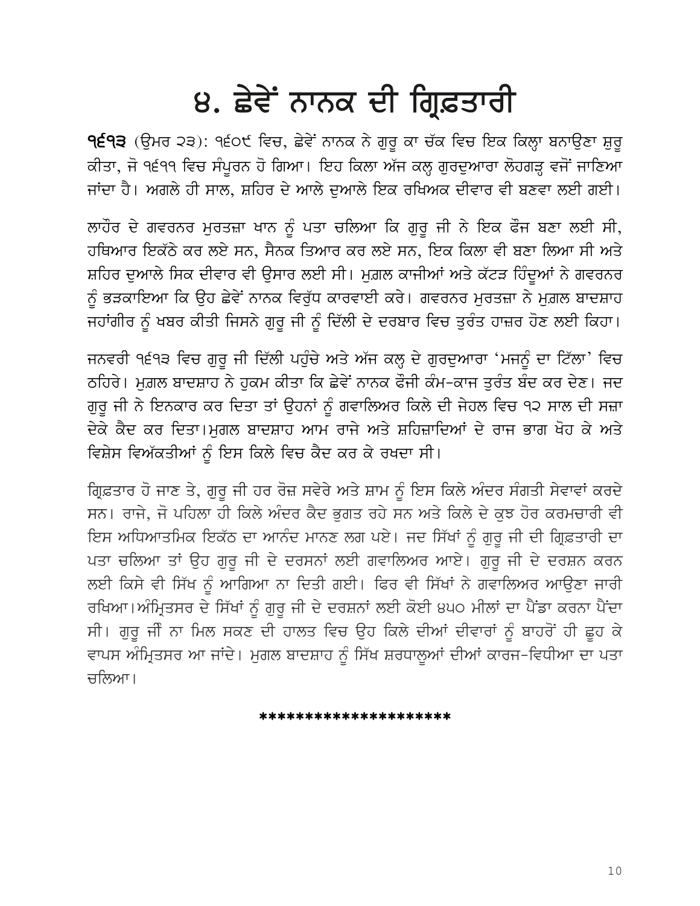# ੪. ਛੇਵੇਂ ਨਾਨਕ ਦੀ ਗ੍ਰਿਫ਼ਤਾਰੀ

**੧੬੧੩** (ਉਮਰ ੨੩): ੧੬੦੯ ਵਿਚ, ਛੇਵੇਂ ਨਾਨਕ ਨੇ ਗੁਰੂ ਕਾ ਚੱਕ ਵਿਚ ਇਕ ਕਿਲ੍ਹਾ ਬਨਾਉਣਾ ਸ਼ੁਰੂ ਕੀਤਾ, ਜੋ ੧੬੧੧ ਵਿਚ ਸੰਪੂਰਨ ਹੋ ਗਿਆ। ਇਹ ਕਿਲਾ ਅੱਜ ਕਲ੍ਹ ਗੁਰਦੁਆਰਾ ਲੋਹਗੜ੍ਹ ਵਜੋਂ ਜਾਣਿਆ ਜਾਂਦਾ ਹੈ। ਅਗਲੇ ਹੀ ਸਾਲ, ਸ਼ਹਿਰ ਦੇ ਆਲੇ ਦੁਆਲੇ ਇਕ ਰਖਿਅਕ ਦੀਵਾਰ ਵੀ ਬਣਵਾ ਲਈ ਗਈ।

ਲਾਹੌਰ ਦੇ ਗਵਰਨਰ ਮੁਰਤਜ਼ਾ ਖਾਨ ਨੂੰ ਪਤਾ ਚਲਿਆ ਕਿ ਗੁਰੂ ਜੀ ਨੇ ਇਕ ਫੌਜ ਬਣਾ ਲਈ ਸੀ, ਹਥਿਆਰ ਇਕੱਠੇ ਕਰ ਲਏ ਸਨ, ਸੈਨਕ ਤਿਆਰ ਕਰ ਲਏ ਸਨ, ਇਕ ਕਿਲਾ ਵੀ ਬਣਾ ਲਿਆ ਸੀ ਅਤੇ ਸ਼ਹਿਰ ਦੁਆਲੇ ਸਿਕ ਦੀਵਾਰ ਵੀ ਉਸਾਰ ਲਈ ਸੀ। ਮੁਗ਼ਲ ਕਾਜੀਆਂ ਅਤੇ ਕੱਟੜ ਹਿੰਦੂਆਂ ਨੇ ਗਵਰਨਰ ਨੂੰ ਭੜਕਾਇਆ ਕਿ ਉਹ ਛੇਵੇਂ ਨਾਨਕ ਵਿਰੁੱਧ ਕਾਰਵਾਈ ਕਰੇ। ਗਵਰਨਰ ਮੁਰਤਜ਼ਾ ਨੇ ਮੁਗ਼ਲ ਬਾਦਸ਼ਾਹ ਜਹਾਂਗੀਰ ਨੂੰ ਖਬਰ ਕੀਤੀ ਜਿਸਨੇ ਗੁਰੂ ਜੀ ਨੂੰ ਦਿੱਲੀ ਦੇ ਦਰਬਾਰ ਵਿਚ ਤੁਰੰਤ ਹਾਜ਼ਰ ਹੋਣ ਲਈ ਕਿਹਾ।

ਜਨਵਰੀ ੧੬੧੩ ਵਿਚ ਗੁਰੂ ਜੀ ਦਿੱਲੀ ਪਹੁੰਚੇ ਅਤੇ ਅੱਜ ਕਲ੍ਹ ਦੇ ਗੁਰਦੁਆਰਾ 'ਮਜਨੂੰ ਦਾ ਟਿੱਲਾ' ਵਿਚ ਠਹਿਰੇ। ਮੁਗ਼ਲ ਬਾਦਸ਼ਾਹ ਨੇ ਹੁਕਮ ਕੀਤਾ ਕਿ ਛੇਵੇਂ ਨਾਨਕ ਫੌਜੀ ਕੰਮ-ਕਾਜ ਤੁਰੰਤ ਬੰਦ ਕਰ ਦੇਣ। ਜਦ ਗੁਰੂ ਜੀ ਨੇ ਇਨਕਾਰ ਕਰ ਦਿਤਾ ਤਾਂ ਉਹਨਾਂ ਨੂੰ ਗਵਾਲਿਅਰ ਕਿਲੇ ਦੀ ਜੇਹਲ ਵਿਚ ੧੨ ਸਾਲ ਦੀ ਸਜ਼ਾ ਦੇਕੇ ਕੈਦ ਕਰ ਦਿਤਾ।ਮੁਗਲ ਬਾਦਸ਼ਾਹ ਆਮ ਰਾਜੇ ਅਤੇ ਸ਼ਹਿਜ਼ਾਦਿਆਂ ਦੇ ਰਾਜ ਭਾਗ ਖੋਹ ਕੇ ਅਤੇ ਵਿਸ਼ੇਸ ਵਿਅੱਕਤੀਆਂ ਨੂੰ ਇਸ ਕਿਲੇ ਵਿਚ ਕੈਦ ਕਰ ਕੇ ਰਖਦਾ ਸੀ।

ਗ੍ਰਿਫ਼ਤਾਰ ਹੋ ਜਾਣ ਤੇ, ਗੁਰੂ ਜੀ ਹਰ ਰੋਜ਼ ਸਵੇਰੇ ਅਤੇ ਸ਼ਾਮ ਨੂੰ ਇਸ ਕਿਲੇ ਅੰਦਰ ਸੰਗਤੀ ਸੇਵਾਵਾਂ ਕਰਦੇ ਸਨ। ਰਾਜੇ, ਜੋ ਪਹਿਲਾ ਹੀ ਕਿਲੇ ਅੰਦਰ ਕੈਦ ਭੁਗਤ ਰਹੇ ਸਨ ਅਤੇ ਕਿਲੇ ਦੇ ਕੁਝ ਹੋਰ ਕਰਮਚਾਰੀ ਵੀ ਇਸ ਅਧਿਆਤਮਿਕ ਇਕੱਠ ਦਾ ਆਨੰਦ ਮਾਨਣ ਲਗ ਪਏ। ਜਦ ਸਿੱਖਾਂ ਨੂੰ ਗੁਰੂ ਜੀ ਦੀ ਗ੍ਰਿਫ਼ਤਾਰੀ ਦਾ ਪਤਾ ਚਲਿਆ ਤਾਂ ਉਹ ਗੁਰੂ ਜੀ ਦੇ ਦਰਸਨਾਂ ਲਈ ਗਵਾਲਿਅਰ ਆਏ। ਗੁਰੂ ਜੀ ਦੇ ਦਰਸ਼ਨ ਕਰਨ ਲਈ ਕਿਸੇ ਵੀ ਸਿੱਖ ਨੂੰ ਆਗਿਆ ਨਾ ਦਿਤੀ ਗਈ। ਫਿਰ ਵੀ ਸਿੱਖਾਂ ਨੇ ਗਵਾਲਿਅਰ ਆਉਣਾ ਜਾਰੀ ਰਖਿਆ।ਅੰਮ੍ਰਿਤਸਰ ਦੇ ਸਿੱਖਾਂ ਨੂੰ ਗੁਰੂ ਜੀ ਦੇ ਦਰਸ਼ਨਾਂ ਲਈ ਕੋਈ ੪੫੦ ਮੀਲਾਂ ਦਾ ਪੈਂਡਾ ਕਰਨਾ ਪੈਂਦਾ ਸੀ। ਗੁਰੂ ਜੀ ਨਾ ਮਿਲ ਸਕਣ ਦੀ ਹਾਲਤ ਵਿਚ ਉਹ ਕਿਲੇ ਦੀਆਂ ਦੀਵਾਰਾਂ ਨੂੰ ਬਾਹਰੋਂ ਹੀ ਛੂਹ ਕੇ ਵਾਪਸ ਅੰਮ੍ਰਿਤਸਰ ਆ ਜਾਂਦੇ। ਮੁਗਲ ਬਾਦਸ਼ਾਹ ਨੂੰ ਸਿੱਖ ਸ਼ਰਧਾਲੂਆਂ ਦੀਆਂ ਕਾਰਜ-ਵਿਧੀਆ ਦਾ ਪਤਾ ਚਲਿਆ।

********************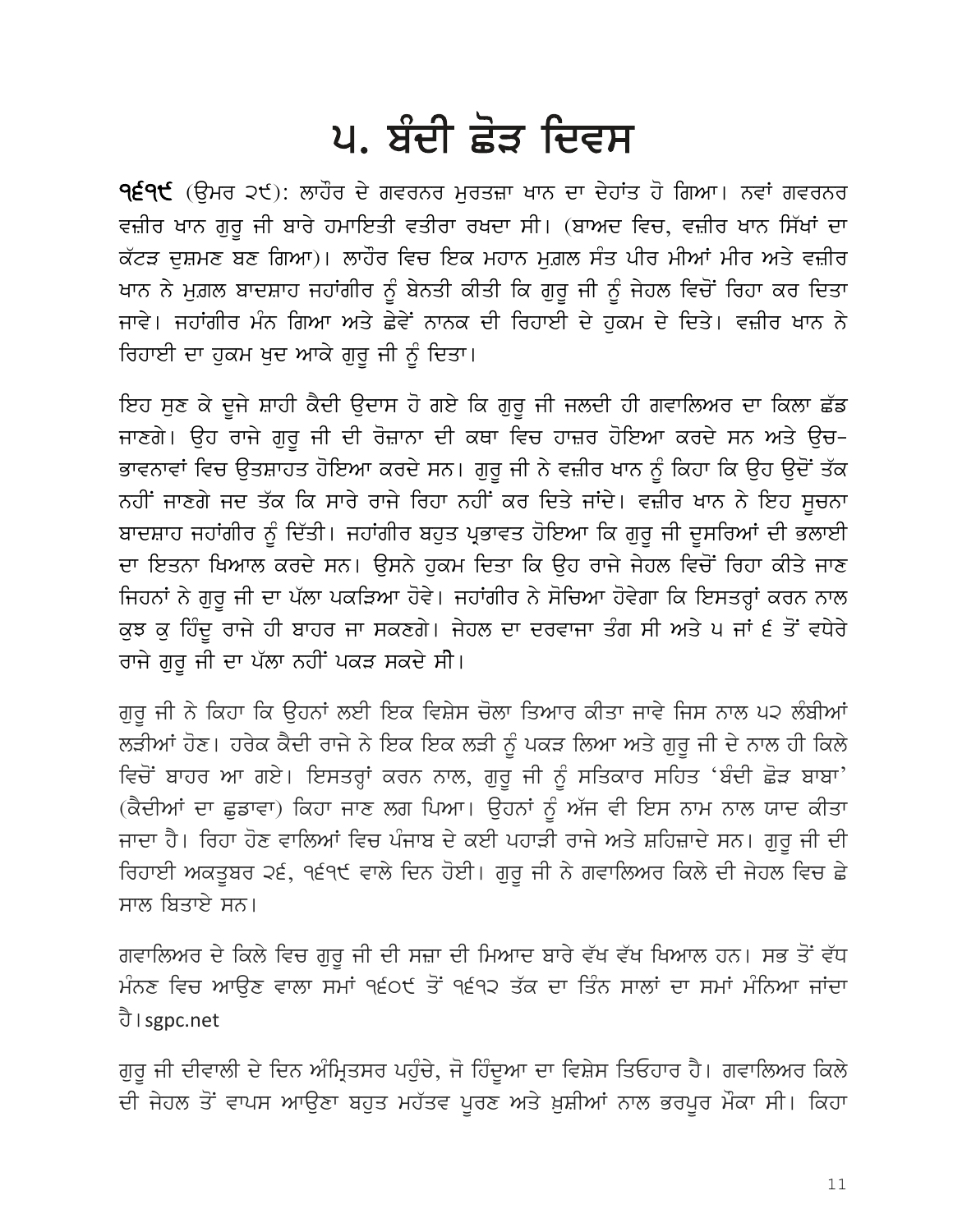# ੫. ਬੰਦੀ ਛੋੜ ਦਿਵਸ

**੧੬੧੯** (ਉਮਰ ੨੯): ਲਾਹੌਰ ਦੇ ਗਵਰਨਰ ਮੁਰਤਜ਼ਾ ਖਾਨ ਦਾ ਦੇਹਾਂਤ ਹੋ ਗਿਆ। ਨਵਾਂ ਗਵਰਨਰ ਵਜ਼ੀਰ ਖਾਨ ਗੁਰੂ ਜੀ ਬਾਰੇ ਹਮਾਇਤੀ ਵਤੀਰਾ ਰਖਦਾ ਸੀ। (ਬਾਅਦ ਵਿਚ, ਵਜ਼ੀਰ ਖਾਨ ਸਿੱਖਾਂ ਦਾ ਕੱਟੜ ਦੁਸ਼ਮਣ ਬਣ ਗਿਆ)। ਲਾਹੌਰ ਵਿਚ ਇਕ ਮਹਾਨ ਮੁਗ਼ਲ ਸੰਤ ਪੀਰ ਮੀਆਂ ਮੀਰ ਅਤੇ ਵਜ਼ੀਰ ਖਾਨ ਨੇ ਮੁਗ਼ਲ ਬਾਦਸ਼ਾਹ ਜਹਾਂਗੀਰ ਨੂੰ ਬੇਨਤੀ ਕੀਤੀ ਕਿ ਗੁਰੂ ਜੀ ਨੂੰ ਜੇਹਲ ਵਿਚੋਂ ਰਿਹਾ ਕਰ ਦਿਤਾ ਜਾਵੇ। ਜਹਾਂਗੀਰ ਮੰਨ ਗਿਆ ਅਤੇ ਛੇਵੇਂ ਨਾਨਕ ਦੀ ਰਿਹਾਈ ਦੇ ਹੁਕਮ ਦੇ ਦਿਤੇ। ਵਜ਼ੀਰ ਖਾਨ ਨੇ ਰਿਹਾਈ ਦਾ ਹੁਕਮ ਖੁਦ ਆਕੇ ਗੁਰੂ ਜੀ ਨੂੰ ਦਿਤਾ।

ਇਹ ਸੁਣ ਕੇ ਦੂਜੇ ਸ਼ਾਹੀ ਕੈਦੀ ਉਦਾਸ ਹੋ ਗਏ ਕਿ ਗੁਰੂ ਜੀ ਜਲਦੀ ਹੀ ਗਵਾਲਿਅਰ ਦਾ ਕਿਲਾ ਛੱਡ ਜਾਣਗੇ। ਉਹ ਰਾਜੇ ਗੁਰੂ ਜੀ ਦੀ ਰੋਜ਼ਾਨਾ ਦੀ ਕਥਾ ਵਿਚ ਹਾਜ਼ਰ ਹੋਇਆ ਕਰਦੇ ਸਨ ਅਤੇ ਉਚ-ਭਾਵਨਾਵਾਂ ਵਿਚ ਉਤਸ਼ਾਹਤ ਹੋਇਆ ਕਰਦੇ ਸਨ। ਗੁਰੂ ਜੀ ਨੇ ਵਜ਼ੀਰ ਖਾਨ ਨੂੰ ਕਿਹਾ ਕਿ ਉਹ ਉਦੋਂ ਤੱਕ ਨਹੀਂ ਜਾਣਗੇ ਜਦ ਤੱਕ ਕਿ ਸਾਰੇ ਰਾਜੇ ਰਿਹਾ ਨਹੀਂ ਕਰ ਦਿਤੇ ਜਾਂਦੇ। ਵਜ਼ੀਰ ਖਾਨ ਨੇ ਇਹ ਸੂਚਨਾ ਬਾਦਸ਼ਾਹ ਜਹਾਂਗੀਰ ਨੂੰ ਦਿੱਤੀ। ਜਹਾਂਗੀਰ ਬਹੁਤ ਪ੍ਰਭਾਵਤ ਹੋਇਆ ਕਿ ਗੁਰੂ ਜੀ ਦੂਸਰਿਆਂ ਦੀ ਭਲਾਈ ਦਾ ਇਤਨਾ ਖਿਆਲ ਕਰਦੇ ਸਨ। ਉਸਨੇ ਹੁਕਮ ਦਿਤਾ ਕਿ ਉਹ ਰਾਜੇ ਜੇਹਲ ਵਿਚੋਂ ਰਿਹਾ ਕੀਤੇ ਜਾਣ ਜਿਹਨਾਂ ਨੇ ਗੁਰੂ ਜੀ ਦਾ ਪੱਲਾ ਪਕੜਿਆ ਹੋਵੇ। ਜਹਾਂਗੀਰ ਨੇ ਸੋਚਿਆ ਹੋਵੇਗਾ ਕਿ ਇਸਤਰ੍ਹਾਂ ਕਰਨ ਨਾਲ ਕੁਝ ਕੁ ਹਿੰਦੂ ਰਾਜੇ ਹੀ ਬਾਹਰ ਜਾ ਸਕਣਗੇ। ਜੇਹਲ ਦਾ ਦਰਵਾਜਾ ਤੰਗ ਸੀ ਅਤੇ ੫ ਜਾਂ ੬ ਤੋਂ ਵਧੇਰੇ ਰਾਜੇ ਗੁਰੂ ਜੀ ਦਾ ਪੱਲਾ ਨਹੀਂ ਪਕੜ ਸਕਦੇ ਸੀ।

ਗੁਰੂ ਜੀ ਨੇ ਕਿਹਾ ਕਿ ਉਹਨਾਂ ਲਈ ਇਕ ਵਿਸ਼ੇਸ ਚੋਲਾ ਤਿਆਰ ਕੀਤਾ ਜਾਵੇ ਜਿਸ ਨਾਲ ੫੨ ਲੰਬੀਆਂ ਲੜੀਆਂ ਹੋਣ। ਹਰੇਕ ਕੈਦੀ ਰਾਜੇ ਨੇ ਇਕ ਇਕ ਲੜੀ ਨੂੰ ਪਕੜ ਲਿਆ ਅਤੇ ਗੁਰੂ ਜੀ ਦੇ ਨਾਲ ਹੀ ਕਿਲੇ ਵਿਚੋਂ ਬਾਹਰ ਆ ਗਏ। ਇਸਤਰ੍ਹਾਂ ਕਰਨ ਨਾਲ, ਗੁਰੂ ਜੀ ਨੂੰ ਸਤਿਕਾਰ ਸਹਿਤ 'ਬੰਦੀ ਛੋੜ ਬਾਬਾ' (ਕੈਦੀਆਂ ਦਾ ਛੁਡਾਵਾ) ਕਿਹਾ ਜਾਣ ਲਗ ਪਿਆ। ਉਹਨਾਂ ਨੂੰ ਅੱਜ ਵੀ ਇਸ ਨਾਮ ਨਾਲ ਯਾਦ ਕੀਤਾ ਜਾਦਾ ਹੈ। ਰਿਹਾ ਹੋਣ ਵਾਲਿਆਂ ਵਿਚ ਪੰਜਾਬ ਦੇ ਕਈ ਪਹਾੜੀ ਰਾਜੇ ਅਤੇ ਸ਼ਹਿਜ਼ਾਦੇ ਸਨ। ਗੁਰੂ ਜੀ ਦੀ ਰਿਹਾਈ ਅਕਤੂਬਰ ੨੬, ੧੬੧੯ ਵਾਲੇ ਦਿਨ ਹੋਈ। ਗੁਰੂ ਜੀ ਨੇ ਗਵਾਲਿਅਰ ਕਿਲੇ ਦੀ ਜੇਹਲ ਵਿਚ ਛੇ ਸਾਲ ਬਿਤਾਏ ਸਨ।

ਗਵਾਲਿਅਰ ਦੇ ਕਿਲੇ ਵਿਚ ਗੁਰੂ ਜੀ ਦੀ ਸਜ਼ਾ ਦੀ ਮਿਆਦ ਬਾਰੇ ਵੱਖ ਵੱਖ ਖਿਆਲ ਹਨ। ਸਭ ਤੋਂ ਵੱਧ ਮੰਨਣ ਵਿਚ ਆਉਣ ਵਾਲਾ ਸਮਾਂ ੧੬੦੯ ਤੋਂ ੧੬੧੨ ਤੱਕ ਦਾ ਤਿੰਨ ਸਾਲਾਂ ਦਾ ਸਮਾਂ ਮੰਨਿਆ ਜਾਂਦਾ ਹੈ। sgpc.net

ਗੁਰੂ ਜੀ ਦੀਵਾਲੀ ਦੇ ਦਿਨ ਅੰਮ੍ਰਿਤਸਰ ਪਹੁੰਚੇ, ਜੋ ਹਿੰਦੂਆ ਦਾ ਵਿਸ਼ੇਸ ਤਿਓਹਾਰ ਹੈ। ਗਵਾਲਿਅਰ ਕਿਲੇ ਦੀ ਜੇਹਲ ਤੋਂ ਵਾਪਸ ਆਉਣਾ ਬਹੁਤ ਮਹੱਤਵ ਪੂਰਣ ਅਤੇ ਖ਼ੁਸ਼ੀਆਂ ਨਾਲ ਭਰਪੂਰ ਮੌਕਾ ਸੀ। ਕਿਹਾ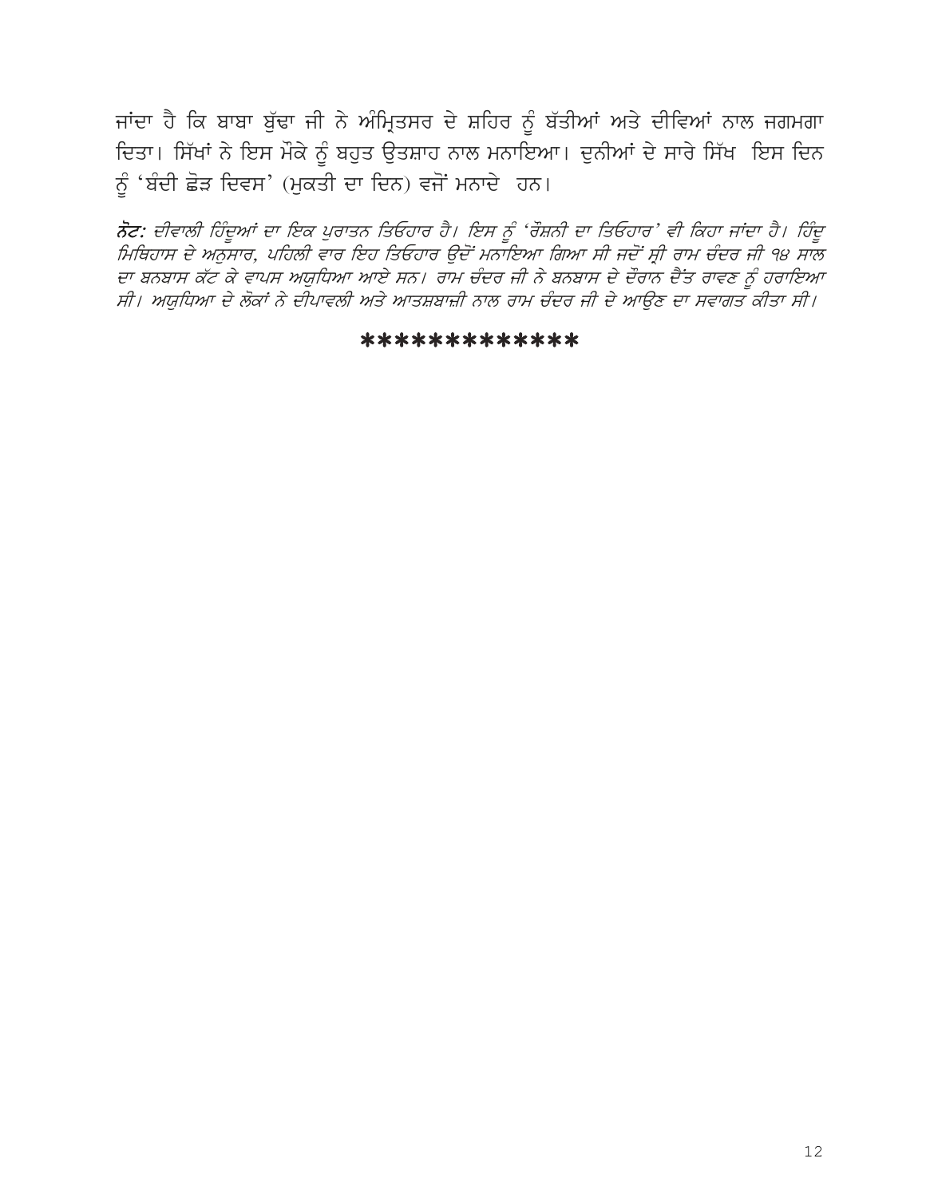ਜਾਂਦਾ ਹੈ ਕਿ ਬਾਬਾ ਬੁੱਢਾ ਜੀ ਨੇ ਅੰਮ੍ਰਿਤਸਰ ਦੇ ਸ਼ਹਿਰ ਨੂੰ ਬੱਤੀਆਂ ਅਤੇ ਦੀਵਿਆਂ ਨਾਲ ਜਗਮਗਾ ਦਿਤਾ। ਸਿੱਖਾਂ ਨੇ ਇਸ ਮੌਕੇ ਨੂੰ ਬਹੁਤ ਉਤਸ਼ਾਹ ਨਾਲ ਮਨਾਇਆ। ਦੁਨੀਆਂ ਦੇ ਸਾਰੇ ਸਿੱਖ ਇਸ ਦਿਨ ਨੂੰ 'ਬੰਦੀ ਛੋੜ ਦਿਵਸ' (ਮੁਕਤੀ ਦਾ ਦਿਨ) ਵਜੋਂ ਮਨਾਦੇ ਹਨ।

***ਨੋਟ:*** *ਦੀਵਾਲੀ ਹਿੰਦੂਆਂ ਦਾ ਇਕ ਪੁਰਾਤਨ ਤਿਓਹਾਰ ਹੈ। ਇਸ ਨੂੰ 'ਰੋਸ਼ਨੀ ਦਾ ਤਿਓਹਾਰ' ਵੀ ਕਿਹਾ ਜਾਂਦਾ ਹੈ। ਹਿੰਦੂ ਮਿਥਿਹਾਸ ਦੇ ਅਨੁਸਾਰ, ਪਹਿਲੀ ਵਾਰ ਇਹ ਤਿਓਹਾਰ ਉਦੋਂ ਮਨਾਇਆ ਗਿਆ ਸੀ ਜਦੋਂ ਸ੍ਰੀ ਰਾਮ ਚੰਦਰ ਜੀ ੧੪ ਸਾਲ ਦਾ ਬਨਬਾਸ ਕੱਟ ਕੇ ਵਾਪਸ ਅਯੁਧਿਆ ਆਏ ਸਨ। ਰਾਮ ਚੰਦਰ ਜੀ ਨੇ ਬਨਬਾਸ ਦੇ ਦੌਰਾਨ ਦੈਂਤ ਰਾਵਣ ਨੂੰ ਹਰਾਇਆ ਸੀ। ਅਯੁਧਿਆ ਦੇ ਲੋਕਾਂ ਨੇ ਦੀਪਾਵਲੀ ਅਤੇ ਆਤਸ਼ਬਾਜ਼ੀ ਨਾਲ ਰਾਮ ਚੰਦਰ ਜੀ ਦੇ ਆਉਣ ਦਾ ਸਵਾਗਤ ਕੀਤਾ ਸੀ।*

*************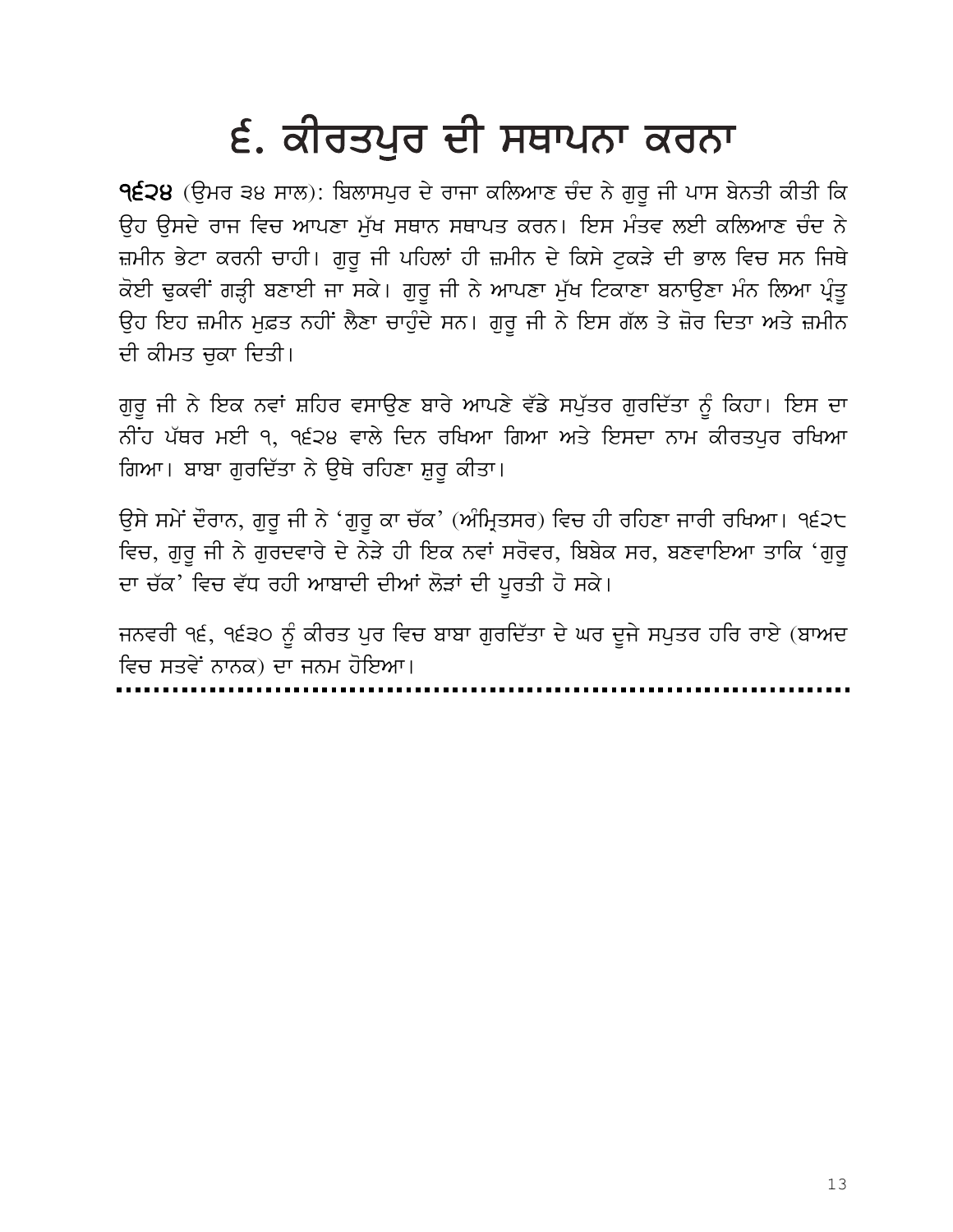# ੬. ਕੀਰਤਪੁਰ ਦੀ ਸਥਾਪਨਾ ਕਰਨਾ

**੧੬੨੪** (ਉਮਰ ੩੪ ਸਾਲ): ਬਿਲਾਸਪੁਰ ਦੇ ਰਾਜਾ ਕਲਿਆਣ ਚੰਦ ਨੇ ਗੁਰੂ ਜੀ ਪਾਸ ਬੇਨਤੀ ਕੀਤੀ ਕਿ ਉਹ ਉਸਦੇ ਰਾਜ ਵਿਚ ਆਪਣਾ ਮੁੱਖ ਸਥਾਨ ਸਥਾਪਤ ਕਰਨ। ਇਸ ਮੰਤਵ ਲਈ ਕਲਿਆਣ ਚੰਦ ਨੇ ਜ਼ਮੀਨ ਭੇਟਾ ਕਰਨੀ ਚਾਹੀ। ਗੁਰੂ ਜੀ ਪਹਿਲਾਂ ਹੀ ਜ਼ਮੀਨ ਦੇ ਕਿਸੇ ਟੁਕੜੇ ਦੀ ਭਾਲ ਵਿਚ ਸਨ ਜਿਥੇ ਕੋਈ ਢੁਕਵੀਂ ਗੜ੍ਹੀ ਬਣਾਈ ਜਾ ਸਕੇ। ਗੁਰੂ ਜੀ ਨੇ ਆਪਣਾ ਮੁੱਖ ਟਿਕਾਣਾ ਬਨਾਉਣਾ ਮੰਨ ਲਿਆ ਪ੍ਰੰਤੂ ਉਹ ਇਹ ਜ਼ਮੀਨ ਮੁਫ਼ਤ ਨਹੀਂ ਲੈਣਾ ਚਾਹੁੰਦੇ ਸਨ। ਗੁਰੂ ਜੀ ਨੇ ਇਸ ਗੱਲ ਤੇ ਜ਼ੋਰ ਦਿਤਾ ਅਤੇ ਜ਼ਮੀਨ ਦੀ ਕੀਮਤ ਚੁਕਾ ਦਿਤੀ।

ਗੁਰੂ ਜੀ ਨੇ ਇਕ ਨਵਾਂ ਸ਼ਹਿਰ ਵਸਾਉਣ ਬਾਰੇ ਆਪਣੇ ਵੱਡੇ ਸਪੁੱਤਰ ਗੁਰਦਿੱਤਾ ਨੂੰ ਕਿਹਾ। ਇਸ ਦਾ ਨੀਂਹ ਪੱਥਰ ਮਈ ੧, ੧੬੨੪ ਵਾਲੇ ਦਿਨ ਰਖਿਆ ਗਿਆ ਅਤੇ ਇਸਦਾ ਨਾਮ ਕੀਰਤਪੁਰ ਰਖਿਆ ਗਿਆ। ਬਾਬਾ ਗੁਰਦਿੱਤਾ ਨੇ ਉਥੇ ਰਹਿਣਾ ਸ਼ੁਰੂ ਕੀਤਾ।

ਉਸੇ ਸਮੇਂ ਦੌਰਾਨ, ਗੁਰੂ ਜੀ ਨੇ 'ਗੁਰੂ ਕਾ ਚੱਕ' (ਅੰਮ੍ਰਿਤਸਰ) ਵਿਚ ਹੀ ਰਹਿਣਾ ਜਾਰੀ ਰਖਿਆ। ੧੬੨੮ ਵਿਚ, ਗੁਰੂ ਜੀ ਨੇ ਗੁਰਦਵਾਰੇ ਦੇ ਨੇੜੇ ਹੀ ਇਕ ਨਵਾਂ ਸਰੋਵਰ, ਬਿਬੇਕ ਸਰ, ਬਣਵਾਇਆ ਤਾਕਿ 'ਗੁਰੂ ਦਾ ਚੱਕ' ਵਿਚ ਵੱਧ ਰਹੀ ਆਬਾਦੀ ਦੀਆਂ ਲੋੜਾਂ ਦੀ ਪੂਰਤੀ ਹੋ ਸਕੇ।

ਜਨਵਰੀ ੧੬, ੧੬੩੦ ਨੂੰ ਕੀਰਤ ਪੁਰ ਵਿਚ ਬਾਬਾ ਗੁਰਦਿੱਤਾ ਦੇ ਘਰ ਦੂਜੇ ਸਪੁਤਰ ਹਰਿ ਰਾਏ (ਬਾਅਦ ਵਿਚ ਸਤਵੇਂ ਨਾਨਕ) ਦਾ ਜਨਮ ਹੋਇਆ।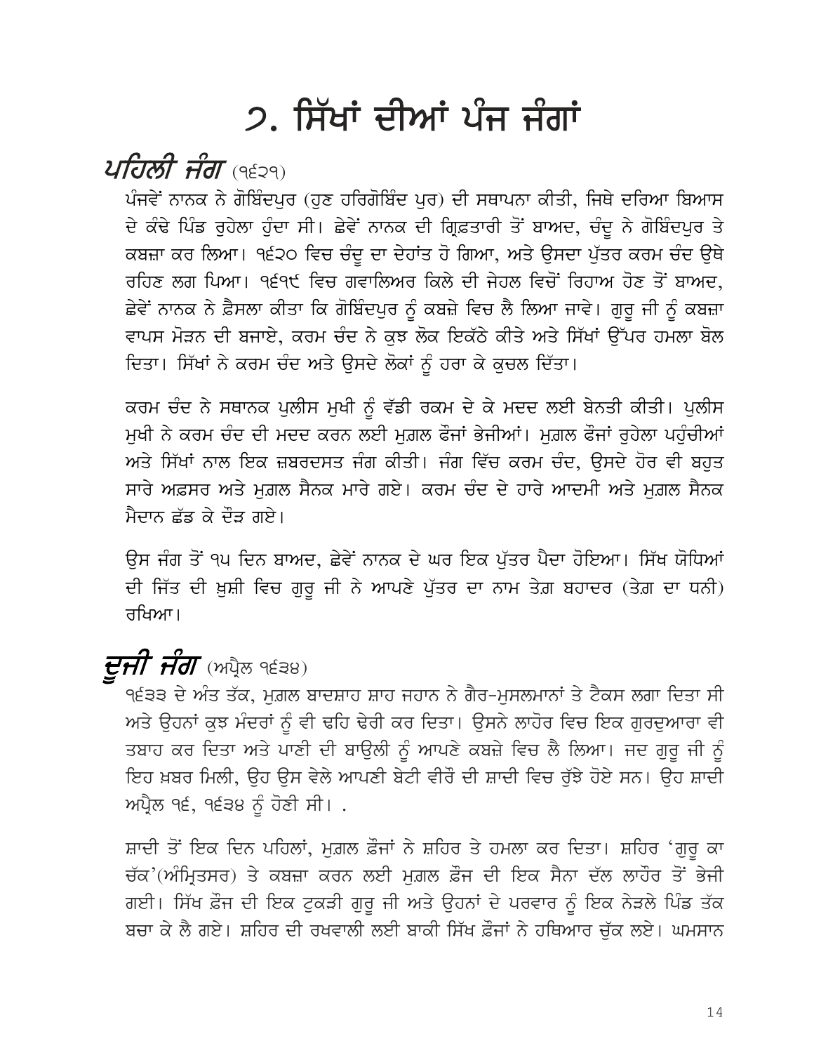# ੭. ਸਿੱਖਾਂ ਦੀਆਂ ਪੰਜ ਜੰਗਾਂ

## *ਪਹਿਲੀ ਜੰਗ* (੧੬੨੧)

ਪੰਜਵੇਂ ਨਾਨਕ ਨੇ ਗੋਬਿੰਦਪੁਰ (ਹੁਣ ਹਰਿਗੋਬਿੰਦ ਪੁਰ) ਦੀ ਸਥਾਪਨਾ ਕੀਤੀ, ਜਿਥੇ ਦਰਿਆ ਬਿਆਸ ਦੇ ਕੰਢੇ ਪਿੰਡ ਰੁਹੇਲਾ ਹੁੰਦਾ ਸੀ। ਛੇਵੇਂ ਨਾਨਕ ਦੀ ਗ੍ਰਿਫ਼ਤਾਰੀ ਤੋਂ ਬਾਅਦ, ਚੰਦੂ ਨੇ ਗੋਬਿੰਦਪੁਰ ਤੇ ਕਬਜ਼ਾ ਕਰ ਲਿਆ। ੧੬੨੦ ਵਿਚ ਚੰਦੂ ਦਾ ਦੇਹਾਂਤ ਹੋ ਗਿਆ, ਅਤੇ ਉਸਦਾ ਪੁੱਤਰ ਕਰਮ ਚੰਦ ਉਥੇ ਰਹਿਣ ਲਗ ਪਿਆ। ੧੬੧੯ ਵਿਚ ਗਵਾਲਿਅਰ ਕਿਲੇ ਦੀ ਜੇਹਲ ਵਿਚੋਂ ਰਿਹਾਅ ਹੋਣ ਤੋਂ ਬਾਅਦ, ਛੇਵੇਂ ਨਾਨਕ ਨੇ ਫ਼ੈਸਲਾ ਕੀਤਾ ਕਿ ਗੋਬਿੰਦਪੁਰ ਨੂੰ ਕਬਜ਼ੇ ਵਿਚ ਲੈ ਲਿਆ ਜਾਵੇ। ਗੁਰੂ ਜੀ ਨੂੰ ਕਬਜ਼ਾ ਵਾਪਸ ਮੋੜਨ ਦੀ ਬਜਾਏ, ਕਰਮ ਚੰਦ ਨੇ ਕੁਝ ਲੋਕ ਇਕੱਠੇ ਕੀਤੇ ਅਤੇ ਸਿੱਖਾਂ ਉੱਪਰ ਹਮਲਾ ਬੋਲ ਦਿਤਾ। ਸਿੱਖਾਂ ਨੇ ਕਰਮ ਚੰਦ ਅਤੇ ਉਸਦੇ ਲੋਕਾਂ ਨੂੰ ਹਰਾ ਕੇ ਕੁਚਲ ਦਿੱਤਾ।

ਕਰਮ ਚੰਦ ਨੇ ਸਥਾਨਕ ਪੁਲੀਸ ਮੁਖੀ ਨੂੰ ਵੱਡੀ ਰਕਮ ਦੇ ਕੇ ਮਦਦ ਲਈ ਬੇਨਤੀ ਕੀਤੀ। ਪੁਲੀਸ ਮੁਖੀ ਨੇ ਕਰਮ ਚੰਦ ਦੀ ਮਦਦ ਕਰਨ ਲਈ ਮੁਗ਼ਲ ਫੌਜਾਂ ਭੇਜੀਆਂ। ਮੁਗ਼ਲ ਫੌਜਾਂ ਰੁਹੇਲਾ ਪਹੁੰਚੀਆਂ ਅਤੇ ਸਿੱਖਾਂ ਨਾਲ ਇਕ ਜ਼ਬਰਦਸਤ ਜੰਗ ਕੀਤੀ। ਜੰਗ ਵਿੱਚ ਕਰਮ ਚੰਦ, ਉਸਦੇ ਹੋਰ ਵੀ ਬਹੁਤ ਸਾਰੇ ਅਫ਼ਸਰ ਅਤੇ ਮੁਗ਼ਲ ਸੈਨਕ ਮਾਰੇ ਗਏ। ਕਰਮ ਚੰਦ ਦੇ ਹਾਰੇ ਆਦਮੀ ਅਤੇ ਮੁਗ਼ਲ ਸੈਨਕ ਮੈਦਾਨ ਛੱਡ ਕੇ ਦੌੜ ਗਏ।

ਉਸ ਜੰਗ ਤੋਂ ੧੫ ਦਿਨ ਬਾਅਦ, ਛੇਵੇਂ ਨਾਨਕ ਦੇ ਘਰ ਇਕ ਪੁੱਤਰ ਪੈਦਾ ਹੋਇਆ। ਸਿੱਖ ਯੋਧਿਆਂ ਦੀ ਜਿੱਤ ਦੀ ਖ਼ੁਸ਼ੀ ਵਿਚ ਗੁਰੂ ਜੀ ਨੇ ਆਪਣੇ ਪੁੱਤਰ ਦਾ ਨਾਮ ਤੇਗ਼ ਬਹਾਦਰ (ਤੇਗ਼ ਦਾ ਧਨੀ) ਰਖਿਆ।

## *ਦੂਜੀ ਜੰਗ* (ਅਪ੍ਰੈਲ ੧੬੩੪)

੧੬੩੩ ਦੇ ਅੰਤ ਤੱਕ, ਮੁਗ਼ਲ ਬਾਦਸ਼ਾਹ ਸ਼ਾਹ ਜਹਾਨ ਨੇ ਗੈਰ-ਮੁਸਲਮਾਨਾਂ ਤੇ ਟੈਕਸ ਲਗਾ ਦਿਤਾ ਸੀ ਅਤੇ ਉਹਨਾਂ ਕੁਝ ਮੰਦਰਾਂ ਨੂੰ ਵੀ ਢਹਿ ਢੇਰੀ ਕਰ ਦਿਤਾ। ਉਸਨੇ ਲਾਹੌਰ ਵਿਚ ਇਕ ਗੁਰਦੁਆਰਾ ਵੀ ਤਬਾਹ ਕਰ ਦਿਤਾ ਅਤੇ ਪਾਣੀ ਦੀ ਬਾਉਲੀ ਨੂੰ ਆਪਣੇ ਕਬਜ਼ੇ ਵਿਚ ਲੈ ਲਿਆ। ਜਦ ਗੁਰੂ ਜੀ ਨੂੰ ਇਹ ਖ਼ਬਰ ਮਿਲੀ, ਉਹ ਉਸ ਵੇਲੇ ਆਪਣੀ ਬੇਟੀ ਵੀਰੋਂ ਦੀ ਸ਼ਾਦੀ ਵਿਚ ਰੁੱਝੇ ਹੋਏ ਸਨ। ਉਹ ਸ਼ਾਦੀ ਅਪ੍ਰੈਲ ੧੬, ੧੬੩੪ ਨੂੰ ਹੋਣੀ ਸੀ। .

ਸ਼ਾਦੀ ਤੋਂ ਇਕ ਦਿਨ ਪਹਿਲਾਂ, ਮੁਗ਼ਲ ਫ਼ੌਜਾਂ ਨੇ ਸ਼ਹਿਰ ਤੇ ਹਮਲਾ ਕਰ ਦਿਤਾ। ਸ਼ਹਿਰ 'ਗੁਰੂ ਕਾ ਚੱਕ'(ਅੰਮ੍ਰਿਤਸਰ) ਤੇ ਕਬਜ਼ਾ ਕਰਨ ਲਈ ਮੁਗ਼ਲ ਫ਼ੌਜ ਦੀ ਇਕ ਸੈਨਾ ਦੱਲ ਲਾਹੌਰ ਤੋਂ ਭੇਜੀ ਗਈ। ਸਿੱਖ ਫ਼ੌਜ ਦੀ ਇਕ ਟੁਕੜੀ ਗੁਰੂ ਜੀ ਅਤੇ ਉਹਨਾਂ ਦੇ ਪਰਵਾਰ ਨੂੰ ਇਕ ਨੇੜਲੇ ਪਿੰਡ ਤੱਕ ਬਚਾ ਕੇ ਲੈ ਗਏ। ਸ਼ਹਿਰ ਦੀ ਰਖਵਾਲੀ ਲਈ ਬਾਕੀ ਸਿੱਖ ਫ਼ੌਜਾਂ ਨੇ ਹਥਿਆਰ ਚੁੱਕ ਲਏ। ਘਮਸਾਨ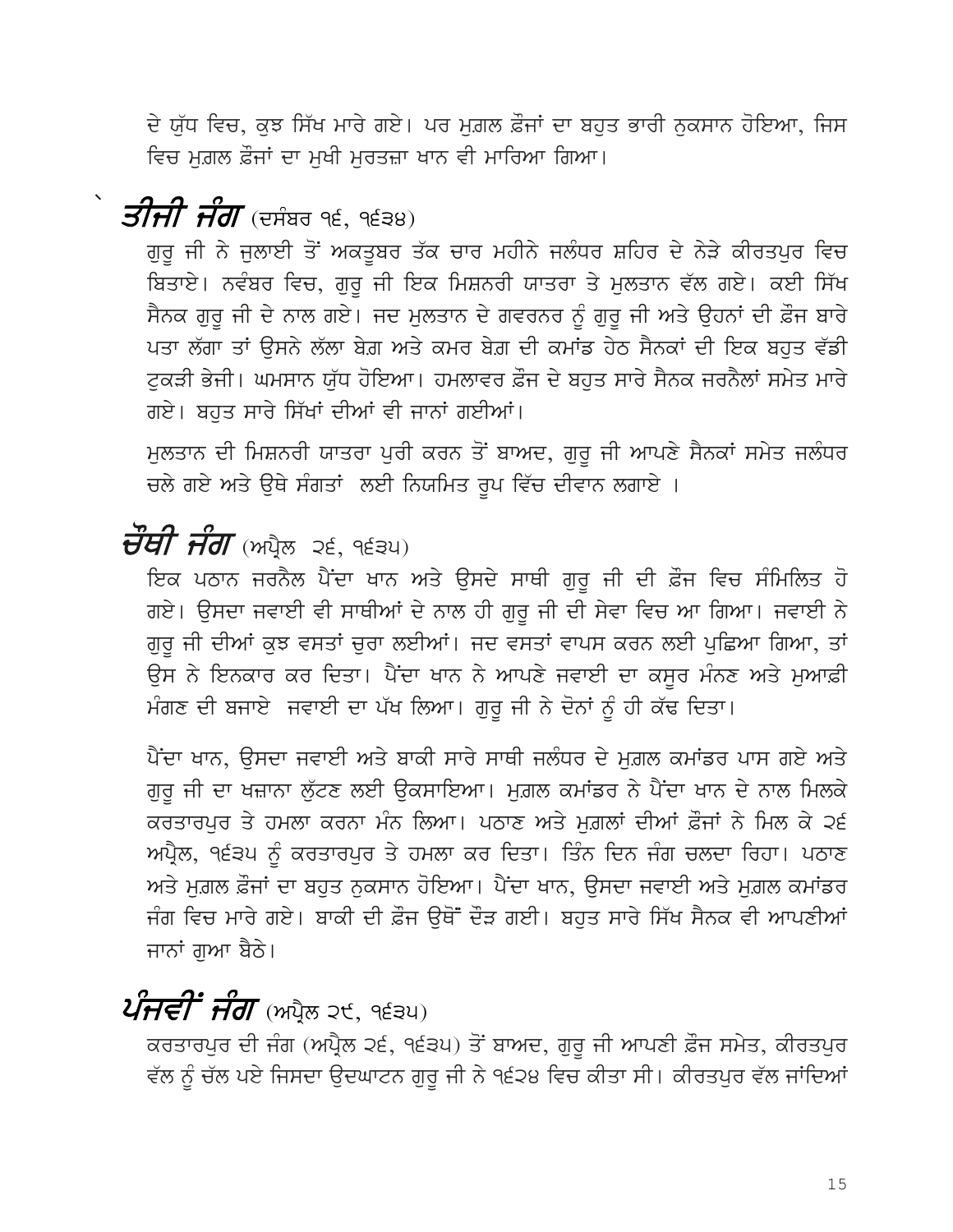ਦੇ ਯੁੱਧ ਵਿਚ, ਕੁਝ ਸਿੱਖ ਮਾਰੇ ਗਏ। ਪਰ ਮੁਗ਼ਲ ਫ਼ੌਜਾਂ ਦਾ ਬਹੁਤ ਭਾਰੀ ਨੁਕਸਾਨ ਹੋਇਆ, ਜਿਸ ਵਿਚ ਮੁਗ਼ਲ ਫ਼ੌਜਾਂ ਦਾ ਮੁਖੀ ਮੁਰਤਜ਼ਾ ਖਾਨ ਵੀ ਮਾਰਿਆ ਗਿਆ।

## *ਤੀਜੀ ਜੰਗ* (ਦਸੰਬਰ ੧੬, ੧੬੩੪)

ਗੁਰੂ ਜੀ ਨੇ ਜੁਲਾਈ ਤੋਂ ਅਕਤੂਬਰ ਤੱਕ ਚਾਰ ਮਹੀਨੇ ਜਲੰਧਰ ਸ਼ਹਿਰ ਦੇ ਨੇੜੇ ਕੀਰਤਪੁਰ ਵਿਚ ਬਿਤਾਏ। ਨਵੰਬਰ ਵਿਚ, ਗੁਰੂ ਜੀ ਇਕ ਮਿਸ਼ਨਰੀ ਯਾਤਰਾ ਤੇ ਮੁਲਤਾਨ ਵੱਲ ਗਏ। ਕਈ ਸਿੱਖ ਸੈਨਕ ਗੁਰੂ ਜੀ ਦੇ ਨਾਲ ਗਏ। ਜਦ ਮੁਲਤਾਨ ਦੇ ਗਵਰਨਰ ਨੂੰ ਗੁਰੂ ਜੀ ਅਤੇ ਉਹਨਾਂ ਦੀ ਫ਼ੌਜ ਬਾਰੇ ਪਤਾ ਲੱਗਾ ਤਾਂ ਉਸਨੇ ਲੱਲਾ ਬੇਗ਼ ਅਤੇ ਕਮਰ ਬੇਗ਼ ਦੀ ਕਮਾਂਡ ਹੇਠ ਸੈਨਕਾਂ ਦੀ ਇਕ ਬਹੁਤ ਵੱਡੀ ਟੁਕੜੀ ਭੇਜੀ। ਘਮਸਾਨ ਯੁੱਧ ਹੋਇਆ। ਹਮਲਾਵਰ ਫ਼ੌਜ ਦੇ ਬਹੁਤ ਸਾਰੇ ਸੈਨਕ ਜਰਨੈਲਾਂ ਸਮੇਤ ਮਾਰੇ ਗਏ। ਬਹੁਤ ਸਾਰੇ ਸਿੱਖਾਂ ਦੀਆਂ ਵੀ ਜਾਨਾਂ ਗਈਆਂ।

ਮੁਲਤਾਨ ਦੀ ਮਿਸ਼ਨਰੀ ਯਾਤਰਾ ਪੂਰੀ ਕਰਨ ਤੋਂ ਬਾਅਦ, ਗੁਰੂ ਜੀ ਆਪਣੇ ਸੈਨਕਾਂ ਸਮੇਤ ਜਲੰਧਰ ਚਲੇ ਗਏ ਅਤੇ ਉਥੇ ਸੰਗਤਾਂ ਲਈ ਨਿਯਮਿਤ ਰੂਪ ਵਿੱਚ ਦੀਵਾਨ ਲਗਾਏ ।

## *ਚੌਥੀ ਜੰਗ* (ਅਪ੍ਰੈਲ ੨੬, ੧੬੩੫)

ਇਕ ਪਠਾਨ ਜਰਨੈਲ ਪੈਂਦਾ ਖਾਨ ਅਤੇ ਉਸਦੇ ਸਾਥੀ ਗੁਰੂ ਜੀ ਦੀ ਫ਼ੌਜ ਵਿਚ ਸੰਮਿਲਿਤ ਹੋ ਗਏ। ਉਸਦਾ ਜਵਾਈ ਵੀ ਸਾਥੀਆਂ ਦੇ ਨਾਲ ਹੀ ਗੁਰੂ ਜੀ ਦੀ ਸੇਵਾ ਵਿਚ ਆ ਗਿਆ। ਜਵਾਈ ਨੇ ਗੁਰੂ ਜੀ ਦੀਆਂ ਕੁਝ ਵਸਤਾਂ ਚੁਰਾ ਲਈਆਂ। ਜਦ ਵਸਤਾਂ ਵਾਪਸ ਕਰਨ ਲਈ ਪੁਛਿਆ ਗਿਆ, ਤਾਂ ਉਸ ਨੇ ਇਨਕਾਰ ਕਰ ਦਿਤਾ। ਪੈਂਦਾ ਖਾਨ ਨੇ ਆਪਣੇ ਜਵਾਈ ਦਾ ਕਸੂਰ ਮੰਨਣ ਅਤੇ ਮੁਆਫ਼ੀ ਮੰਗਣ ਦੀ ਬਜਾਏ ਜਵਾਈ ਦਾ ਪੱਖ ਲਿਆ। ਗੁਰੂ ਜੀ ਨੇ ਦੋਨਾਂ ਨੂੰ ਹੀ ਕੱਢ ਦਿਤਾ।

ਪੈਂਦਾ ਖਾਨ, ਉਸਦਾ ਜਵਾਈ ਅਤੇ ਬਾਕੀ ਸਾਰੇ ਸਾਥੀ ਜਲੰਧਰ ਦੇ ਮੁਗ਼ਲ ਕਮਾਂਡਰ ਪਾਸ ਗਏ ਅਤੇ ਗੁਰੂ ਜੀ ਦਾ ਖਜ਼ਾਨਾ ਲੁੱਟਣ ਲਈ ਉਕਸਾਇਆ। ਮੁਗ਼ਲ ਕਮਾਂਡਰ ਨੇ ਪੈਂਦਾ ਖਾਨ ਦੇ ਨਾਲ ਮਿਲਕੇ ਕਰਤਾਰਪੁਰ ਤੇ ਹਮਲਾ ਕਰਨਾ ਮੰਨ ਲਿਆ। ਪਠਾਣ ਅਤੇ ਮੁਗ਼ਲਾਂ ਦੀਆਂ ਫ਼ੌਜਾਂ ਨੇ ਮਿਲ ਕੇ ੨੬ ਅਪ੍ਰੈਲ, ੧੬੩੫ ਨੂੰ ਕਰਤਾਰਪੁਰ ਤੇ ਹਮਲਾ ਕਰ ਦਿਤਾ। ਤਿੰਨ ਦਿਨ ਜੰਗ ਚਲਦਾ ਰਿਹਾ। ਪਠਾਣ ਅਤੇ ਮੁਗ਼ਲ ਫ਼ੌਜਾਂ ਦਾ ਬਹੁਤ ਨੁਕਸਾਨ ਹੋਇਆ। ਪੈਂਦਾ ਖਾਨ, ਉਸਦਾ ਜਵਾਈ ਅਤੇ ਮੁਗ਼ਲ ਕਮਾਂਡਰ ਜੰਗ ਵਿਚ ਮਾਰੇ ਗਏ। ਬਾਕੀ ਦੀ ਫ਼ੌਜ ਉਥੋਂ ਦੌੜ ਗਈ। ਬਹੁਤ ਸਾਰੇ ਸਿੱਖ ਸੈਨਕ ਵੀ ਆਪਣੀਆਂ ਜਾਨਾਂ ਗੁਆ ਬੈਠੇ।

## *ਪੰਜਵੀਂ ਜੰਗ* (ਅਪ੍ਰੈਲ ੨੯, ੧੬੩੫)

ਕਰਤਾਰਪੁਰ ਦੀ ਜੰਗ (ਅਪ੍ਰੈਲ ੨੬, ੧੬੩੫) ਤੋਂ ਬਾਅਦ, ਗੁਰੂ ਜੀ ਆਪਣੀ ਫ਼ੌਜ ਸਮੇਤ, ਕੀਰਤਪੁਰ ਵੱਲ ਨੂੰ ਚੱਲ ਪਏ ਜਿਸਦਾ ਉਦਘਾਟਨ ਗੁਰੂ ਜੀ ਨੇ ੧੬੨੪ ਵਿਚ ਕੀਤਾ ਸੀ। ਕੀਰਤਪੁਰ ਵੱਲ ਜਾਂਦਿਆਂ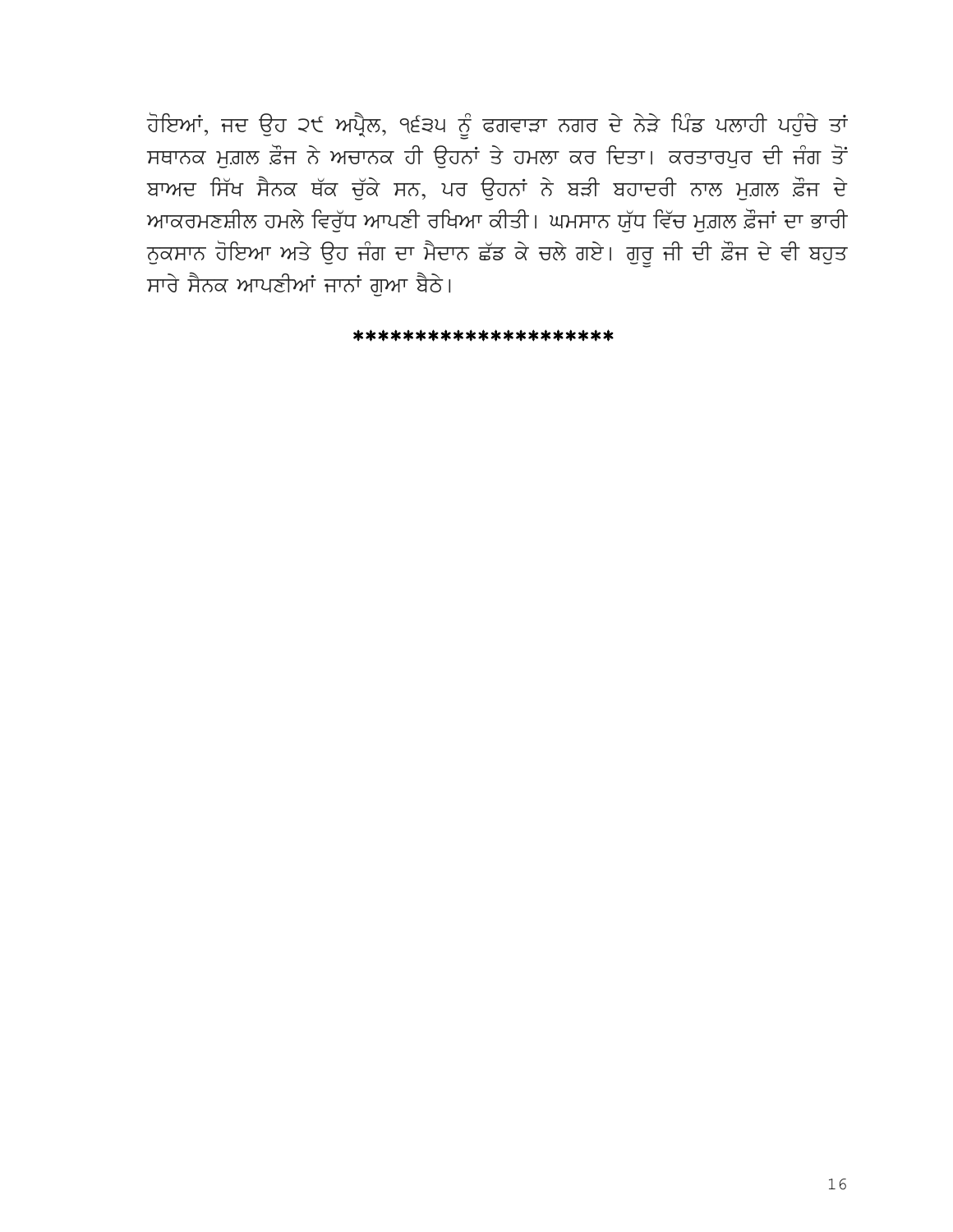ਹੋਇਆਂ, ਜਦ ਉਹ ੨੯ ਅਪ੍ਰੈਲ, ੧੬੩੫ ਨੂੰ ਫਗਵਾੜਾ ਨਗਰ ਦੇ ਨੇੜੇ ਪਿੰਡ ਪਲਾਹੀ ਪਹੁੰਚੇ ਤਾਂ ਸਥਾਨਕ ਮੁਗ਼ਲ ਫ਼ੌਜ ਨੇ ਅਚਾਨਕ ਹੀ ਉਹਨਾਂ ਤੇ ਹਮਲਾ ਕਰ ਦਿਤਾ। ਕਰਤਾਰਪੁਰ ਦੀ ਜੰਗ ਤੋਂ ਬਾਅਦ ਸਿੱਖ ਸੈਨਕ ਥੱਕ ਚੁੱਕੇ ਸਨ, ਪਰ ਉਹਨਾਂ ਨੇ ਬੜੀ ਬਹਾਦਰੀ ਨਾਲ ਮੁਗ਼ਲ ਫ਼ੌਜ ਦੇ ਆਕਰਮਣਸ਼ੀਲ ਹਮਲੇ ਵਿਰੁੱਧ ਆਪਣੀ ਰਖਿਆ ਕੀਤੀ। ਘਮਸਾਨ ਯੁੱਧ ਵਿੱਚ ਮੁਗ਼ਲ ਫ਼ੌਜਾਂ ਦਾ ਭਾਰੀ ਨੁਕਸਾਨ ਹੋਇਆ ਅਤੇ ਉਹ ਜੰਗ ਦਾ ਮੈਦਾਨ ਛੱਡ ਕੇ ਚਲੇ ਗਏ। ਗੁਰੂ ਜੀ ਦੀ ਫ਼ੌਜ ਦੇ ਵੀ ਬਹੁਤ ਸਾਰੇ ਸੈਨਕ ਆਪਣੀਆਂ ਜਾਨਾਂ ਗੁਆ ਬੈਠੇ।

********************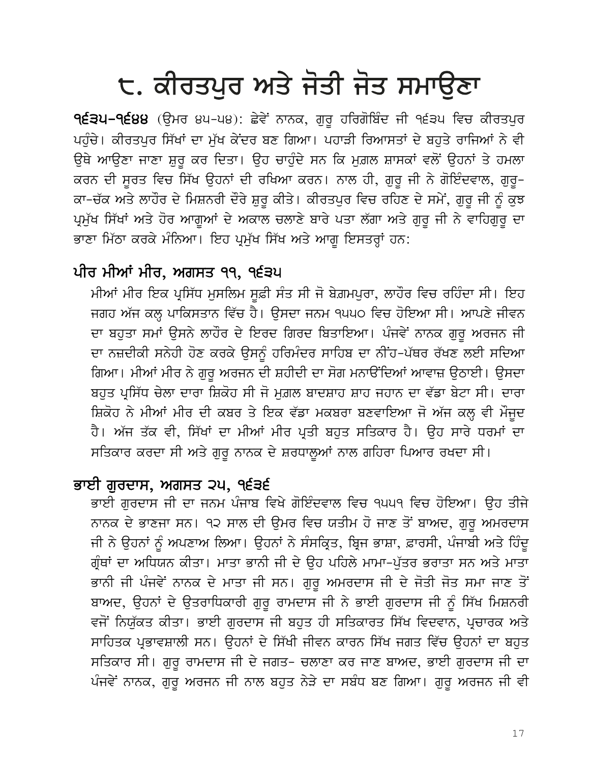# ੮. ਕੀਰਤਪੁਰ ਅਤੇ ਜੋਤੀ ਜੋਤ ਸਮਾਉਣਾ

**੧੬੩੫-੧੬੪੪** (ਉਮਰ ੪੫-੫੪): ਛੇਵੇਂ ਨਾਨਕ, ਗੁਰੂ ਹਰਿਗੋਬਿੰਦ ਜੀ ੧੬੩੫ ਵਿਚ ਕੀਰਤਪੁਰ ਪਹੁੰਚੇ। ਕੀਰਤਪੁਰ ਸਿੱਖਾਂ ਦਾ ਮੁੱਖ ਕੇਂਦਰ ਬਣ ਗਿਆ। ਪਹਾੜੀ ਰਿਆਸਤਾਂ ਦੇ ਬਹੁਤੇ ਰਾਜਿਆਂ ਨੇ ਵੀ ਉਥੇ ਆਉਣਾ ਜਾਣਾ ਸ਼ੁਰੂ ਕਰ ਦਿਤਾ। ਉਹ ਚਾਹੁੰਦੇ ਸਨ ਕਿ ਮੁਗ਼ਲ ਸ਼ਾਸਕਾਂ ਵਲੋਂ ਉਹਨਾਂ ਤੇ ਹਮਲਾ ਕਰਨ ਦੀ ਸੂਰਤ ਵਿਚ ਸਿੱਖ ਉਹਨਾਂ ਦੀ ਰਖਿਆ ਕਰਨ। ਨਾਲ ਹੀ, ਗੁਰੂ ਜੀ ਨੇ ਗੋਇੰਦਵਾਲ, ਗੁਰੂ-ਕਾ-ਚੱਕ ਅਤੇ ਲਾਹੌਰ ਦੇ ਮਿਸ਼ਨਰੀ ਦੌਰੇ ਸ਼ੁਰੂ ਕੀਤੇ। ਕੀਰਤਪੁਰ ਵਿਚ ਰਹਿਣ ਦੇ ਸਮੇਂ, ਗੁਰੂ ਜੀ ਨੂੰ ਕੁਝ ਪ੍ਰਮੁੱਖ ਸਿੱਖਾਂ ਅਤੇ ਹੋਰ ਆਗੂਆਂ ਦੇ ਅਕਾਲ ਚਲਾਣੇ ਬਾਰੇ ਪਤਾ ਲੱਗਾ ਅਤੇ ਗੁਰੂ ਜੀ ਨੇ ਵਾਹਿਗੁਰੂ ਦਾ ਭਾਣਾ ਮਿੱਠਾ ਕਰਕੇ ਮੰਨਿਆ। ਇਹ ਪ੍ਰਮੁੱਖ ਸਿੱਖ ਅਤੇ ਆਗੂ ਇਸਤਰ੍ਹਾਂ ਹਨ:

## ਪੀਰ ਮੀਆਂ ਮੀਰ, ਅਗਸਤ ੧੧, ੧੬੩੫

ਮੀਆਂ ਮੀਰ ਇਕ ਪ੍ਰਸਿੱਧ ਮੁਸਲਿਮ ਸੂਫ਼ੀ ਸੰਤ ਸੀ ਜੋ ਬੇਗ਼ਮਪੁਰਾ, ਲਾਹੌਰ ਵਿਚ ਰਹਿੰਦਾ ਸੀ। ਇਹ ਜਗਹ ਅੱਜ ਕਲ੍ਹ ਪਾਕਿਸਤਾਨ ਵਿੱਚ ਹੈ। ਉਸਦਾ ਜਨਮ ੧੫੫੦ ਵਿਚ ਹੋਇਆ ਸੀ। ਆਪਣੇ ਜੀਵਨ ਦਾ ਬਹੁਤਾ ਸਮਾਂ ਉਸਨੇ ਲਾਹੌਰ ਦੇ ਇਰਦ ਗਿਰਦ ਬਿਤਾਇਆ। ਪੰਜਵੇਂ ਨਾਨਕ ਗੁਰੂ ਅਰਜਨ ਜੀ ਦਾ ਨਜ਼ਦੀਕੀ ਸਨੇਹੀ ਹੋਣ ਕਰਕੇ ਉਸਨੂੰ ਹਰਿਮੰਦਰ ਸਾਹਿਬ ਦਾ ਨੀਂਹ-ਪੱਥਰ ਰੱਖਣ ਲਈ ਸਦਿਆ ਗਿਆ। ਮੀਆਂ ਮੀਰ ਨੇ ਗੁਰੂ ਅਰਜਨ ਦੀ ਸ਼ਹੀਦੀ ਦਾ ਸੋਗ ਮਨਾਉਂਦਿਆਂ ਆਵਾਜ਼ ਉਠਾਈ। ਉਸਦਾ ਬਹੁਤ ਪ੍ਰਸਿੱਧ ਚੇਲਾ ਦਾਰਾ ਸ਼ਿਕੋਹ ਸੀ ਜੋ ਮੁਗ਼ਲ ਬਾਦਸ਼ਾਹ ਸ਼ਾਹ ਜਹਾਨ ਦਾ ਵੱਡਾ ਬੇਟਾ ਸੀ। ਦਾਰਾ ਸ਼ਿਕੋਹ ਨੇ ਮੀਆਂ ਮੀਰ ਦੀ ਕਬਰ ਤੇ ਇਕ ਵੱਡਾ ਮਕਬਰਾ ਬਣਵਾਇਆ ਜੋ ਅੱਜ ਕਲ੍ਹ ਵੀ ਮੌਜੂਦ ਹੈ। ਅੱਜ ਤੱਕ ਵੀ, ਸਿੱਖਾਂ ਦਾ ਮੀਆਂ ਮੀਰ ਪ੍ਰਤੀ ਬਹੁਤ ਸਤਿਕਾਰ ਹੈ। ਉਹ ਸਾਰੇ ਧਰਮਾਂ ਦਾ ਸਤਿਕਾਰ ਕਰਦਾ ਸੀ ਅਤੇ ਗੁਰੂ ਨਾਨਕ ਦੇ ਸ਼ਰਧਾਲੂਆਂ ਨਾਲ ਗਹਿਰਾ ਪਿਆਰ ਰਖਦਾ ਸੀ।

## ਭਾਈ ਗੁਰਦਾਸ, ਅਗਸਤ ੨੫, ੧੬੩੬

ਭਾਈ ਗੁਰਦਾਸ ਜੀ ਦਾ ਜਨਮ ਪੰਜਾਬ ਵਿਖੇ ਗੋਇੰਦਵਾਲ ਵਿਚ ੧੫੫੧ ਵਿਚ ਹੋਇਆ। ਉਹ ਤੀਜੇ ਨਾਨਕ ਦੇ ਭਾਣਜਾ ਸਨ। ੧੨ ਸਾਲ ਦੀ ਉਮਰ ਵਿਚ ਯਤੀਮ ਹੋ ਜਾਣ ਤੋਂ ਬਾਅਦ, ਗੁਰੂ ਅਮਰਦਾਸ ਜੀ ਨੇ ਉਹਨਾਂ ਨੂੰ ਅਪਣਾਅ ਲਿਆ। ਉਹਨਾਂ ਨੇ ਸੰਸਕ੍ਰਿਤ, ਬ੍ਰਿਜ ਭਾਸ਼ਾ, ਫ਼ਾਰਸੀ, ਪੰਜਾਬੀ ਅਤੇ ਹਿੰਦੂ ਗ੍ਰੰਥਾਂ ਦਾ ਅਧਿਯਨ ਕੀਤਾ। ਮਾਤਾ ਭਾਨੀ ਜੀ ਦੇ ਉਹ ਪਹਿਲੇ ਮਾਮਾ-ਪੁੱਤਰ ਭਰਾਤਾ ਸਨ ਅਤੇ ਮਾਤਾ ਭਾਨੀ ਜੀ ਪੰਜਵੇਂ ਨਾਨਕ ਦੇ ਮਾਤਾ ਜੀ ਸਨ। ਗੁਰੂ ਅਮਰਦਾਸ ਜੀ ਦੇ ਜੋਤੀ ਜੋਤ ਸਮਾ ਜਾਣ ਤੋਂ ਬਾਅਦ, ਉਹਨਾਂ ਦੇ ਉਤਰਾਧਿਕਾਰੀ ਗੁਰੂ ਰਾਮਦਾਸ ਜੀ ਨੇ ਭਾਈ ਗੁਰਦਾਸ ਜੀ ਨੂੰ ਸਿੱਖ ਮਿਸ਼ਨਰੀ ਵਜੋਂ ਨਿਯੁੱਕਤ ਕੀਤਾ। ਭਾਈ ਗੁਰਦਾਸ ਜੀ ਬਹੁਤ ਹੀ ਸਤਿਕਾਰਤ ਸਿੱਖ ਵਿਦਵਾਨ, ਪ੍ਰਚਾਰਕ ਅਤੇ ਸਾਹਿਤਕ ਪ੍ਰਭਾਵਸ਼ਾਲੀ ਸਨ। ਉਹਨਾਂ ਦੇ ਸਿੱਖੀ ਜੀਵਨ ਕਾਰਨ ਸਿੱਖ ਜਗਤ ਵਿੱਚ ਉਹਨਾਂ ਦਾ ਬਹੁਤ ਸਤਿਕਾਰ ਸੀ। ਗੁਰੂ ਰਾਮਦਾਸ ਜੀ ਦੇ ਜਗਤ- ਚਲਾਣਾ ਕਰ ਜਾਣ ਬਾਅਦ, ਭਾਈ ਗੁਰਦਾਸ ਜੀ ਦਾ ਪੰਜਵੇਂ ਨਾਨਕ, ਗੁਰੂ ਅਰਜਨ ਜੀ ਨਾਲ ਬਹੁਤ ਨੇੜੇ ਦਾ ਸਬੰਧ ਬਣ ਗਿਆ। ਗੁਰੂ ਅਰਜਨ ਜੀ ਵੀ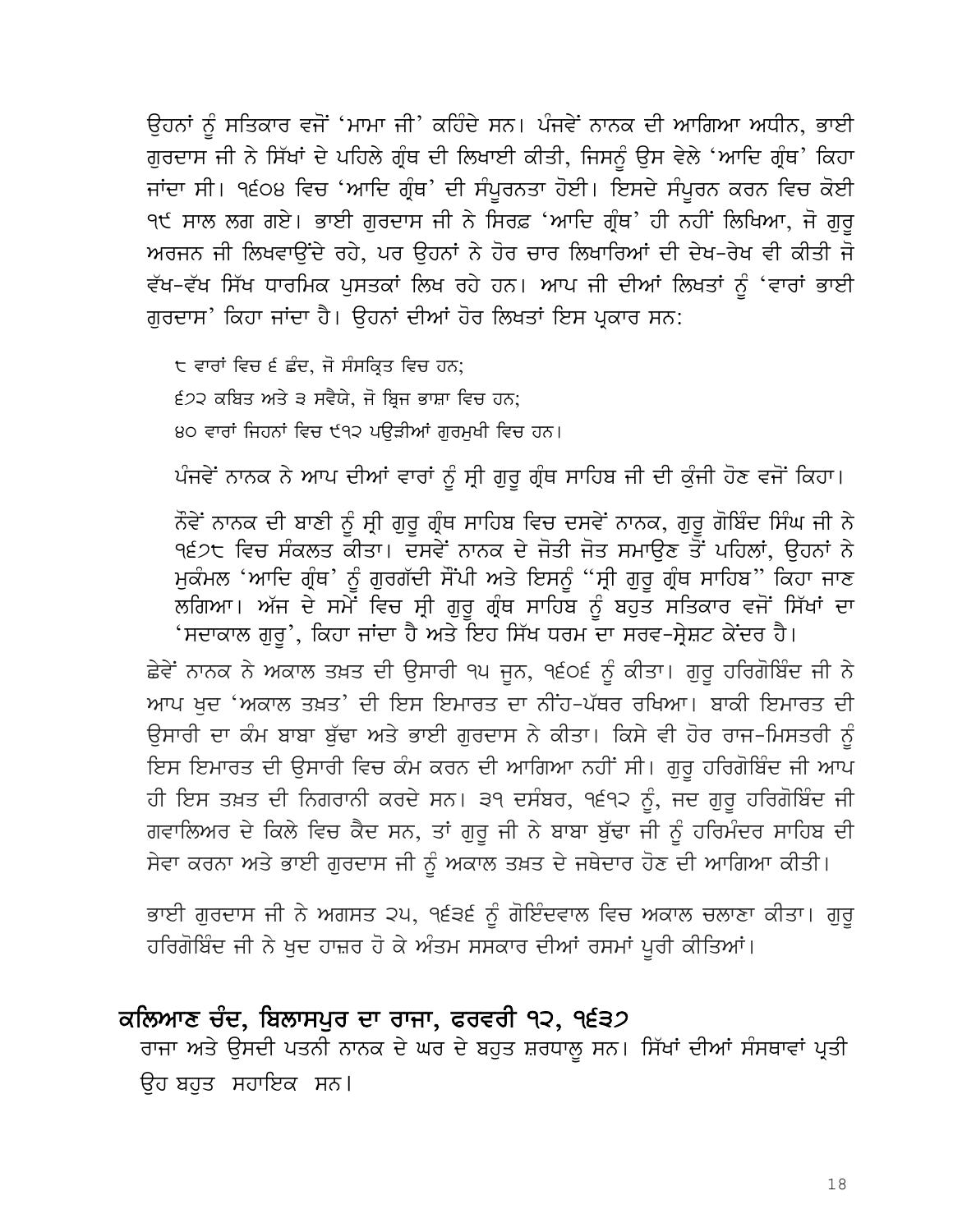ਉਹਨਾਂ ਨੂੰ ਸਤਿਕਾਰ ਵਜੋਂ 'ਮਾਮਾ ਜੀ' ਕਹਿੰਦੇ ਸਨ। ਪੰਜਵੇਂ ਨਾਨਕ ਦੀ ਆਗਿਆ ਅਧੀਨ, ਭਾਈ ਗੁਰਦਾਸ ਜੀ ਨੇ ਸਿੱਖਾਂ ਦੇ ਪਹਿਲੇ ਗ੍ਰੰਥ ਦੀ ਲਿਖਾਈ ਕੀਤੀ, ਜਿਸਨੂੰ ਉਸ ਵੇਲੇ 'ਆਦਿ ਗ੍ਰੰਥ' ਕਿਹਾ ਜਾਂਦਾ ਸੀ। ੧੬੦੪ ਵਿਚ 'ਆਦਿ ਗ੍ਰੰਥ' ਦੀ ਸੰਪੂਰਨਤਾ ਹੋਈ। ਇਸਦੇ ਸੰਪੂਰਨ ਕਰਨ ਵਿਚ ਕੋਈ ੧੯ ਸਾਲ ਲਗ ਗਏ। ਭਾਈ ਗੁਰਦਾਸ ਜੀ ਨੇ ਸਿਰਫ਼ 'ਆਦਿ ਗ੍ਰੰਥ' ਹੀ ਨਹੀਂ ਲਿਖਿਆ, ਜੋ ਗੁਰੂ ਅਰਜਨ ਜੀ ਲਿਖਵਾਉਂਦੇ ਰਹੇ, ਪਰ ਉਹਨਾਂ ਨੇ ਹੋਰ ਚਾਰ ਲਿਖਾਰਿਆਂ ਦੀ ਦੇਖ-ਰੇਖ ਵੀ ਕੀਤੀ ਜੋ ਵੱਖ-ਵੱਖ ਸਿੱਖ ਧਾਰਮਿਕ ਪੁਸਤਕਾਂ ਲਿਖ ਰਹੇ ਹਨ। ਆਪ ਜੀ ਦੀਆਂ ਲਿਖਤਾਂ ਨੂੰ 'ਵਾਰਾਂ ਭਾਈ ਗੁਰਦਾਸ' ਕਿਹਾ ਜਾਂਦਾ ਹੈ। ਉਹਨਾਂ ਦੀਆਂ ਹੋਰ ਲਿਖਤਾਂ ਇਸ ਪ੍ਰਕਾਰ ਸਨ:

੮ ਵਾਰਾਂ ਵਿਚ ੬ ਛੰਦ, ਜੋ ਸੰਸਕ੍ਰਿਤ ਵਿਚ ਹਨ;

੬੭੨ ਕਬਿਤ ਅਤੇ ੩ ਸਵੈਯੇ, ਜੋ ਬ੍ਰਿਜ ਭਾਸ਼ਾ ਵਿਚ ਹਨ;

੪੦ ਵਾਰਾਂ ਜਿਹਨਾਂ ਵਿਚ ੯੧੨ ਪਉੜੀਆਂ ਗੁਰਮੁਖੀ ਵਿਚ ਹਨ।

ਪੰਜਵੇਂ ਨਾਨਕ ਨੇ ਆਪ ਦੀਆਂ ਵਾਰਾਂ ਨੂੰ ਸ੍ਰੀ ਗੁਰੂ ਗ੍ਰੰਥ ਸਾਹਿਬ ਜੀ ਦੀ ਕੁੰਜੀ ਹੋਣ ਵਜੋਂ ਕਿਹਾ।

ਨੌਵੇਂ ਨਾਨਕ ਦੀ ਬਾਣੀ ਨੂੰ ਸ੍ਰੀ ਗੁਰੂ ਗ੍ਰੰਥ ਸਾਹਿਬ ਵਿਚ ਦਸਵੇਂ ਨਾਨਕ, ਗੁਰੂ ਗੋਬਿੰਦ ਸਿੰਘ ਜੀ ਨੇ ੧੬੭੮ ਵਿਚ ਸੰਕਲਤ ਕੀਤਾ। ਦਸਵੇਂ ਨਾਨਕ ਦੇ ਜੋਤੀ ਜੋਤ ਸਮਾਉਣ ਤੋਂ ਪਹਿਲਾਂ, ਉਹਨਾਂ ਨੇ ਮੁਕੰਮਲ 'ਆਦਿ ਗ੍ਰੰਥ' ਨੂੰ ਗੁਰਗੱਦੀ ਸੌਂਪੀ ਅਤੇ ਇਸਨੂੰ "ਸ੍ਰੀ ਗੁਰੂ ਗ੍ਰੰਥ ਸਾਹਿਬ" ਕਿਹਾ ਜਾਣ ਲਗਿਆ। ਅੱਜ ਦੇ ਸਮੇਂ ਵਿਚ ਸ੍ਰੀ ਗੁਰੂ ਗ੍ਰੰਥ ਸਾਹਿਬ ਨੂੰ ਬਹੁਤ ਸਤਿਕਾਰ ਵਜੋਂ ਸਿੱਖਾਂ ਦਾ 'ਸਦਾਕਾਲ ਗੁਰੂ', ਕਿਹਾ ਜਾਂਦਾ ਹੈ ਅਤੇ ਇਹ ਸਿੱਖ ਧਰਮ ਦਾ ਸਰਵ-ਸ੍ਰੇਸ਼ਟ ਕੇਂਦਰ ਹੈ।

ਛੇਵੇਂ ਨਾਨਕ ਨੇ ਅਕਾਲ ਤਖ਼ਤ ਦੀ ਉਸਾਰੀ ੧੫ ਜੂਨ, ੧੬੦੬ ਨੂੰ ਕੀਤਾ। ਗੁਰੂ ਹਰਿਗੋਬਿੰਦ ਜੀ ਨੇ ਆਪ ਖੁਦ 'ਅਕਾਲ ਤਖ਼ਤ' ਦੀ ਇਸ ਇਮਾਰਤ ਦਾ ਨੀਂਹ-ਪੱਥਰ ਰਖਿਆ। ਬਾਕੀ ਇਮਾਰਤ ਦੀ ਉਸਾਰੀ ਦਾ ਕੰਮ ਬਾਬਾ ਬੁੱਢਾ ਅਤੇ ਭਾਈ ਗੁਰਦਾਸ ਨੇ ਕੀਤਾ। ਕਿਸੇ ਵੀ ਹੋਰ ਰਾਜ-ਮਿਸਤਰੀ ਨੂੰ ਇਸ ਇਮਾਰਤ ਦੀ ਉਸਾਰੀ ਵਿਚ ਕੰਮ ਕਰਨ ਦੀ ਆਗਿਆ ਨਹੀਂ ਸੀ। ਗੁਰੂ ਹਰਿਗੋਬਿੰਦ ਜੀ ਆਪ ਹੀ ਇਸ ਤਖ਼ਤ ਦੀ ਨਿਗਰਾਨੀ ਕਰਦੇ ਸਨ। ੩੧ ਦਸੰਬਰ, ੧੬੧੨ ਨੂੰ, ਜਦ ਗੁਰੂ ਹਰਿਗੋਬਿੰਦ ਜੀ ਗਵਾਲਿਅਰ ਦੇ ਕਿਲੇ ਵਿਚ ਕੈਦ ਸਨ, ਤਾਂ ਗੁਰੂ ਜੀ ਨੇ ਬਾਬਾ ਬੁੱਢਾ ਜੀ ਨੂੰ ਹਰਿਮੰਦਰ ਸਾਹਿਬ ਦੀ ਸੇਵਾ ਕਰਨਾ ਅਤੇ ਭਾਈ ਗੁਰਦਾਸ ਜੀ ਨੂੰ ਅਕਾਲ ਤਖ਼ਤ ਦੇ ਜਥੇਦਾਰ ਹੋਣ ਦੀ ਆਗਿਆ ਕੀਤੀ।

ਭਾਈ ਗੁਰਦਾਸ ਜੀ ਨੇ ਅਗਸਤ ੨੫, ੧੬੩੬ ਨੂੰ ਗੋਇੰਦਵਾਲ ਵਿਚ ਅਕਾਲ ਚਲਾਣਾ ਕੀਤਾ। ਗੁਰੂ ਹਰਿਗੋਬਿੰਦ ਜੀ ਨੇ ਖੁਦ ਹਾਜ਼ਰ ਹੋ ਕੇ ਅੰਤਮ ਸਸਕਾਰ ਦੀਆਂ ਰਸਮਾਂ ਪੂਰੀ ਕੀਤਿਆਂ।

## ਕਲਿਆਣ ਚੰਦ, ਬਿਲਾਸਪੁਰ ਦਾ ਰਾਜਾ, ਫਰਵਰੀ ੧੨, ੧੬੩੭

ਰਾਜਾ ਅਤੇ ਉਸਦੀ ਪਤਨੀ ਨਾਨਕ ਦੇ ਘਰ ਦੇ ਬਹੁਤ ਸ਼ਰਧਾਲੂ ਸਨ। ਸਿੱਖਾਂ ਦੀਆਂ ਸੰਸਥਾਵਾਂ ਪ੍ਰਤੀ ਉਹ ਬਹੁਤ ਸਹਾਇਕ ਸਨ।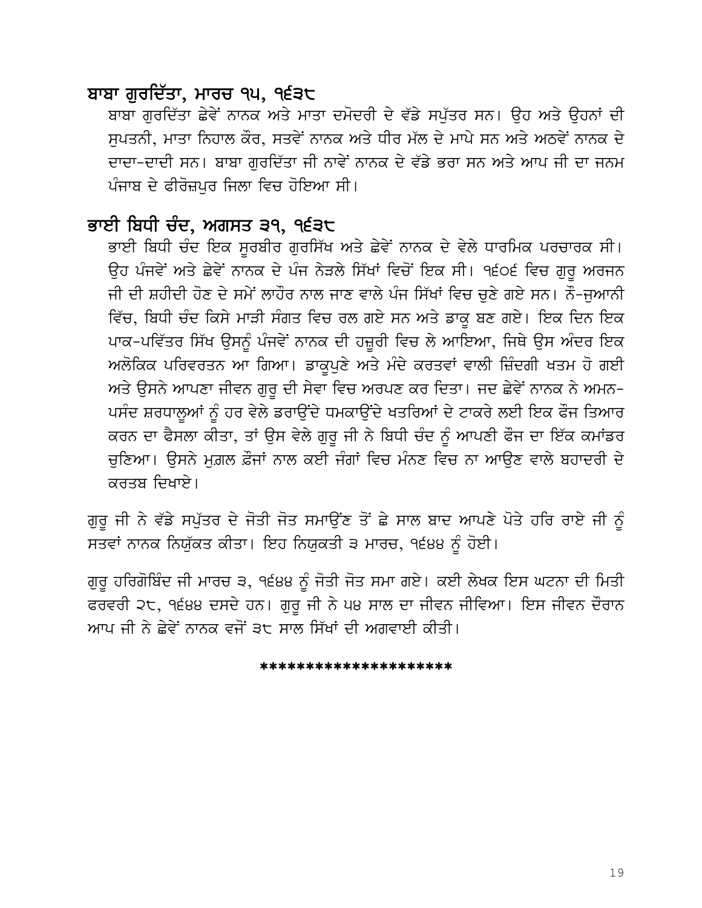## ਬਾਬਾ ਗੁਰਦਿੱਤਾ, ਮਾਰਚ ੧੫, ੧੬੩੮

ਬਾਬਾ ਗੁਰਦਿੱਤਾ ਛੇਵੇਂ ਨਾਨਕ ਅਤੇ ਮਾਤਾ ਦਮੋਦਰੀ ਦੇ ਵੱਡੇ ਸਪੁੱਤਰ ਸਨ। ਉਹ ਅਤੇ ਉਹਨਾਂ ਦੀ ਸੁਪਤਨੀ, ਮਾਤਾ ਨਿਹਾਲ ਕੌਰ, ਸਤਵੇਂ ਨਾਨਕ ਅਤੇ ਧੀਰ ਮੱਲ ਦੇ ਮਾਪੇ ਸਨ ਅਤੇ ਅਠਵੇਂ ਨਾਨਕ ਦੇ ਦਾਦਾ-ਦਾਦੀ ਸਨ। ਬਾਬਾ ਗੁਰਦਿੱਤਾ ਜੀ ਨਾਵੇਂ ਨਾਨਕ ਦੇ ਵੱਡੇ ਭਰਾ ਸਨ ਅਤੇ ਆਪ ਜੀ ਦਾ ਜਨਮ ਪੰਜਾਬ ਦੇ ਫੀਰੋਜ਼ਪੁਰ ਜਿਲਾ ਵਿਚ ਹੋਇਆ ਸੀ।

## ਭਾਈ ਬਿਧੀ ਚੰਦ, ਅਗਸਤ ੩੧, ੧੬੩੮

ਭਾਈ ਬਿਧੀ ਚੰਦ ਇਕ ਸੂਰਬੀਰ ਗੁਰਸਿੱਖ ਅਤੇ ਛੇਵੇਂ ਨਾਨਕ ਦੇ ਵੇਲੇ ਧਾਰਮਿਕ ਪਰਚਾਰਕ ਸੀ। ਉਹ ਪੰਜਵੇਂ ਅਤੇ ਛੇਵੇਂ ਨਾਨਕ ਦੇ ਪੰਜ ਨੇੜਲੇ ਸਿੱਖਾਂ ਵਿਚੋਂ ਇਕ ਸੀ। ੧੬੦੬ ਵਿਚ ਗੁਰੂ ਅਰਜਨ ਜੀ ਦੀ ਸ਼ਹੀਦੀ ਹੋਣ ਦੇ ਸਮੇਂ ਲਾਹੌਰ ਨਾਲ ਜਾਣ ਵਾਲੇ ਪੰਜ ਸਿੱਖਾਂ ਵਿਚ ਚੁਣੇ ਗਏ ਸਨ। ਨੌ-ਜੁਆਨੀ ਵਿੱਚ, ਬਿਧੀ ਚੰਦ ਕਿਸੇ ਮਾੜੀ ਸੰਗਤ ਵਿਚ ਰਲ ਗਏ ਸਨ ਅਤੇ ਡਾਕੂ ਬਣ ਗਏ। ਇਕ ਦਿਨ ਇਕ ਪਾਕ-ਪਵਿੱਤਰ ਸਿੱਖ ਉਸਨੂੰ ਪੰਜਵੇਂ ਨਾਨਕ ਦੀ ਹਜ਼ੂਰੀ ਵਿਚ ਲੇ ਆਇਆ, ਜਿਥੇ ਉਸ ਅੰਦਰ ਇਕ ਅਲੋਕਿਕ ਪਰਿਵਰਤਨ ਆ ਗਿਆ। ਡਾਕੂਪੁਣੇ ਅਤੇ ਮੰਦੇ ਕਰਤਵਾਂ ਵਾਲੀ ਜ਼ਿੰਦਗੀ ਖਤਮ ਹੋ ਗਈ ਅਤੇ ਉਸਨੇ ਆਪਣਾ ਜੀਵਨ ਗੁਰੂ ਦੀ ਸੇਵਾ ਵਿਚ ਅਰਪਣ ਕਰ ਦਿਤਾ। ਜਦ ਛੇਵੇਂ ਨਾਨਕ ਨੇ ਅਮਨ-ਪਸੰਦ ਸ਼ਰਧਾਲੂਆਂ ਨੂੰ ਹਰ ਵੇਲੇ ਡਰਾਉਂਦੇ ਧਮਕਾਉਂਦੇ ਖਤਰਿਆਂ ਦੇ ਟਾਕਰੇ ਲਈ ਇਕ ਫੌਜ ਤਿਆਰ ਕਰਨ ਦਾ ਫੈਸਲਾ ਕੀਤਾ, ਤਾਂ ਉਸ ਵੇਲੇ ਗੁਰੂ ਜੀ ਨੇ ਬਿਧੀ ਚੰਦ ਨੂੰ ਆਪਣੀ ਫੌਜ ਦਾ ਇੱਕ ਕਮਾਂਡਰ ਚੁਣਿਆ। ਉਸਨੇ ਮੁਗ਼ਲ ਫ਼ੌਜਾਂ ਨਾਲ ਕਈ ਜੰਗਾਂ ਵਿਚ ਮੰਨਣ ਵਿਚ ਨਾ ਆਉਣ ਵਾਲੇ ਬਹਾਦਰੀ ਦੇ ਕਰਤਬ ਦਿਖਾਏ।

ਗੁਰੂ ਜੀ ਨੇ ਵੱਡੇ ਸਪੁੱਤਰ ਦੇ ਜੋਤੀ ਜੋਤ ਸਮਾਉਂਣ ਤੋਂ ਛੇ ਸਾਲ ਬਾਦ ਆਪਣੇ ਪੋਤੇ ਹਰਿ ਰਾਏ ਜੀ ਨੂੰ ਸਤਵਾਂ ਨਾਨਕ ਨਿਯੁੱਕਤ ਕੀਤਾ। ਇਹ ਨਿਯੁਕਤੀ ੩ ਮਾਰਚ, ੧੬੪੪ ਨੂੰ ਹੋਈ।

ਗੁਰੂ ਹਰਿਗੋਬਿੰਦ ਜੀ ਮਾਰਚ ੩, ੧੬੪੪ ਨੂੰ ਜੋਤੀ ਜੋਤ ਸਮਾ ਗਏ। ਕਈ ਲੇਖਕ ਇਸ ਘਟਨਾ ਦੀ ਮਿਤੀ ਫਰਵਰੀ ੨੮, ੧੬੪੪ ਦਸਦੇ ਹਨ। ਗੁਰੂ ਜੀ ਨੇ ੫੪ ਸਾਲ ਦਾ ਜੀਵਨ ਜੀਵਿਆ। ਇਸ ਜੀਵਨ ਦੌਰਾਨ ਆਪ ਜੀ ਨੇ ਛੇਵੇਂ ਨਾਨਕ ਵਜੋਂ ੩੮ ਸਾਲ ਸਿੱਖਾਂ ਦੀ ਅਗਵਾਈ ਕੀਤੀ।

********************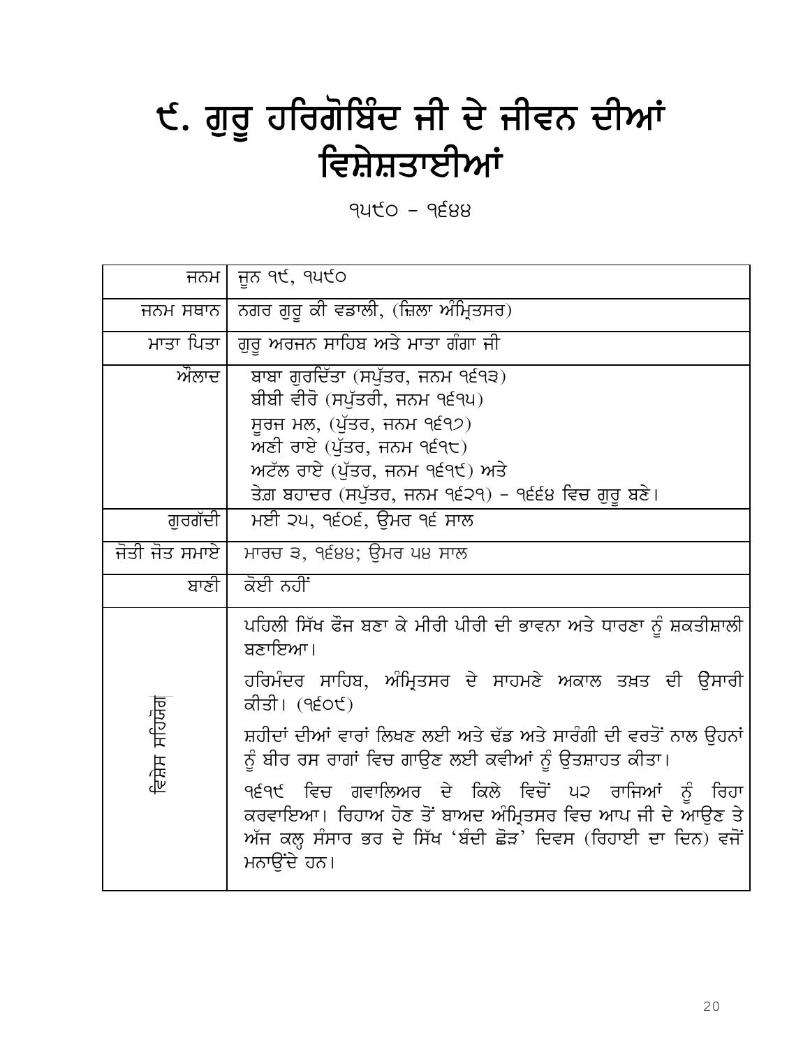# ੯. ਗੁਰੂ ਹਰਿਗੋਬਿੰਦ ਜੀ ਦੇ ਜੀਵਨ ਦੀਆਂ ਵਿਸ਼ੇਸ਼ਤਾਈਆਂ

੧੫੯੦ – ੧੬੪੪

| | |
|---|---|
| ਜਨਮ | ਜੂਨ ੧੯, ੧੫੯੦ |
| ਜਨਮ ਸਥਾਨ | ਨਗਰ ਗੁਰੂ ਕੀ ਵਡਾਲੀ, (ਜ਼ਿਲਾ ਅੰਮ੍ਰਿਤਸਰ) |
| ਮਾਤਾ ਪਿਤਾ | ਗੁਰੂ ਅਰਜਨ ਸਾਹਿਬ ਅਤੇ ਮਾਤਾ ਗੰਗਾ ਜੀ |
| ਔਲਾਦ | ਬਾਬਾ ਗੁਰਦਿੱਤਾ (ਸਪੁੱਤਰ, ਜਨਮ ੧੬੧੩)<br>ਬੀਬੀ ਵੀਰੋ (ਸਪੁੱਤਰੀ, ਜਨਮ ੧੬੧੫)<br>ਸੂਰਜ ਮਲ, (ਪੁੱਤਰ, ਜਨਮ ੧੬੧੭)<br>ਅਣੀ ਰਾਏ (ਪੁੱਤਰ, ਜਨਮ ੧੬੧੮)<br>ਅਟੱਲ ਰਾਏ (ਪੁੱਤਰ, ਜਨਮ ੧੬੧੯) ਅਤੇ<br>ਤੇਗ਼ ਬਹਾਦਰ (ਸਪੁੱਤਰ, ਜਨਮ ੧੬੨੧) – ੧੬੬੪ ਵਿਚ ਗੁਰੂ ਬਣੇ। |
| ਗੁਰਗੱਦੀ | ਮਈ ੨੫, ੧੬੦੬, ਉਮਰ ੧੬ ਸਾਲ |
| ਜੋਤੀ ਜੋਤ ਸਮਾਏ | ਮਾਰਚ ੩, ੧੬੪੪; ਉਮਰ ੫੪ ਸਾਲ |
| ਬਾਣੀ | ਕੋਈ ਨਹੀਂ |
| ਵਿਸ਼ੇਸ਼ ਸਹਿਯੋਗ | ਪਹਿਲੀ ਸਿੱਖ ਫੌਜ ਬਣਾ ਕੇ ਮੀਰੀ ਪੀਰੀ ਦੀ ਭਾਵਨਾ ਅਤੇ ਧਾਰਣਾ ਨੂੰ ਸ਼ਕਤੀਸ਼ਾਲੀ ਬਣਾਇਆ।<br><br>ਹਰਿਮੰਦਰ ਸਾਹਿਬ, ਅੰਮ੍ਰਿਤਸਰ ਦੇ ਸਾਹਮਣੇ ਅਕਾਲ ਤਖ਼ਤ ਦੀ ਉਸਾਰੀ ਕੀਤੀ। (੧੬੦੯)<br><br>ਸ਼ਹੀਦਾਂ ਦੀਆਂ ਵਾਰਾਂ ਲਿਖਣ ਲਈ ਅਤੇ ਢੱਡ ਅਤੇ ਸਾਰੰਗੀ ਦੀ ਵਰਤੋਂ ਨਾਲ ਉਹਨਾਂ ਨੂੰ ਬੀਰ ਰਸ ਰਾਗਾਂ ਵਿਚ ਗਾਉਣ ਲਈ ਕਵੀਆਂ ਨੂੰ ਉਤਸ਼ਾਹਤ ਕੀਤਾ।<br><br>੧੬੧੯ ਵਿਚ ਗਵਾਲਿਅਰ ਦੇ ਕਿਲੇ ਵਿਚੋਂ ੫੨ ਰਾਜਿਆਂ ਨੂੰ ਰਿਹਾ ਕਰਵਾਇਆ। ਰਿਹਾਅ ਹੋਣ ਤੋਂ ਬਾਅਦ ਅੰਮ੍ਰਿਤਸਰ ਵਿਚ ਆਪ ਜੀ ਦੇ ਆਉਣ ਤੇ ਅੱਜ ਕਲ੍ਹ ਸੰਸਾਰ ਭਰ ਦੇ ਸਿੱਖ 'ਬੰਦੀ ਛੋੜ' ਦਿਵਸ (ਰਿਹਾਈ ਦਾ ਦਿਨ) ਵਜੋਂ ਮਨਾਉਂਦੇ ਹਨ। |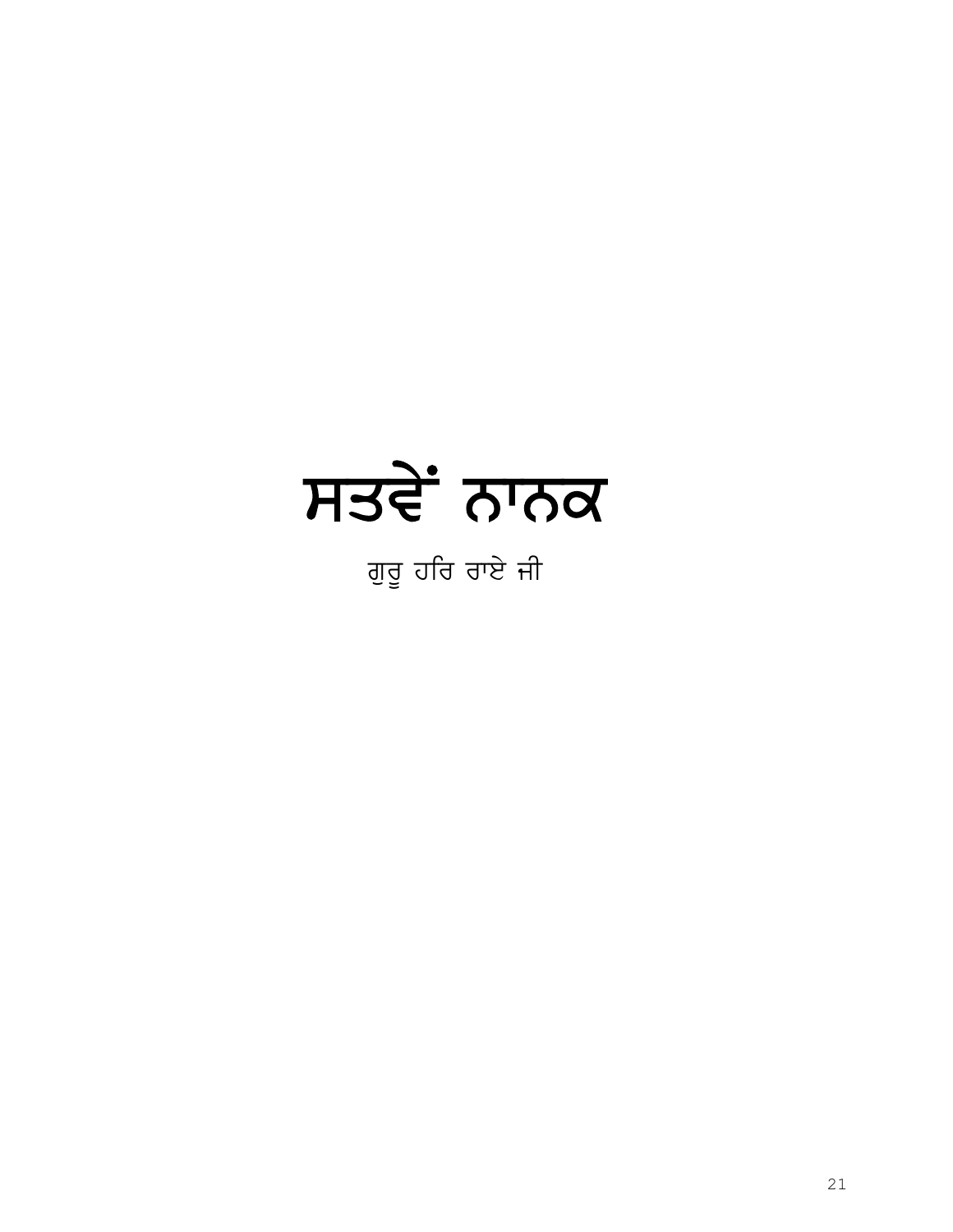# ਸਤਵੇਂ ਨਾਨਕ

ਗੁਰੂ ਹਰਿ ਰਾਏ ਜੀ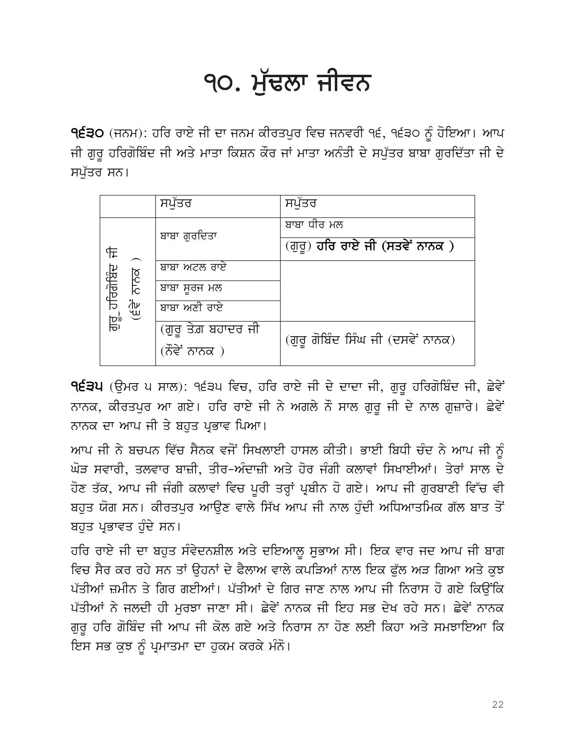# ੧੦. ਮੁੱਢਲਾ ਜੀਵਨ

**੧੬੩੦** (ਜਨਮ): ਹਰਿ ਰਾਏ ਜੀ ਦਾ ਜਨਮ ਕੀਰਤਪੁਰ ਵਿਚ ਜਨਵਰੀ ੧੬, ੧੬੩੦ ਨੂੰ ਹੋਇਆ। ਆਪ ਜੀ ਗੁਰੂ ਹਰਿਗੋਬਿੰਦ ਜੀ ਅਤੇ ਮਾਤਾ ਕਿਸ਼ਨ ਕੌਰ ਜਾਂ ਮਾਤਾ ਅਨੰਤੀ ਦੇ ਸਪੁੱਤਰ ਬਾਬਾ ਗੁਰਦਿੱਤਾ ਜੀ ਦੇ ਸਪੁੱਤਰ ਸਨ।

| | ਸਪੁੱਤਰ | ਸਪੁੱਤਰ |
|---|---|---|
| ਗੁਰੂ ਹਰਿਗੋਬਿੰਦ ਜੀ (ਛੇਵੇਂ ਨਾਨਕ ) | ਬਾਬਾ ਗੁਰਦਿਤਾ | ਬਾਬਾ ਧੀਰ ਮਲ |
| | | (ਗੁਰੂ) **ਹਰਿ ਰਾਏ ਜੀ (ਸਤਵੇਂ ਨਾਨਕ )** |
| | ਬਾਬਾ ਅਟਲ ਰਾਏ | |
| | ਬਾਬਾ ਸੂਰਜ ਮਲ | |
| | ਬਾਬਾ ਅਣੀ ਰਾਏ | |
| | (ਗੁਰੂ ਤੇਗ ਬਹਾਦਰ ਜੀ (ਨੌਵੇਂ ਨਾਨਕ ) | (ਗੁਰੂ ਗੋਬਿੰਦ ਸਿੰਘ ਜੀ (ਦਸਵੇਂ ਨਾਨਕ) |

**੧੬੩੫** (ਉਮਰ ੫ ਸਾਲ): ੧੬੩੫ ਵਿਚ, ਹਰਿ ਰਾਏ ਜੀ ਦੇ ਦਾਦਾ ਜੀ, ਗੁਰੂ ਹਰਿਗੋਬਿੰਦ ਜੀ, ਛੇਵੇਂ ਨਾਨਕ, ਕੀਰਤਪੁਰ ਆ ਗਏ। ਹਰਿ ਰਾਏ ਜੀ ਨੇ ਅਗਲੇ ਨੌ ਸਾਲ ਗੁਰੂ ਜੀ ਦੇ ਨਾਲ ਗੁਜ਼ਾਰੇ। ਛੇਵੇਂ ਨਾਨਕ ਦਾ ਆਪ ਜੀ ਤੇ ਬਹੁਤ ਪ੍ਰਭਾਵ ਪਿਆ।

ਆਪ ਜੀ ਨੇ ਬਚਪਨ ਵਿੱਚ ਸੈਨਕ ਵਜੋਂ ਸਿਖਲਾਈ ਹਾਸਲ ਕੀਤੀ। ਭਾਈ ਬਿਧੀ ਚੰਦ ਨੇ ਆਪ ਜੀ ਨੂੰ ਘੋੜ ਸਵਾਰੀ, ਤਲਵਾਰ ਬਾਜ਼ੀ, ਤੀਰ-ਅੰਦਾਜ਼ੀ ਅਤੇ ਹੋਰ ਜੰਗੀ ਕਲਾਵਾਂ ਸਿਖਾਈਆਂ। ਤੇਰਾਂ ਸਾਲ ਦੇ ਹੋਣ ਤੱਕ, ਆਪ ਜੀ ਜੰਗੀ ਕਲਾਵਾਂ ਵਿਚ ਪੂਰੀ ਤਰ੍ਹਾਂ ਪ੍ਰਬੀਨ ਹੋ ਗਏ। ਆਪ ਜੀ ਗੁਰਬਾਣੀ ਵਿੱਚ ਵੀ ਬਹੁਤ ਯੋਗ ਸਨ। ਕੀਰਤਪੁਰ ਆਉਣ ਵਾਲੇ ਸਿੱਖ ਆਪ ਜੀ ਨਾਲ ਹੁੰਦੀ ਅਧਿਆਤਮਿਕ ਗੱਲ ਬਾਤ ਤੋਂ ਬਹੁਤ ਪ੍ਰਭਾਵਤ ਹੁੰਦੇ ਸਨ।

ਹਰਿ ਰਾਏ ਜੀ ਦਾ ਬਹੁਤ ਸੰਵੇਦਨਸ਼ੀਲ ਅਤੇ ਦਇਆਲੂ ਸੁਭਾਅ ਸੀ। ਇਕ ਵਾਰ ਜਦ ਆਪ ਜੀ ਬਾਗ ਵਿਚ ਸੈਰ ਕਰ ਰਹੇ ਸਨ ਤਾਂ ਉਹਨਾਂ ਦੇ ਫੈਲਾਅ ਵਾਲੇ ਕਪੜਿਆਂ ਨਾਲ ਇਕ ਫੁੱਲ ਅੜ ਗਿਆ ਅਤੇ ਕੁਝ ਪੱਤੀਆਂ ਜ਼ਮੀਨ ਤੇ ਗਿਰ ਗਈਆਂ। ਪੱਤੀਆਂ ਦੇ ਗਿਰ ਜਾਣ ਨਾਲ ਆਪ ਜੀ ਨਿਰਾਸ ਹੋ ਗਏ ਕਿਉਂਕਿ ਪੱਤੀਆਂ ਨੇ ਜਲਦੀ ਹੀ ਮੁਰਝਾ ਜਾਣਾ ਸੀ। ਛੇਵੇਂ ਨਾਨਕ ਜੀ ਇਹ ਸਭ ਦੇਖ ਰਹੇ ਸਨ। ਛੇਵੇਂ ਨਾਨਕ ਗੁਰੂ ਹਰਿ ਗੋਬਿੰਦ ਜੀ ਆਪ ਜੀ ਕੋਲ ਗਏ ਅਤੇ ਨਿਰਾਸ ਨਾ ਹੋਣ ਲਈ ਕਿਹਾ ਅਤੇ ਸਮਝਾਇਆ ਕਿ ਇਸ ਸਭ ਕੁਝ ਨੂੰ ਪ੍ਰਮਾਤਮਾ ਦਾ ਹੁਕਮ ਕਰਕੇ ਮੰਨੋ।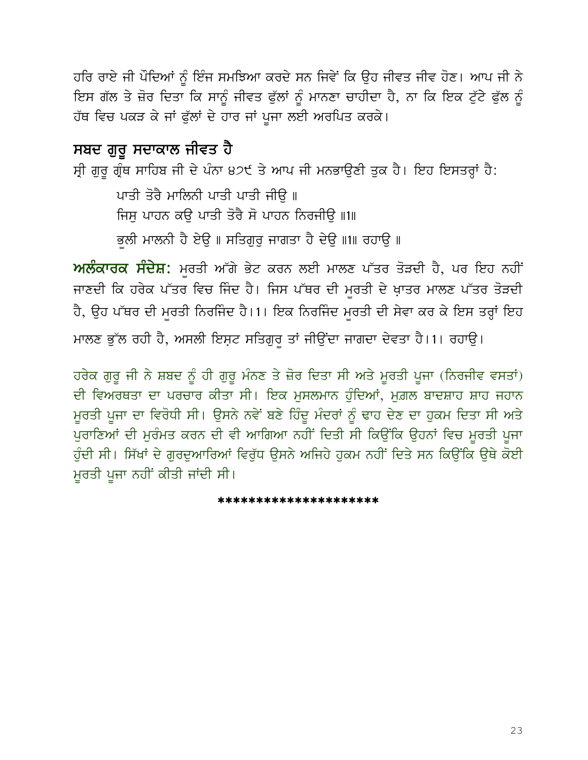ਹਰਿ ਰਾਏ ਜੀ ਪੌਦਿਆਂ ਨੂੰ ਇੰਜ ਸਮਝਿਆ ਕਰਦੇ ਸਨ ਜਿਵੇਂ ਕਿ ਉਹ ਜੀਵਤ ਜੀਵ ਹੋਣ। ਆਪ ਜੀ ਨੇ ਇਸ ਗੱਲ ਤੇ ਜ਼ੋਰ ਦਿਤਾ ਕਿ ਸਾਨੂੰ ਜੀਵਤ ਫੁੱਲਾਂ ਨੂੰ ਮਾਨਣਾ ਚਾਹੀਦਾ ਹੈ, ਨਾ ਕਿ ਇਕ ਟੁੱਟੇ ਫੁੱਲ ਨੂੰ ਹੱਥ ਵਿਚ ਪਕੜ ਕੇ ਜਾਂ ਫੁੱਲਾਂ ਦੇ ਹਾਰ ਜਾਂ ਪੂਜਾ ਲਈ ਅਰਪਿਤ ਕਰਕੇ।

## ਸਬਦ ਗੁਰੂ ਸਦਾਕਾਲ ਜੀਵਤ ਹੈ

ਸ੍ਰੀ ਗੁਰੂ ਗ੍ਰੰਥ ਸਾਹਿਬ ਜੀ ਦੇ ਪੰਨਾ ੪੭੯ ਤੇ ਆਪ ਜੀ ਮਨਭਾਉਣੀ ਤੁਕ ਹੈ। ਇਹ ਇਸਤਰ੍ਹਾਂ ਹੈ:

ਪਾਤੀ ਤੋਰੈ ਮਾਲਿਨੀ ਪਾਤੀ ਪਾਤੀ ਜੀਉ ॥
ਜਿਸੁ ਪਾਹਨ ਕਉ ਪਾਤੀ ਤੋਰੈ ਸੋ ਪਾਹਨ ਨਿਰਜੀਉ ॥1॥
ਭੂਲੀ ਮਾਲਨੀ ਹੈ ਏਉ ॥ ਸਤਿਗੁਰੁ ਜਾਗਤਾ ਹੈ ਦੇਉ ॥1॥ ਰਹਾਉ ॥

**ਅਲੰਕਾਰਕ ਸੰਦੇਸ਼:** ਮੂਰਤੀ ਅੱਗੇ ਭੇਟ ਕਰਨ ਲਈ ਮਾਲਣ ਪੱਤਰ ਤੋੜਦੀ ਹੈ, ਪਰ ਇਹ ਨਹੀਂ ਜਾਣਦੀ ਕਿ ਹਰੇਕ ਪੱਤਰ ਵਿਚ ਜਿੰਦ ਹੈ। ਜਿਸ ਪੱਥਰ ਦੀ ਮੂਰਤੀ ਦੇ ਖ਼ਾਤਰ ਮਾਲਣ ਪੱਤਰ ਤੋੜਦੀ ਹੈ, ਉਹ ਪੱਥਰ ਦੀ ਮੂਰਤੀ ਨਿਰਜਿੰਦ ਹੈ।1। ਇਕ ਨਿਰਜਿੰਦ ਮੂਰਤੀ ਦੀ ਸੇਵਾ ਕਰ ਕੇ ਇਸ ਤਰ੍ਹਾਂ ਇਹ ਮਾਲਣ ਭੁੱਲ ਰਹੀ ਹੈ, ਅਸਲੀ ਇਸ਼ਟ ਸਤਿਗੁਰੂ ਤਾਂ ਜੀਉਂਦਾ ਜਾਗਦਾ ਦੇਵਤਾ ਹੈ।1। ਰਹਾਉ।

ਹਰੇਕ ਗੁਰੂ ਜੀ ਨੇ ਸ਼ਬਦ ਨੂੰ ਹੀ ਗੁਰੂ ਮੰਨਣ ਤੇ ਜ਼ੋਰ ਦਿਤਾ ਸੀ ਅਤੇ ਮੂਰਤੀ ਪੂਜਾ (ਨਿਰਜੀਵ ਵਸਤਾਂ) ਦੀ ਵਿਅਰਥਤਾ ਦਾ ਪਰਚਾਰ ਕੀਤਾ ਸੀ। ਇਕ ਮੁਸਲਮਾਨ ਹੁੰਦਿਆਂ, ਮੁਗ਼ਲ ਬਾਦਸ਼ਾਹ ਸ਼ਾਹ ਜਹਾਨ ਮੂਰਤੀ ਪੂਜਾ ਦਾ ਵਿਰੋਧੀ ਸੀ। ਉਸਨੇ ਨਵੇਂ ਬਣੇ ਹਿੰਦੂ ਮੰਦਰਾਂ ਨੂੰ ਢਾਹ ਦੇਣ ਦਾ ਹੁਕਮ ਦਿਤਾ ਸੀ ਅਤੇ ਪੁਰਾਣਿਆਂ ਦੀ ਮੁਰੰਮਤ ਕਰਨ ਦੀ ਵੀ ਆਗਿਆ ਨਹੀਂ ਦਿਤੀ ਸੀ ਕਿਉਂਕਿ ਉਹਨਾਂ ਵਿਚ ਮੂਰਤੀ ਪੂਜਾ ਹੁੰਦੀ ਸੀ। ਸਿੱਖਾਂ ਦੇ ਗੁਰਦੁਆਰਿਆਂ ਵਿਰੁੱਧ ਉਸਨੇ ਅਜਿਹੇ ਹੁਕਮ ਨਹੀਂ ਦਿਤੇ ਸਨ ਕਿਉਂਕਿ ਉਥੇ ਕੋਈ ਮੂਰਤੀ ਪੂਜਾ ਨਹੀਂ ਕੀਤੀ ਜਾਂਦੀ ਸੀ।

********************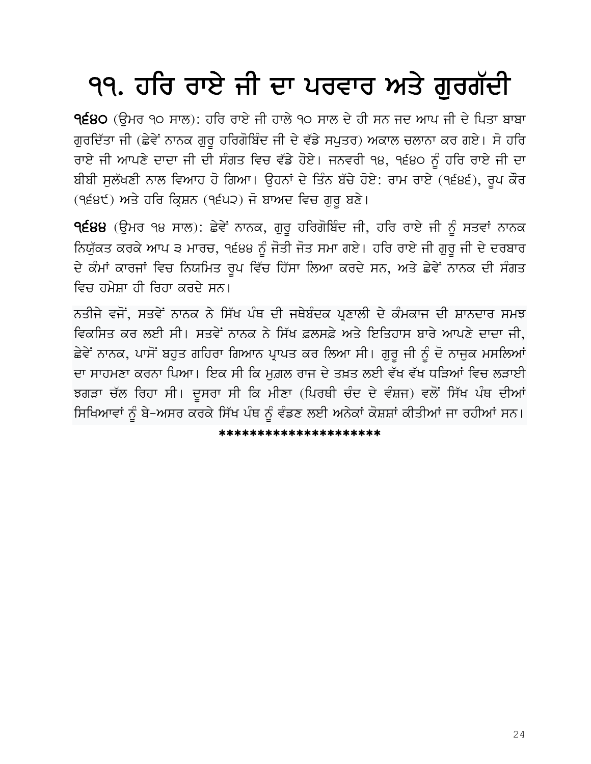# ੧੧. ਹਰਿ ਰਾਏ ਜੀ ਦਾ ਪਰਵਾਰ ਅਤੇ ਗੁਰਗੱਦੀ

**੧੬੪੦** (ਉਮਰ ੧੦ ਸਾਲ): ਹਰਿ ਰਾਏ ਜੀ ਹਾਲੇ ੧੦ ਸਾਲ ਦੇ ਹੀ ਸਨ ਜਦ ਆਪ ਜੀ ਦੇ ਪਿਤਾ ਬਾਬਾ ਗੁਰਦਿੱਤਾ ਜੀ (ਛੇਵੇਂ ਨਾਨਕ ਗੁਰੂ ਹਰਿਗੋਬਿੰਦ ਜੀ ਦੇ ਵੱਡੇ ਸਪੁਤਰ) ਅਕਾਲ ਚਲਾਨਾ ਕਰ ਗਏ। ਸੋ ਹਰਿ ਰਾਏ ਜੀ ਆਪਣੇ ਦਾਦਾ ਜੀ ਦੀ ਸੰਗਤ ਵਿਚ ਵੱਡੇ ਹੋਏ। ਜਨਵਰੀ ੧੪, ੧੬੪੦ ਨੂੰ ਹਰਿ ਰਾਏ ਜੀ ਦਾ ਬੀਬੀ ਸੁਲੱਖਣੀ ਨਾਲ ਵਿਆਹ ਹੋ ਗਿਆ। ਉਹਨਾਂ ਦੇ ਤਿੰਨ ਬੱਚੇ ਹੋਏ: ਰਾਮ ਰਾਏ (੧੬੪੬), ਰੂਪ ਕੌਰ (੧੬੪੯) ਅਤੇ ਹਰਿ ਕ੍ਰਿਸ਼ਨ (੧੬੫੨) ਜੋ ਬਾਅਦ ਵਿਚ ਗੁਰੂ ਬਣੇ।

**੧੬੪੪** (ਉਮਰ ੧੪ ਸਾਲ): ਛੇਵੇਂ ਨਾਨਕ, ਗੁਰੂ ਹਰਿਗੋਬਿੰਦ ਜੀ, ਹਰਿ ਰਾਏ ਜੀ ਨੂੰ ਸਤਵਾਂ ਨਾਨਕ ਨਿਯੁੱਕਤ ਕਰਕੇ ਆਪ ੩ ਮਾਰਚ, ੧੬੪੪ ਨੂੰ ਜੋਤੀ ਜੋਤ ਸਮਾ ਗਏ। ਹਰਿ ਰਾਏ ਜੀ ਗੁਰੂ ਜੀ ਦੇ ਦਰਬਾਰ ਦੇ ਕੰਮਾਂ ਕਾਰਜਾਂ ਵਿਚ ਨਿਯਮਿਤ ਰੂਪ ਵਿੱਚ ਹਿੱਸਾ ਲਿਆ ਕਰਦੇ ਸਨ, ਅਤੇ ਛੇਵੇਂ ਨਾਨਕ ਦੀ ਸੰਗਤ ਵਿਚ ਹਮੇਸ਼ਾ ਹੀ ਰਿਹਾ ਕਰਦੇ ਸਨ।

ਨਤੀਜੇ ਵਜੋਂ, ਸਤਵੇਂ ਨਾਨਕ ਨੇ ਸਿੱਖ ਪੰਥ ਦੀ ਜਥੇਬੰਦਕ ਪ੍ਰਣਾਲੀ ਦੇ ਕੰਮਕਾਜ ਦੀ ਸ਼ਾਨਦਾਰ ਸਮਝ ਵਿਕਸਿਤ ਕਰ ਲਈ ਸੀ। ਸਤਵੇਂ ਨਾਨਕ ਨੇ ਸਿੱਖ ਫ਼ਲਸਫ਼ੇ ਅਤੇ ਇਤਿਹਾਸ ਬਾਰੇ ਆਪਣੇ ਦਾਦਾ ਜੀ, ਛੇਵੇਂ ਨਾਨਕ, ਪਾਸੋਂ ਬਹੁਤ ਗਹਿਰਾ ਗਿਆਨ ਪ੍ਰਾਪਤ ਕਰ ਲਿਆ ਸੀ। ਗੁਰੂ ਜੀ ਨੂੰ ਦੋ ਨਾਜ਼ੁਕ ਮਸਲਿਆਂ ਦਾ ਸਾਹਮਣਾ ਕਰਨਾ ਪਿਆ। ਇਕ ਸੀ ਕਿ ਮੁਗ਼ਲ ਰਾਜ ਦੇ ਤਖ਼ਤ ਲਈ ਵੱਖ ਵੱਖ ਧੜਿਆਂ ਵਿਚ ਲੜਾਈ ਝਗੜਾ ਚੱਲ ਰਿਹਾ ਸੀ। ਦੂਸਰਾ ਸੀ ਕਿ ਮੀਣਾ (ਪਿਰਥੀ ਚੰਦ ਦੇ ਵੰਸ਼ਜ) ਵਲੋਂ ਸਿੱਖ ਪੰਥ ਦੀਆਂ ਸਿਖਿਆਵਾਂ ਨੂੰ ਬੇ-ਅਸਰ ਕਰਕੇ ਸਿੱਖ ਪੰਥ ਨੂੰ ਵੰਡਣ ਲਈ ਅਨੇਕਾਂ ਕੋਸ਼ਸ਼ਾਂ ਕੀਤੀਆਂ ਜਾ ਰਹੀਆਂ ਸਨ।

********************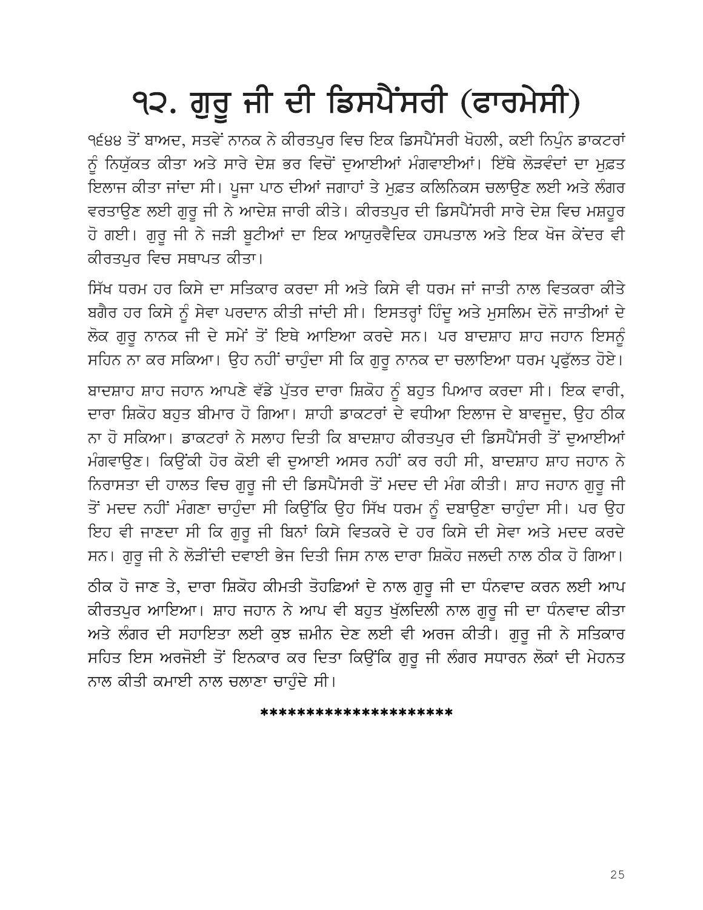# ੧੨. ਗੁਰੂ ਜੀ ਦੀ ਡਿਸਪੈਂਸਰੀ (ਫਾਰਮੇਸੀ)

੧੬੪੪ ਤੋਂ ਬਾਅਦ, ਸਤਵੇਂ ਨਾਨਕ ਨੇ ਕੀਰਤਪੁਰ ਵਿਚ ਇਕ ਡਿਸਪੈਂਸਰੀ ਖੋਹਲੀ, ਕਈ ਨਿਪੁੰਨ ਡਾਕਟਰਾਂ ਨੂੰ ਨਿਯੁੱਕਤ ਕੀਤਾ ਅਤੇ ਸਾਰੇ ਦੇਸ਼ ਭਰ ਵਿਚੋਂ ਦੁਆਈਆਂ ਮੰਗਵਾਈਆਂ। ਇੱਥੇ ਲੋੜਵੰਦਾਂ ਦਾ ਮੁਫ਼ਤ ਇਲਾਜ ਕੀਤਾ ਜਾਂਦਾ ਸੀ। ਪੂਜਾ ਪਾਠ ਦੀਆਂ ਜਗਾਹਾਂ ਤੇ ਮੁਫ਼ਤ ਕਲਿਨਿਕਸ ਚਲਾਉਣ ਲਈ ਅਤੇ ਲੰਗਰ ਵਰਤਾਉਣ ਲਈ ਗੁਰੂ ਜੀ ਨੇ ਆਦੇਸ਼ ਜਾਰੀ ਕੀਤੇ। ਕੀਰਤਪੁਰ ਦੀ ਡਿਸਪੈਂਸਰੀ ਸਾਰੇ ਦੇਸ਼ ਵਿਚ ਮਸ਼ਹੂਰ ਹੋ ਗਈ। ਗੁਰੂ ਜੀ ਨੇ ਜੜੀ ਬੂਟੀਆਂ ਦਾ ਇਕ ਆਯੁਰਵੈਦਿਕ ਹਸਪਤਾਲ ਅਤੇ ਇਕ ਖੋਜ ਕੇਂਦਰ ਵੀ ਕੀਰਤਪੁਰ ਵਿਚ ਸਥਾਪਤ ਕੀਤਾ।

ਸਿੱਖ ਧਰਮ ਹਰ ਕਿਸੇ ਦਾ ਸਤਿਕਾਰ ਕਰਦਾ ਸੀ ਅਤੇ ਕਿਸੇ ਵੀ ਧਰਮ ਜਾਂ ਜਾਤੀ ਨਾਲ ਵਿਤਕਰਾ ਕੀਤੇ ਬਗੈਰ ਹਰ ਕਿਸੇ ਨੂੰ ਸੇਵਾ ਪਰਦਾਨ ਕੀਤੀ ਜਾਂਦੀ ਸੀ। ਇਸਤਰ੍ਹਾਂ ਹਿੰਦੂ ਅਤੇ ਮੁਸਲਿਮ ਦੋਨੋ ਜਾਤੀਆਂ ਦੇ ਲੋਕ ਗੁਰੂ ਨਾਨਕ ਜੀ ਦੇ ਸਮੇਂ ਤੋਂ ਇਥੇ ਆਇਆ ਕਰਦੇ ਸਨ। ਪਰ ਬਾਦਸ਼ਾਹ ਸ਼ਾਹ ਜਹਾਨ ਇਸਨੂੰ ਸਹਿਨ ਨਾ ਕਰ ਸਕਿਆ। ਉਹ ਨਹੀਂ ਚਾਹੁੰਦਾ ਸੀ ਕਿ ਗੁਰੂ ਨਾਨਕ ਦਾ ਚਲਾਇਆ ਧਰਮ ਪ੍ਰਫੁੱਲਤ ਹੋਏ।

ਬਾਦਸ਼ਾਹ ਸ਼ਾਹ ਜਹਾਨ ਆਪਣੇ ਵੱਡੇ ਪੁੱਤਰ ਦਾਰਾ ਸ਼ਿਕੋਹ ਨੂੰ ਬਹੁਤ ਪਿਆਰ ਕਰਦਾ ਸੀ। ਇਕ ਵਾਰੀ, ਦਾਰਾ ਸ਼ਿਕੋਹ ਬਹੁਤ ਬੀਮਾਰ ਹੋ ਗਿਆ। ਸ਼ਾਹੀ ਡਾਕਟਰਾਂ ਦੇ ਵਧੀਆ ਇਲਾਜ ਦੇ ਬਾਵਜੂਦ, ਉਹ ਠੀਕ ਨਾ ਹੋ ਸਕਿਆ। ਡਾਕਟਰਾਂ ਨੇ ਸਲਾਹ ਦਿਤੀ ਕਿ ਬਾਦਸ਼ਾਹ ਕੀਰਤਪੁਰ ਦੀ ਡਿਸਪੈਂਸਰੀ ਤੋਂ ਦੁਆਈਆਂ ਮੰਗਵਾਉਣ। ਕਿਉਂਕੀ ਹੋਰ ਕੋਈ ਵੀ ਦੁਆਈ ਅਸਰ ਨਹੀਂ ਕਰ ਰਹੀ ਸੀ, ਬਾਦਸ਼ਾਹ ਸ਼ਾਹ ਜਹਾਨ ਨੇ ਨਿਰਾਸਤਾ ਦੀ ਹਾਲਤ ਵਿਚ ਗੁਰੂ ਜੀ ਦੀ ਡਿਸਪੈਂਸਰੀ ਤੋਂ ਮਦਦ ਦੀ ਮੰਗ ਕੀਤੀ। ਸ਼ਾਹ ਜਹਾਨ ਗੁਰੂ ਜੀ ਤੋਂ ਮਦਦ ਨਹੀਂ ਮੰਗਣਾ ਚਾਹੁੰਦਾ ਸੀ ਕਿਉਂਕਿ ਉਹ ਸਿੱਖ ਧਰਮ ਨੂੰ ਦਬਾਉਣਾ ਚਾਹੁੰਦਾ ਸੀ। ਪਰ ਉਹ ਇਹ ਵੀ ਜਾਣਦਾ ਸੀ ਕਿ ਗੁਰੂ ਜੀ ਬਿਨਾਂ ਕਿਸੇ ਵਿਤਕਰੇ ਦੇ ਹਰ ਕਿਸੇ ਦੀ ਸੇਵਾ ਅਤੇ ਮਦਦ ਕਰਦੇ ਸਨ। ਗੁਰੂ ਜੀ ਨੇ ਲੋੜੀਂਦੀ ਦਵਾਈ ਭੇਜ ਦਿਤੀ ਜਿਸ ਨਾਲ ਦਾਰਾ ਸ਼ਿਕੋਹ ਜਲਦੀ ਨਾਲ ਠੀਕ ਹੋ ਗਿਆ।

ਠੀਕ ਹੋ ਜਾਣ ਤੇ, ਦਾਰਾ ਸ਼ਿਕੋਹ ਕੀਮਤੀ ਤੋਹਫ਼ਿਆਂ ਦੇ ਨਾਲ ਗੁਰੂ ਜੀ ਦਾ ਧੰਨਵਾਦ ਕਰਨ ਲਈ ਆਪ ਕੀਰਤਪੁਰ ਆਇਆ। ਸ਼ਾਹ ਜਹਾਨ ਨੇ ਆਪ ਵੀ ਬਹੁਤ ਖੁੱਲਦਿਲੀ ਨਾਲ ਗੁਰੂ ਜੀ ਦਾ ਧੰਨਵਾਦ ਕੀਤਾ ਅਤੇ ਲੰਗਰ ਦੀ ਸਹਾਇਤਾ ਲਈ ਕੁਝ ਜ਼ਮੀਨ ਦੇਣ ਲਈ ਵੀ ਅਰਜ ਕੀਤੀ। ਗੁਰੂ ਜੀ ਨੇ ਸਤਿਕਾਰ ਸਹਿਤ ਇਸ ਅਰਜੋਈ ਤੋਂ ਇਨਕਾਰ ਕਰ ਦਿਤਾ ਕਿਉਂਕਿ ਗੁਰੂ ਜੀ ਲੰਗਰ ਸਧਾਰਨ ਲੋਕਾਂ ਦੀ ਮੇਹਨਤ ਨਾਲ ਕੀਤੀ ਕਮਾਈ ਨਾਲ ਚਲਾਣਾ ਚਾਹੁੰਦੇ ਸੀ।

********************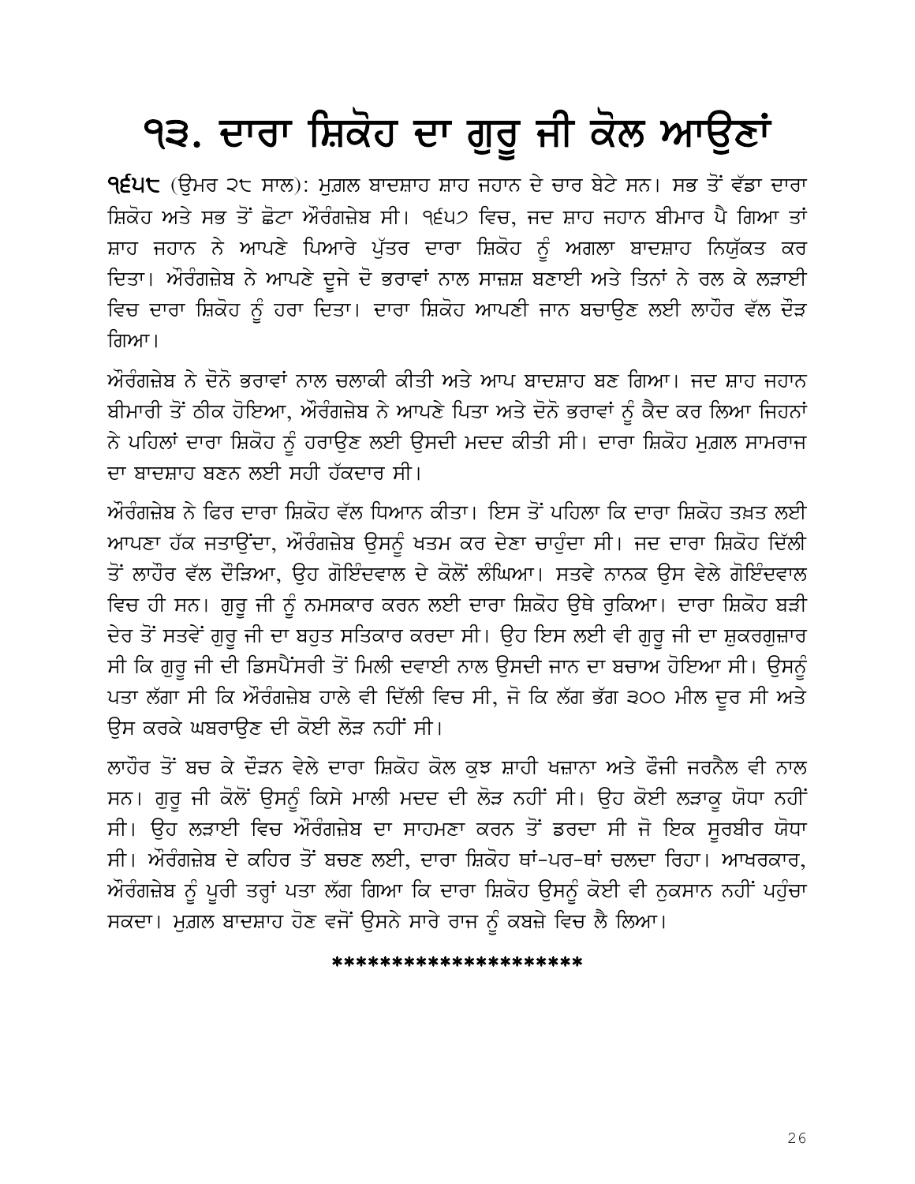# ੧੩. ਦਾਰਾ ਸ਼ਿਕੋਹ ਦਾ ਗੁਰੂ ਜੀ ਕੋਲ ਆਉਣਾਂ

**੧੬੫੮** (ਉਮਰ ੨੮ ਸਾਲ): ਮੁਗ਼ਲ ਬਾਦਸ਼ਾਹ ਸ਼ਾਹ ਜਹਾਨ ਦੇ ਚਾਰ ਬੇਟੇ ਸਨ। ਸਭ ਤੋਂ ਵੱਡਾ ਦਾਰਾ ਸ਼ਿਕੋਹ ਅਤੇ ਸਭ ਤੋਂ ਛੋਟਾ ਔਰੰਗਜ਼ੇਬ ਸੀ। ੧੬੫੭ ਵਿਚ, ਜਦ ਸ਼ਾਹ ਜਹਾਨ ਬੀਮਾਰ ਪੈ ਗਿਆ ਤਾਂ ਸ਼ਾਹ ਜਹਾਨ ਨੇ ਆਪਣੇ ਪਿਆਰੇ ਪੁੱਤਰ ਦਾਰਾ ਸ਼ਿਕੋਹ ਨੂੰ ਅਗਲਾ ਬਾਦਸ਼ਾਹ ਨਿਯੁੱਕਤ ਕਰ ਦਿਤਾ। ਔਰੰਗਜ਼ੇਬ ਨੇ ਆਪਣੇ ਦੂਜੇ ਦੋ ਭਰਾਵਾਂ ਨਾਲ ਸਾਜ਼ਸ਼ ਬਣਾਈ ਅਤੇ ਤਿਨਾਂ ਨੇ ਰਲ ਕੇ ਲੜਾਈ ਵਿਚ ਦਾਰਾ ਸ਼ਿਕੋਹ ਨੂੰ ਹਰਾ ਦਿਤਾ। ਦਾਰਾ ਸ਼ਿਕੋਹ ਆਪਣੀ ਜਾਨ ਬਚਾਉਣ ਲਈ ਲਾਹੌਰ ਵੱਲ ਦੌੜ ਗਿਆ।

ਔਰੰਗਜ਼ੇਬ ਨੇ ਦੋਨੋ ਭਰਾਵਾਂ ਨਾਲ ਚਲਾਕੀ ਕੀਤੀ ਅਤੇ ਆਪ ਬਾਦਸ਼ਾਹ ਬਣ ਗਿਆ। ਜਦ ਸ਼ਾਹ ਜਹਾਨ ਬੀਮਾਰੀ ਤੋਂ ਠੀਕ ਹੋਇਆ, ਔਰੰਗਜ਼ੇਬ ਨੇ ਆਪਣੇ ਪਿਤਾ ਅਤੇ ਦੋਨੋ ਭਰਾਵਾਂ ਨੂੰ ਕੈਦ ਕਰ ਲਿਆ ਜਿਹਨਾਂ ਨੇ ਪਹਿਲਾਂ ਦਾਰਾ ਸ਼ਿਕੋਹ ਨੂੰ ਹਰਾਉਣ ਲਈ ਉਸਦੀ ਮਦਦ ਕੀਤੀ ਸੀ। ਦਾਰਾ ਸ਼ਿਕੋਹ ਮੁਗ਼ਲ ਸਾਮਰਾਜ ਦਾ ਬਾਦਸ਼ਾਹ ਬਣਨ ਲਈ ਸਹੀ ਹੱਕਦਾਰ ਸੀ।

ਔਰੰਗਜ਼ੇਬ ਨੇ ਫਿਰ ਦਾਰਾ ਸ਼ਿਕੋਹ ਵੱਲ ਧਿਆਨ ਕੀਤਾ। ਇਸ ਤੋਂ ਪਹਿਲਾ ਕਿ ਦਾਰਾ ਸ਼ਿਕੋਹ ਤਖ਼ਤ ਲਈ ਆਪਣਾ ਹੱਕ ਜਤਾਉਂਦਾ, ਔਰੰਗਜ਼ੇਬ ਉਸਨੂੰ ਖਤਮ ਕਰ ਦੇਣਾ ਚਾਹੁੰਦਾ ਸੀ। ਜਦ ਦਾਰਾ ਸ਼ਿਕੋਹ ਦਿੱਲੀ ਤੋਂ ਲਾਹੌਰ ਵੱਲ ਦੌੜਿਆ, ਉਹ ਗੋਇੰਦਵਾਲ ਦੇ ਕੋਲੋਂ ਲੰਘਿਆ। ਸਤਵੇ ਨਾਨਕ ਉਸ ਵੇਲੇ ਗੋਇੰਦਵਾਲ ਵਿਚ ਹੀ ਸਨ। ਗੁਰੂ ਜੀ ਨੂੰ ਨਮਸਕਾਰ ਕਰਨ ਲਈ ਦਾਰਾ ਸ਼ਿਕੋਹ ਉਥੇ ਰੁਕਿਆ। ਦਾਰਾ ਸ਼ਿਕੋਹ ਬੜੀ ਦੇਰ ਤੋਂ ਸਤਵੇਂ ਗੁਰੂ ਜੀ ਦਾ ਬਹੁਤ ਸਤਿਕਾਰ ਕਰਦਾ ਸੀ। ਉਹ ਇਸ ਲਈ ਵੀ ਗੁਰੂ ਜੀ ਦਾ ਸ਼ੁਕਰਗੁਜ਼ਾਰ ਸੀ ਕਿ ਗੁਰੂ ਜੀ ਦੀ ਡਿਸਪੈਂਸਰੀ ਤੋਂ ਮਿਲੀ ਦਵਾਈ ਨਾਲ ਉਸਦੀ ਜਾਨ ਦਾ ਬਚਾਅ ਹੋਇਆ ਸੀ। ਉਸਨੂੰ ਪਤਾ ਲੱਗਾ ਸੀ ਕਿ ਔਰੰਗਜ਼ੇਬ ਹਾਲੇ ਵੀ ਦਿੱਲੀ ਵਿਚ ਸੀ, ਜੋ ਕਿ ਲੱਗ ਭੱਗ ੩੦੦ ਮੀਲ ਦੂਰ ਸੀ ਅਤੇ ਉਸ ਕਰਕੇ ਘਬਰਾਉਣ ਦੀ ਕੋਈ ਲੋੜ ਨਹੀਂ ਸੀ।

ਲਾਹੌਰ ਤੋਂ ਬਚ ਕੇ ਦੌੜਨ ਵੇਲੇ ਦਾਰਾ ਸ਼ਿਕੋਹ ਕੋਲ ਕੁਝ ਸ਼ਾਹੀ ਖਜ਼ਾਨਾ ਅਤੇ ਫੌਜੀ ਜਰਨੈਲ ਵੀ ਨਾਲ ਸਨ। ਗੁਰੂ ਜੀ ਕੋਲੋਂ ਉਸਨੂੰ ਕਿਸੇ ਮਾਲੀ ਮਦਦ ਦੀ ਲੋੜ ਨਹੀਂ ਸੀ। ਉਹ ਕੋਈ ਲੜਾਕੂ ਯੋਧਾ ਨਹੀਂ ਸੀ। ਉਹ ਲੜਾਈ ਵਿਚ ਔਰੰਗਜ਼ੇਬ ਦਾ ਸਾਹਮਣਾ ਕਰਨ ਤੋਂ ਡਰਦਾ ਸੀ ਜੋ ਇਕ ਸੂਰਬੀਰ ਯੋਧਾ ਸੀ। ਔਰੰਗਜ਼ੇਬ ਦੇ ਕਹਿਰ ਤੋਂ ਬਚਣ ਲਈ, ਦਾਰਾ ਸ਼ਿਕੋਹ ਥਾਂ-ਪਰ-ਥਾਂ ਚਲਦਾ ਰਿਹਾ। ਆਖਰਕਾਰ, ਔਰੰਗਜ਼ੇਬ ਨੂੰ ਪੂਰੀ ਤਰ੍ਹਾਂ ਪਤਾ ਲੱਗ ਗਿਆ ਕਿ ਦਾਰਾ ਸ਼ਿਕੋਹ ਉਸਨੂੰ ਕੋਈ ਵੀ ਨੁਕਸਾਨ ਨਹੀਂ ਪਹੁੰਚਾ ਸਕਦਾ। ਮੁਗ਼ਲ ਬਾਦਸ਼ਾਹ ਹੋਣ ਵਜੋਂ ਉਸਨੇ ਸਾਰੇ ਰਾਜ ਨੂੰ ਕਬਜ਼ੇ ਵਿਚ ਲੈ ਲਿਆ।

********************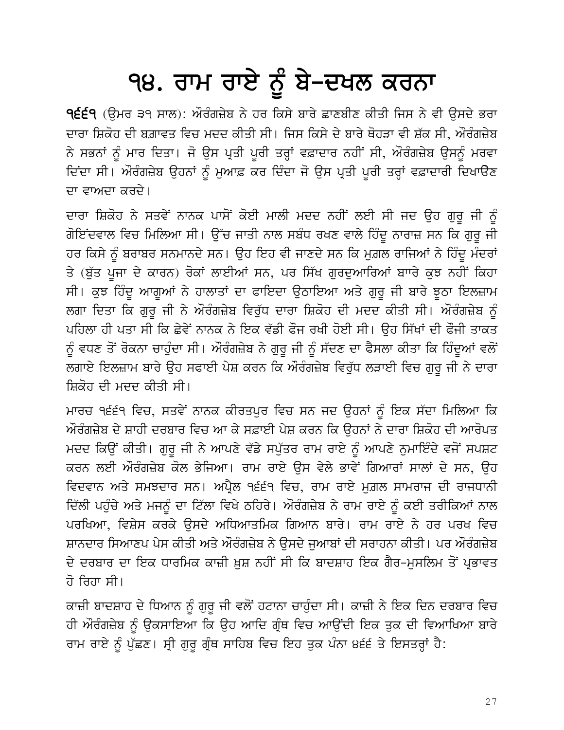# ੧੪. ਰਾਮ ਰਾਏ ਨੂੰ ਬੇ-ਦਖਲ ਕਰਨਾ

**੧੬੬੧** (ਉਮਰ ੩੧ ਸਾਲ): ਔਰੰਗਜ਼ੇਬ ਨੇ ਹਰ ਕਿਸੇ ਬਾਰੇ ਛਾਣਬੀਣ ਕੀਤੀ ਜਿਸ ਨੇ ਵੀ ਉਸਦੇ ਭਰਾ ਦਾਰਾ ਸ਼ਿਕੋਹ ਦੀ ਬਗ਼ਾਵਤ ਵਿਚ ਮਦਦ ਕੀਤੀ ਸੀ। ਜਿਸ ਕਿਸੇ ਦੇ ਬਾਰੇ ਥੋਹੜਾ ਵੀ ਸ਼ੱਕ ਸੀ, ਔਰੰਗਜ਼ੇਬ ਨੇ ਸਭਨਾਂ ਨੂੰ ਮਾਰ ਦਿਤਾ। ਜੋ ਉਸ ਪ੍ਰਤੀ ਪੂਰੀ ਤਰ੍ਹਾਂ ਵਫ਼ਾਦਾਰ ਨਹੀਂ ਸੀ, ਔਰੰਗਜ਼ੇਬ ਉਸਨੂੰ ਮਰਵਾ ਦਿੰਦਾ ਸੀ। ਔਰੰਗਜ਼ੇਬ ਉਹਨਾਂ ਨੂੰ ਮੁਆਫ਼ ਕਰ ਦਿੰਦਾ ਜੋ ਉਸ ਪ੍ਰਤੀ ਪੂਰੀ ਤਰ੍ਹਾਂ ਵਫ਼ਾਦਾਰੀ ਦਿਖਾਉਣ ਦਾ ਵਾਅਦਾ ਕਰਦੇ।

ਦਾਰਾ ਸ਼ਿਕੋਹ ਨੇ ਸਤਵੇਂ ਨਾਨਕ ਪਾਸੋਂ ਕੋਈ ਮਾਲੀ ਮਦਦ ਨਹੀਂ ਲਈ ਸੀ ਜਦ ਉਹ ਗੁਰੂ ਜੀ ਨੂੰ ਗੋਇੰਦਵਾਲ ਵਿਚ ਮਿਲਿਆ ਸੀ। ਉੱਚ ਜਾਤੀ ਨਾਲ ਸਬੰਧ ਰਖਣ ਵਾਲੇ ਹਿੰਦੂ ਨਾਰਾਜ਼ ਸਨ ਕਿ ਗੁਰੂ ਜੀ ਹਰ ਕਿਸੇ ਨੂੰ ਬਰਾਬਰ ਸਨਮਾਨਦੇ ਸਨ। ਉਹ ਇਹ ਵੀ ਜਾਣਦੇ ਸਨ ਕਿ ਮੁਗ਼ਲ ਰਾਜਿਆਂ ਨੇ ਹਿੰਦੂ ਮੰਦਰਾਂ ਤੇ (ਬੁੱਤ ਪੂਜਾ ਦੇ ਕਾਰਨ) ਰੋਕਾਂ ਲਾਈਆਂ ਸਨ, ਪਰ ਸਿੱਖ ਗੁਰਦੁਆਰਿਆਂ ਬਾਰੇ ਕੁਝ ਨਹੀਂ ਕਿਹਾ ਸੀ। ਕੁਝ ਹਿੰਦੂ ਆਗੂਆਂ ਨੇ ਹਾਲਾਤਾਂ ਦਾ ਫਾਇਦਾ ਉਠਾਇਆ ਅਤੇ ਗੁਰੂ ਜੀ ਬਾਰੇ ਝੂਠਾ ਇਲਜ਼ਾਮ ਲਗਾ ਦਿਤਾ ਕਿ ਗੁਰੂ ਜੀ ਨੇ ਔਰੰਗਜ਼ੇਬ ਵਿਰੁੱਧ ਦਾਰਾ ਸ਼ਿਕੋਹ ਦੀ ਮਦਦ ਕੀਤੀ ਸੀ। ਔਰੰਗਜ਼ੇਬ ਨੂੰ ਪਹਿਲਾ ਹੀ ਪਤਾ ਸੀ ਕਿ ਛੇਵੇਂ ਨਾਨਕ ਨੇ ਇਕ ਵੱਡੀ ਫ਼ੌਜ ਰਖੀ ਹੋਈ ਸੀ। ਉਹ ਸਿੱਖਾਂ ਦੀ ਫ਼ੌਜੀ ਤਾਕਤ ਨੂੰ ਵਧਣ ਤੋਂ ਰੋਕਨਾ ਚਾਹੁੰਦਾ ਸੀ। ਔਰੰਗਜ਼ੇਬ ਨੇ ਗੁਰੂ ਜੀ ਨੂੰ ਸੱਦਣ ਦਾ ਫੈਸਲਾ ਕੀਤਾ ਕਿ ਹਿੰਦੂਆਂ ਵਲੋਂ ਲਗਾਏ ਇਲਜ਼ਾਮ ਬਾਰੇ ਉਹ ਸਫਾਈ ਪੇਸ਼ ਕਰਨ ਕਿ ਔਰੰਗਜ਼ੇਬ ਵਿਰੁੱਧ ਲੜਾਈ ਵਿਚ ਗੁਰੂ ਜੀ ਨੇ ਦਾਰਾ ਸ਼ਿਕੋਹ ਦੀ ਮਦਦ ਕੀਤੀ ਸੀ।

ਮਾਰਚ ੧੬੬੧ ਵਿਚ, ਸਤਵੇਂ ਨਾਨਕ ਕੀਰਤਪੁਰ ਵਿਚ ਸਨ ਜਦ ਉਹਨਾਂ ਨੂੰ ਇਕ ਸੱਦਾ ਮਿਲਿਆ ਕਿ ਔਰੰਗਜ਼ੇਬ ਦੇ ਸ਼ਾਹੀ ਦਰਬਾਰ ਵਿਚ ਆ ਕੇ ਸਫ਼ਾਈ ਪੇਸ਼ ਕਰਨ ਕਿ ਉਹਨਾਂ ਨੇ ਦਾਰਾ ਸ਼ਿਕੋਹ ਦੀ ਆਰੋਪਤ ਮਦਦ ਕਿਉਂ ਕੀਤੀ। ਗੁਰੂ ਜੀ ਨੇ ਆਪਣੇ ਵੱਡੇ ਸਪੁੱਤਰ ਰਾਮ ਰਾਏ ਨੂੰ ਆਪਣੇ ਨੁਮਾਇੰਦੇ ਵਜੋਂ ਸਪਸ਼ਟ ਕਰਨ ਲਈ ਔਰੰਗਜ਼ੇਬ ਕੋਲ ਭੇਜਿਆ। ਰਾਮ ਰਾਏ ਉਸ ਵੇਲੇ ਭਾਵੇਂ ਗਿਆਰਾਂ ਸਾਲਾਂ ਦੇ ਸਨ, ਉਹ ਵਿਦਵਾਨ ਅਤੇ ਸਮਝਦਾਰ ਸਨ। ਅਪ੍ਰੈਲ ੧੬੬੧ ਵਿਚ, ਰਾਮ ਰਾਏ ਮੁਗ਼ਲ ਸਾਮਰਾਜ ਦੀ ਰਾਜਧਾਨੀ ਦਿੱਲੀ ਪਹੁੰਚੇ ਅਤੇ ਮਜਨੂੰ ਦਾ ਟਿੱਲਾ ਵਿਖੇ ਠਹਿਰੇ। ਔਰੰਗਜ਼ੇਬ ਨੇ ਰਾਮ ਰਾਏ ਨੂੰ ਕਈ ਤਰੀਕਿਆਂ ਨਾਲ ਪਰਖਿਆ, ਵਿਸ਼ੇਸ ਕਰਕੇ ਉਸਦੇ ਅਧਿਆਤਮਿਕ ਗਿਆਨ ਬਾਰੇ। ਰਾਮ ਰਾਏ ਨੇ ਹਰ ਪਰਖ ਵਿਚ ਸ਼ਾਨਦਾਰ ਸਿਆਣਪ ਪੇਸ ਕੀਤੀ ਅਤੇ ਔਰੰਗਜ਼ੇਬ ਨੇ ਉਸਦੇ ਜੁਆਬਾਂ ਦੀ ਸਰਾਹਨਾ ਕੀਤੀ। ਪਰ ਔਰੰਗਜ਼ੇਬ ਦੇ ਦਰਬਾਰ ਦਾ ਇਕ ਧਾਰਮਿਕ ਕਾਜ਼ੀ ਖ਼ੁਸ਼ ਨਹੀਂ ਸੀ ਕਿ ਬਾਦਸ਼ਾਹ ਇਕ ਗੈਰ-ਮੁਸਲਿਮ ਤੋਂ ਪ੍ਰਭਾਵਤ ਹੋ ਰਿਹਾ ਸੀ।

ਕਾਜ਼ੀ ਬਾਦਸ਼ਾਹ ਦੇ ਧਿਆਨ ਨੂੰ ਗੁਰੂ ਜੀ ਵਲੋਂ ਹਟਾਨਾ ਚਾਹੁੰਦਾ ਸੀ। ਕਾਜ਼ੀ ਨੇ ਇਕ ਦਿਨ ਦਰਬਾਰ ਵਿਚ ਹੀ ਔਰੰਗਜ਼ੇਬ ਨੂੰ ਉਕਸਾਇਆ ਕਿ ਉਹ ਆਦਿ ਗ੍ਰੰਥ ਵਿਚ ਆਉਂਦੀ ਇਕ ਤੁਕ ਦੀ ਵਿਆਖਿਆ ਬਾਰੇ ਰਾਮ ਰਾਏ ਨੂੰ ਪੁੱਛਣ। ਸ੍ਰੀ ਗੁਰੂ ਗ੍ਰੰਥ ਸਾਹਿਬ ਵਿਚ ਇਹ ਤੁਕ ਪੰਨਾ ੪੬੬ ਤੇ ਇਸਤਰ੍ਹਾਂ ਹੈ: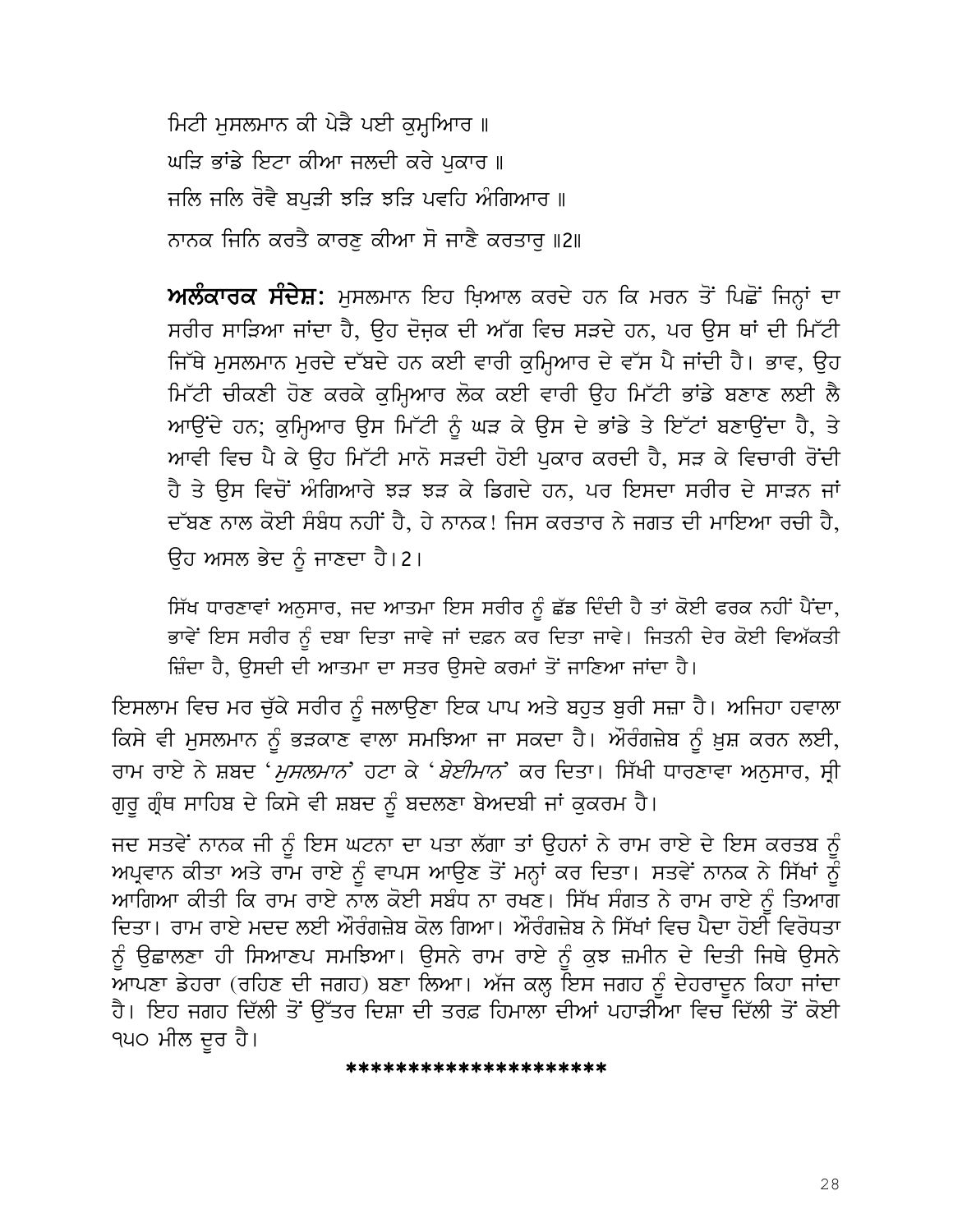ਮਿਟੀ ਮੁਸਲਮਾਨ ਕੀ ਪੇੜੈ ਪਈ ਕੁਮ੍ਹਿਆਰ ॥

ਘੜਿ ਭਾਂਡੇ ਇਟਾ ਕੀਆ ਜਲਦੀ ਕਰੇ ਪੁਕਾਰ ॥

ਜਲਿ ਜਲਿ ਰੋਵੈ ਬਪੁੜੀ ਝੜਿ ਝੜਿ ਪਵਹਿ ਅੰਗਿਆਰ ॥

ਨਾਨਕ ਜਿਨਿ ਕਰਤੈ ਕਾਰਣੁ ਕੀਆ ਸੋ ਜਾਣੈ ਕਰਤਾਰੁ ॥2॥

**ਅਲੰਕਾਰਕ ਸੰਦੇਸ਼:** ਮੁਸਲਮਾਨ ਇਹ ਖ਼ਿਆਲ ਕਰਦੇ ਹਨ ਕਿ ਮਰਨ ਤੋਂ ਪਿਛੋਂ ਜਿਨ੍ਹਾਂ ਦਾ ਸਰੀਰ ਸਾੜਿਆ ਜਾਂਦਾ ਹੈ, ਉਹ ਦੋਜ਼ਕ ਦੀ ਅੱਗ ਵਿਚ ਸੜਦੇ ਹਨ, ਪਰ ਉਸ ਥਾਂ ਦੀ ਮਿੱਟੀ ਜਿੱਥੇ ਮੁਸਲਮਾਨ ਮੁਰਦੇ ਦੱਬਦੇ ਹਨ ਕਈ ਵਾਰੀ ਕੁਮ੍ਹਿਆਰ ਦੇ ਵੱਸ ਪੈ ਜਾਂਦੀ ਹੈ। ਭਾਵ, ਉਹ ਮਿੱਟੀ ਚੀਕਣੀ ਹੋਣ ਕਰਕੇ ਕੁਮ੍ਹਿਆਰ ਲੋਕ ਕਈ ਵਾਰੀ ਉਹ ਮਿੱਟੀ ਭਾਂਡੇ ਬਣਾਣ ਲਈ ਲੈ ਆਉਂਦੇ ਹਨ; ਕੁਮ੍ਹਿਆਰ ਉਸ ਮਿੱਟੀ ਨੂੰ ਘੜ ਕੇ ਉਸ ਦੇ ਭਾਂਡੇ ਤੇ ਇੱਟਾਂ ਬਣਾਉਂਦਾ ਹੈ, ਤੇ ਆਵੀ ਵਿਚ ਪੈ ਕੇ ਉਹ ਮਿੱਟੀ ਮਾਨੋ ਸੜਦੀ ਹੋਈ ਪੁਕਾਰ ਕਰਦੀ ਹੈ, ਸੜ ਕੇ ਵਿਚਾਰੀ ਰੋਂਦੀ ਹੈ ਤੇ ਉਸ ਵਿਚੋਂ ਅੰਗਿਆਰੇ ਝੜ ਝੜ ਕੇ ਡਿਗਦੇ ਹਨ, ਪਰ ਇਸਦਾ ਸਰੀਰ ਦੇ ਸਾੜਨ ਜਾਂ ਦੱਬਣ ਨਾਲ ਕੋਈ ਸੰਬੰਧ ਨਹੀਂ ਹੈ, ਹੇ ਨਾਨਕ! ਜਿਸ ਕਰਤਾਰ ਨੇ ਜਗਤ ਦੀ ਮਾਇਆ ਰਚੀ ਹੈ, ਉਹ ਅਸਲ ਭੇਦ ਨੂੰ ਜਾਣਦਾ ਹੈ।2।

ਸਿੱਖ ਧਾਰਣਾਵਾਂ ਅਨੁਸਾਰ, ਜਦ ਆਤਮਾ ਇਸ ਸਰੀਰ ਨੂੰ ਛੱਡ ਦਿੰਦੀ ਹੈ ਤਾਂ ਕੋਈ ਫਰਕ ਨਹੀਂ ਪੈਂਦਾ, ਭਾਵੇਂ ਇਸ ਸਰੀਰ ਨੂੰ ਦਬਾ ਦਿਤਾ ਜਾਵੇ ਜਾਂ ਦਫ਼ਨ ਕਰ ਦਿਤਾ ਜਾਵੇ। ਜਿਤਨੀ ਦੇਰ ਕੋਈ ਵਿਅੱਕਤੀ ਜ਼ਿੰਦਾ ਹੈ, ਉਸਦੀ ਦੀ ਆਤਮਾ ਦਾ ਸਤਰ ਉਸਦੇ ਕਰਮਾਂ ਤੋਂ ਜਾਣਿਆ ਜਾਂਦਾ ਹੈ।

ਇਸਲਾਮ ਵਿਚ ਮਰ ਚੁੱਕੇ ਸਰੀਰ ਨੂੰ ਜਲਾਉਣਾ ਇਕ ਪਾਪ ਅਤੇ ਬਹੁਤ ਬੁਰੀ ਸਜ਼ਾ ਹੈ। ਅਜਿਹਾ ਹਵਾਲਾ ਕਿਸੇ ਵੀ ਮੁਸਲਮਾਨ ਨੂੰ ਭੜਕਾਣ ਵਾਲਾ ਸਮਝਿਆ ਜਾ ਸਕਦਾ ਹੈ। ਔਰੰਗਜ਼ੇਬ ਨੂੰ ਖ਼ੁਸ਼ ਕਰਨ ਲਈ, ਰਾਮ ਰਾਏ ਨੇ ਸ਼ਬਦ '*ਮੁਸਲਮਾਨ*' ਹਟਾ ਕੇ '*ਬੇਈਮਾਨ*' ਕਰ ਦਿਤਾ। ਸਿੱਖੀ ਧਾਰਣਾਵਾ ਅਨੁਸਾਰ, ਸ੍ਰੀ ਗੁਰੂ ਗ੍ਰੰਥ ਸਾਹਿਬ ਦੇ ਕਿਸੇ ਵੀ ਸ਼ਬਦ ਨੂੰ ਬਦਲਣਾ ਬੇਅਦਬੀ ਜਾਂ ਕੁਕਰਮ ਹੈ।

ਜਦ ਸਤਵੇਂ ਨਾਨਕ ਜੀ ਨੂੰ ਇਸ ਘਟਨਾ ਦਾ ਪਤਾ ਲੱਗਾ ਤਾਂ ਉਹਨਾਂ ਨੇ ਰਾਮ ਰਾਏ ਦੇ ਇਸ ਕਰਤਬ ਨੂੰ ਅਪ੍ਰਵਾਨ ਕੀਤਾ ਅਤੇ ਰਾਮ ਰਾਏ ਨੂੰ ਵਾਪਸ ਆਉਣ ਤੋਂ ਮਨ੍ਹਾਂ ਕਰ ਦਿਤਾ। ਸਤਵੇਂ ਨਾਨਕ ਨੇ ਸਿੱਖਾਂ ਨੂੰ ਆਗਿਆ ਕੀਤੀ ਕਿ ਰਾਮ ਰਾਏ ਨਾਲ ਕੋਈ ਸਬੰਧ ਨਾ ਰਖਣ। ਸਿੱਖ ਸੰਗਤ ਨੇ ਰਾਮ ਰਾਏ ਨੂੰ ਤਿਆਗ ਦਿਤਾ। ਰਾਮ ਰਾਏ ਮਦਦ ਲਈ ਔਰੰਗਜ਼ੇਬ ਕੋਲ ਗਿਆ। ਔਰੰਗਜ਼ੇਬ ਨੇ ਸਿੱਖਾਂ ਵਿਚ ਪੈਦਾ ਹੋਈ ਵਿਰੋਧਤਾ ਨੂੰ ਉਛਾਲਣਾ ਹੀ ਸਿਆਣਪ ਸਮਝਿਆ। ਉਸਨੇ ਰਾਮ ਰਾਏ ਨੂੰ ਕੁਝ ਜ਼ਮੀਨ ਦੇ ਦਿਤੀ ਜਿਥੇ ਉਸਨੇ ਆਪਣਾ ਡੇਹਰਾ (ਰਹਿਣ ਦੀ ਜਗਹ) ਬਣਾ ਲਿਆ। ਅੱਜ ਕਲ੍ਹ ਇਸ ਜਗਹ ਨੂੰ ਦੇਹਰਾਦੂਨ ਕਿਹਾ ਜਾਂਦਾ ਹੈ। ਇਹ ਜਗਹ ਦਿੱਲੀ ਤੋਂ ਉੱਤਰ ਦਿਸ਼ਾ ਦੀ ਤਰਫ਼ ਹਿਮਾਲਾ ਦੀਆਂ ਪਹਾੜੀਆ ਵਿਚ ਦਿੱਲੀ ਤੋਂ ਕੋਈ ੧੫੦ ਮੀਲ ਦੂਰ ਹੈ।

********************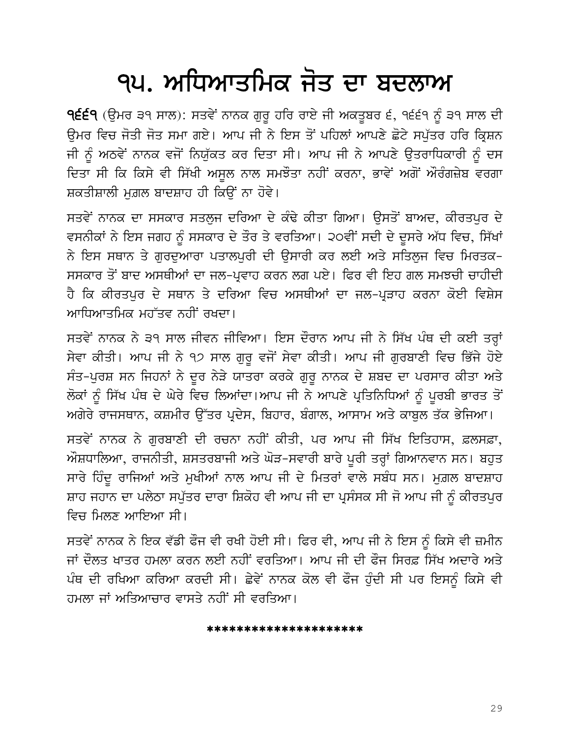# ੧੫. ਅਧਿਆਤਮਿਕ ਜੋਤ ਦਾ ਬਦਲਾਅ

**੧੬੬੧** (ਉਮਰ ੩੧ ਸਾਲ): ਸਤਵੇਂ ਨਾਨਕ ਗੁਰੂ ਹਰਿ ਰਾਏ ਜੀ ਅਕਤੂਬਰ ੬, ੧੬੬੧ ਨੂੰ ੩੧ ਸਾਲ ਦੀ ਉਮਰ ਵਿਚ ਜੋਤੀ ਜੋਤ ਸਮਾ ਗਏ। ਆਪ ਜੀ ਨੇ ਇਸ ਤੋਂ ਪਹਿਲਾਂ ਆਪਣੇ ਛੋਟੇ ਸਪੁੱਤਰ ਹਰਿ ਕ੍ਰਿਸ਼ਨ ਜੀ ਨੂੰ ਅਠਵੇਂ ਨਾਨਕ ਵਜੋਂ ਨਿਯੁੱਕਤ ਕਰ ਦਿਤਾ ਸੀ। ਆਪ ਜੀ ਨੇ ਆਪਣੇ ਉਤਰਾਧਿਕਾਰੀ ਨੂੰ ਦਸ ਦਿਤਾ ਸੀ ਕਿ ਕਿਸੇ ਵੀ ਸਿੱਖੀ ਅਸੂਲ ਨਾਲ ਸਮਝੌਤਾ ਨਹੀਂ ਕਰਨਾ, ਭਾਵੇਂ ਅਗੋਂ ਔਰੰਗਜ਼ੇਬ ਵਰਗਾ ਸ਼ਕਤੀਸ਼ਾਲੀ ਮੁਗ਼ਲ ਬਾਦਸ਼ਾਹ ਹੀ ਕਿਉਂ ਨਾ ਹੋਵੇ।

ਸਤਵੇਂ ਨਾਨਕ ਦਾ ਸਸਕਾਰ ਸਤਲੁਜ ਦਰਿਆ ਦੇ ਕੰਢੇ ਕੀਤਾ ਗਿਆ। ਉਸਤੋਂ ਬਾਅਦ, ਕੀਰਤਪੁਰ ਦੇ ਵਸਨੀਕਾਂ ਨੇ ਇਸ ਜਗਹ ਨੂੰ ਸਸਕਾਰ ਦੇ ਤੌਰ ਤੇ ਵਰਤਿਆ। ੨੦ਵੀਂ ਸਦੀ ਦੇ ਦੂਸਰੇ ਅੱਧ ਵਿਚ, ਸਿੱਖਾਂ ਨੇ ਇਸ ਸਥਾਨ ਤੇ ਗੁਰਦੁਆਰਾ ਪਤਾਲਪੁਰੀ ਦੀ ਉਸਾਰੀ ਕਰ ਲਈ ਅਤੇ ਸਤਿਲੁਜ ਵਿਚ ਮਿਰਤਕ-ਸਸਕਾਰ ਤੋਂ ਬਾਦ ਅਸਥੀਆਂ ਦਾ ਜਲ-ਪ੍ਰਵਾਹ ਕਰਨ ਲਗ ਪਏ। ਫਿਰ ਵੀ ਇਹ ਗਲ ਸਮਝਣੀ ਚਾਹੀਦੀ ਹੈ ਕਿ ਕੀਰਤਪੁਰ ਦੇ ਸਥਾਨ ਤੇ ਦਰਿਆ ਵਿਚ ਅਸਥੀਆਂ ਦਾ ਜਲ-ਪ੍ਰਵਾਹ ਕਰਨਾ ਕੋਈ ਵਿਸ਼ੇਸ ਆਧਿਆਤਮਿਕ ਮਹੱਤਵ ਨਹੀਂ ਰਖਦਾ।

ਸਤਵੇਂ ਨਾਨਕ ਨੇ ੩੧ ਸਾਲ ਜੀਵਨ ਜੀਵਿਆ। ਇਸ ਦੌਰਾਨ ਆਪ ਜੀ ਨੇ ਸਿੱਖ ਪੰਥ ਦੀ ਕਈ ਤਰ੍ਹਾਂ ਸੇਵਾ ਕੀਤੀ। ਆਪ ਜੀ ਨੇ ੧੭ ਸਾਲ ਗੁਰੂ ਵਜੋਂ ਸੇਵਾ ਕੀਤੀ। ਆਪ ਜੀ ਗੁਰਬਾਣੀ ਵਿਚ ਭਿੱਜੇ ਹੋਏ ਸੰਤ-ਪੁਰਸ਼ ਸਨ ਜਿਹਨਾਂ ਨੇ ਦੂਰ ਨੇੜੇ ਯਾਤਰਾ ਕਰਕੇ ਗੁਰੂ ਨਾਨਕ ਦੇ ਸ਼ਬਦ ਦਾ ਪਰਸਾਰ ਕੀਤਾ ਅਤੇ ਲੋਕਾਂ ਨੂੰ ਸਿੱਖ ਪੰਥ ਦੇ ਘੇਰੇ ਵਿਚ ਲਿਆਂਦਾ।ਆਪ ਜੀ ਨੇ ਆਪਣੇ ਪ੍ਰਤਿਨਿਧਿਆਂ ਨੂੰ ਪੂਰਬੀ ਭਾਰਤ ਤੋਂ ਅਗੇਰੇ ਰਾਜਸਥਾਨ, ਕਸ਼ਮੀਰ ਉੱਤਰ ਪ੍ਰਦੇਸ, ਬਿਹਾਰ, ਬੰਗਾਲ, ਆਸਾਮ ਅਤੇ ਕਾਬੁਲ ਤੱਕ ਭੇਜਿਆ।

ਸਤਵੇਂ ਨਾਨਕ ਨੇ ਗੁਰਬਾਣੀ ਦੀ ਰਚਨਾ ਨਹੀਂ ਕੀਤੀ, ਪਰ ਆਪ ਜੀ ਸਿੱਖ ਇਤਿਹਾਸ, ਫ਼ਲਸਫ਼ਾ, ਔਸ਼ਧਾਲਿਆ, ਰਾਜਨੀਤੀ, ਸ਼ਸਤਰਬਾਜੀ ਅਤੇ ਘੋੜ-ਸਵਾਰੀ ਬਾਰੇ ਪੂਰੀ ਤਰ੍ਹਾਂ ਗਿਆਨਵਾਨ ਸਨ। ਬਹੁਤ ਸਾਰੇ ਹਿੰਦੂ ਰਾਜਿਆਂ ਅਤੇ ਮੁਖੀਆਂ ਨਾਲ ਆਪ ਜੀ ਦੇ ਮਿਤਰਾਂ ਵਾਲੇ ਸਬੰਧ ਸਨ। ਮੁਗ਼ਲ ਬਾਦਸ਼ਾਹ ਸ਼ਾਹ ਜਹਾਨ ਦਾ ਪਲੇਠਾ ਸਪੁੱਤਰ ਦਾਰਾ ਸ਼ਿਕੋਹ ਵੀ ਆਪ ਜੀ ਦਾ ਪ੍ਰਸੰਸਕ ਸੀ ਜੋ ਆਪ ਜੀ ਨੂੰ ਕੀਰਤਪੁਰ ਵਿਚ ਮਿਲਣ ਆਇਆ ਸੀ।

ਸਤਵੇਂ ਨਾਨਕ ਨੇ ਇਕ ਵੱਡੀ ਫੌਜ ਵੀ ਰਖੀ ਹੋਈ ਸੀ। ਫਿਰ ਵੀ, ਆਪ ਜੀ ਨੇ ਇਸ ਨੂੰ ਕਿਸੇ ਵੀ ਜ਼ਮੀਨ ਜਾਂ ਦੌਲਤ ਖਾਤਰ ਹਮਲਾ ਕਰਨ ਲਈ ਨਹੀਂ ਵਰਤਿਆ। ਆਪ ਜੀ ਦੀ ਫੌਜ ਸਿਰਫ਼ ਸਿੱਖ ਅਦਾਰੇ ਅਤੇ ਪੰਥ ਦੀ ਰਖਿਆ ਕਰਿਆ ਕਰਦੀ ਸੀ। ਛੇਵੇਂ ਨਾਨਕ ਕੋਲ ਵੀ ਫੌਜ ਹੁੰਦੀ ਸੀ ਪਰ ਇਸਨੂੰ ਕਿਸੇ ਵੀ ਹਮਲਾ ਜਾਂ ਅਤਿਆਚਾਰ ਵਾਸਤੇ ਨਹੀਂ ਸੀ ਵਰਤਿਆ।

********************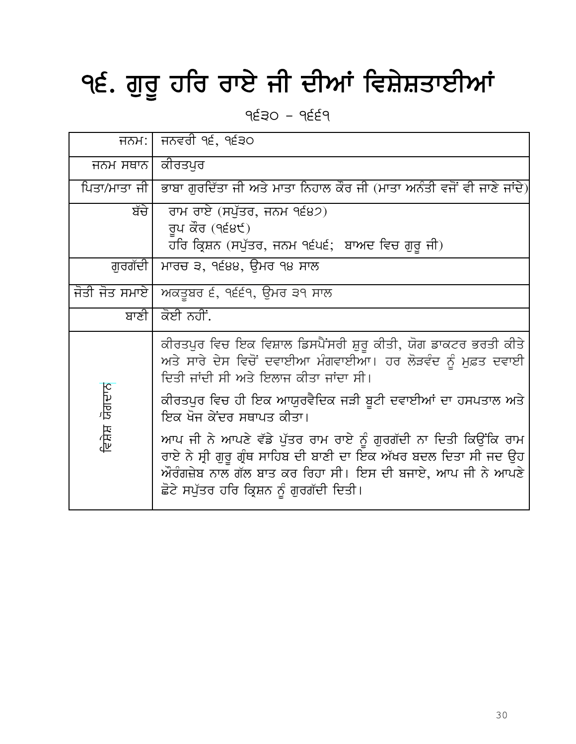# ੧੬. ਗੁਰੂ ਹਰਿ ਰਾਏ ਜੀ ਦੀਆਂ ਵਿਸ਼ੇਸ਼ਤਾਈਆਂ

੧੬੩੦ – ੧੬੬੧

| | |
|---|---|
| ਜਨਮ: | ਜਨਵਰੀ ੧੬, ੧੬੩੦ |
| ਜਨਮ ਸਥਾਨ | ਕੀਰਤਪੁਰ |
| ਪਿਤਾ/ਮਾਤਾ ਜੀ | ਭਾਬਾ ਗੁਰਦਿੱਤਾ ਜੀ ਅਤੇ ਮਾਤਾ ਨਿਹਾਲ ਕੌਰ ਜੀ (ਮਾਤਾ ਅਨੰਤੀ ਵਜੋਂ ਵੀ ਜਾਣੇ ਜਾਂਦੇ) |
| ਬੱਚੇ | ਰਾਮ ਰਾਏ (ਸਪੁੱਤਰ, ਜਨਮ ੧੬੪੭)<br>ਰੂਪ ਕੌਰ (੧੬੪੯)<br>ਹਰਿ ਕ੍ਰਿਸ਼ਨ (ਸਪੁੱਤਰ, ਜਨਮ ੧੬੫੬; ਬਾਅਦ ਵਿਚ ਗੁਰੂ ਜੀ) |
| ਗੁਰਗੱਦੀ | ਮਾਰਚ ੩, ੧੬੪੪, ਉਮਰ ੧੪ ਸਾਲ |
| ਜੋਤੀ ਜੋਤ ਸਮਾਏ | ਅਕਤੂਬਰ ੬, ੧੬੬੧, ਉਮਰ ੩੧ ਸਾਲ |
| ਬਾਣੀ | ਕੋਈ ਨਹੀਂ. |
| ਵਿਸ਼ੇਸ਼ ਯੋਗਦਾਨ | ਕੀਰਤਪੁਰ ਵਿਚ ਇਕ ਵਿਸ਼ਾਲ ਡਿਸਪੈਂਸਰੀ ਸ਼ੁਰੂ ਕੀਤੀ, ਯੋਗ ਡਾਕਟਰ ਭਰਤੀ ਕੀਤੇ ਅਤੇ ਸਾਰੇ ਦੇਸ ਵਿਚੋਂ ਦਵਾਈਆ ਮੰਗਵਾਈਆ। ਹਰ ਲੋੜਵੰਦ ਨੂੰ ਮੁਫ਼ਤ ਦਵਾਈ ਦਿਤੀ ਜਾਂਦੀ ਸੀ ਅਤੇ ਇਲਾਜ ਕੀਤਾ ਜਾਂਦਾ ਸੀ।<br><br>ਕੀਰਤਪੁਰ ਵਿਚ ਹੀ ਇਕ ਆਯੁਰਵੈਦਿਕ ਜੜੀ ਬੂਟੀ ਦਵਾਈਆਂ ਦਾ ਹਸਪਤਾਲ ਅਤੇ ਇਕ ਖੋਜ ਕੇਂਦਰ ਸਥਾਪਤ ਕੀਤਾ।<br><br>ਆਪ ਜੀ ਨੇ ਆਪਣੇ ਵੱਡੇ ਪੁੱਤਰ ਰਾਮ ਰਾਏ ਨੂੰ ਗੁਰਗੱਦੀ ਨਾ ਦਿਤੀ ਕਿਉਂਕਿ ਰਾਮ ਰਾਏ ਨੇ ਸ੍ਰੀ ਗੁਰੂ ਗ੍ਰੰਥ ਸਾਹਿਬ ਦੀ ਬਾਣੀ ਦਾ ਇਕ ਅੱਖਰ ਬਦਲ ਦਿਤਾ ਸੀ ਜਦ ਉਹ ਔਰੰਗਜ਼ੇਬ ਨਾਲ ਗੱਲ ਬਾਤ ਕਰ ਰਿਹਾ ਸੀ। ਇਸ ਦੀ ਬਜਾਏ, ਆਪ ਜੀ ਨੇ ਆਪਣੇ ਛੋਟੇ ਸਪੁੱਤਰ ਹਰਿ ਕ੍ਰਿਸ਼ਨ ਨੂੰ ਗੁਰਗੱਦੀ ਦਿਤੀ। |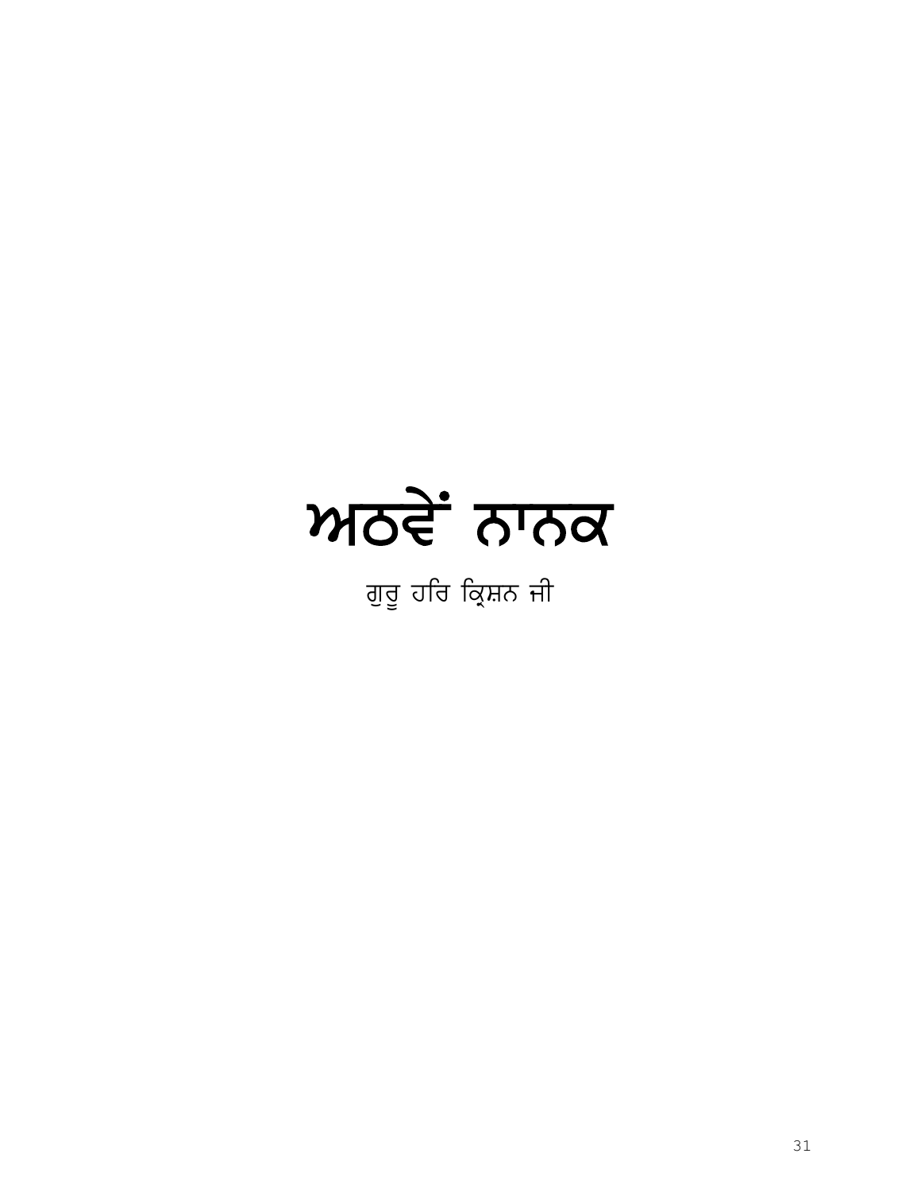# ਅਠਵੇਂ ਨਾਨਕ

ਗੁਰੂ ਹਰਿ ਕ੍ਰਿਸ਼ਨ ਜੀ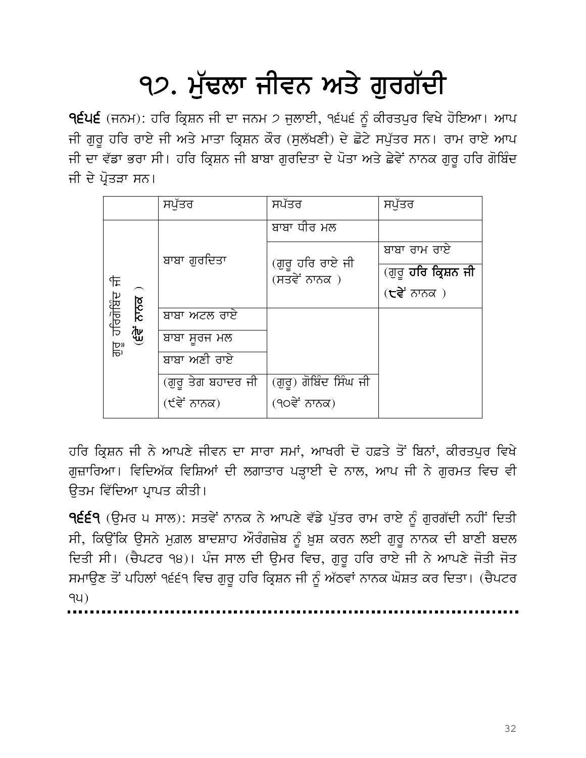// ੧੭. ਮੁੱਢਲਾ ਜੀਵਨ ਅਤੇ ਗੁਰਗੱਦੀ

**੧੬੫੬** (ਜਨਮ): ਹਰਿ ਕ੍ਰਿਸ਼ਨ ਜੀ ਦਾ ਜਨਮ ੭ ਜੁਲਾਈ, ੧੬੫੬ ਨੂੰ ਕੀਰਤਪੁਰ ਵਿਖੇ ਹੋਇਆ। ਆਪ ਜੀ ਗੁਰੂ ਹਰਿ ਰਾਏ ਜੀ ਅਤੇ ਮਾਤਾ ਕ੍ਰਿਸ਼ਨ ਕੌਰ (ਸੁਲੱਖਣੀ) ਦੇ ਛੋਟੇ ਸਪੁੱਤਰ ਸਨ। ਰਾਮ ਰਾਏ ਆਪ ਜੀ ਦਾ ਵੱਡਾ ਭਰਾ ਸੀ। ਹਰਿ ਕ੍ਰਿਸ਼ਨ ਜੀ ਬਾਬਾ ਗੁਰਦਿਤਾ ਦੇ ਪੋਤਾ ਅਤੇ ਛੇਵੇਂ ਨਾਨਕ ਗੁਰੂ ਹਰਿ ਗੋਬਿੰਦ ਜੀ ਦੇ ਪ੍ਰੋਤੜਾ ਸਨ।

| | ਸਪੁੱਤਰ | ਸਪੱਤਰ | ਸਪੁੱਤਰ |
|---|---|---|---|
| ਗੁਰੂ ਹਰਿਗੋਬਿੰਦ ਜੀ (**੬ਵੇਂ ਨਾਨਕ**) | ਬਾਬਾ ਗੁਰਦਿਤਾ | ਬਾਬਾ ਧੀਰ ਮਲ | |
| | | (ਗੁਰੂ ਹਰਿ ਰਾਏ ਜੀ (ਸਤਵੇਂ ਨਾਨਕ ) | ਬਾਬਾ ਰਾਮ ਰਾਏ |
| | | | (ਗੁਰੂ **ਹਰਿ ਕ੍ਰਿਸ਼ਨ ਜੀ** (**੮ਵੇਂ** ਨਾਨਕ ) |
| | ਬਾਬਾ ਅਟਲ ਰਾਏ | | |
| | ਬਾਬਾ ਸੂਰਜ ਮਲ | | |
| | ਬਾਬਾ ਅਣੀ ਰਾਏ | | |
| | (ਗੁਰੂ ਤੇਗ ਬਹਾਦਰ ਜੀ (੯ਵੇਂ ਨਾਨਕ) | (ਗੁਰੂ) ਗੋਬਿੰਦ ਸਿੰਘ ਜੀ (੧੦ਵੇਂ ਨਾਨਕ) | |

ਹਰਿ ਕ੍ਰਿਸ਼ਨ ਜੀ ਨੇ ਆਪਣੇ ਜੀਵਨ ਦਾ ਸਾਰਾ ਸਮਾਂ, ਆਖਰੀ ਦੋ ਹਫ਼ਤੇ ਤੋਂ ਬਿਨਾਂ, ਕੀਰਤਪੁਰ ਵਿਖੇ ਗੁਜ਼ਾਰਿਆ। ਵਿਦਿਅੱਕ ਵਿਸ਼ਿਆਂ ਦੀ ਲਗਾਤਾਰ ਪੜ੍ਹਾਈ ਦੇ ਨਾਲ, ਆਪ ਜੀ ਨੇ ਗੁਰਮਤ ਵਿਚ ਵੀ ਉਤਮ ਵਿੱਦਿਆ ਪ੍ਰਾਪਤ ਕੀਤੀ।

**੧੬੬੧** (ਉਮਰ ੫ ਸਾਲ): ਸਤਵੇਂ ਨਾਨਕ ਨੇ ਆਪਣੇ ਵੱਡੇ ਪੁੱਤਰ ਰਾਮ ਰਾਏ ਨੂੰ ਗੁਰਗੱਦੀ ਨਹੀਂ ਦਿਤੀ ਸੀ, ਕਿਉਂਕਿ ਉਸਨੇ ਮੁਗ਼ਲ ਬਾਦਸ਼ਾਹ ਔਰੰਗਜ਼ੇਬ ਨੂੰ ਖ਼ੁਸ਼ ਕਰਨ ਲਈ ਗੁਰੂ ਨਾਨਕ ਦੀ ਬਾਣੀ ਬਦਲ ਦਿਤੀ ਸੀ। (ਚੈਪਟਰ ੧੪)। ਪੰਜ ਸਾਲ ਦੀ ਉਮਰ ਵਿਚ, ਗੁਰੂ ਹਰਿ ਰਾਏ ਜੀ ਨੇ ਆਪਣੇ ਜੋਤੀ ਜੋਤ ਸਮਾਉਣ ਤੋਂ ਪਹਿਲਾਂ ੧੬੬੧ ਵਿਚ ਗੁਰੂ ਹਰਿ ਕ੍ਰਿਸ਼ਨ ਜੀ ਨੂੰ ਅੱਠਵਾਂ ਨਾਨਕ ਘੋਸ਼ਤ ਕਰ ਦਿਤਾ। (ਚੈਪਟਰ ੧੫)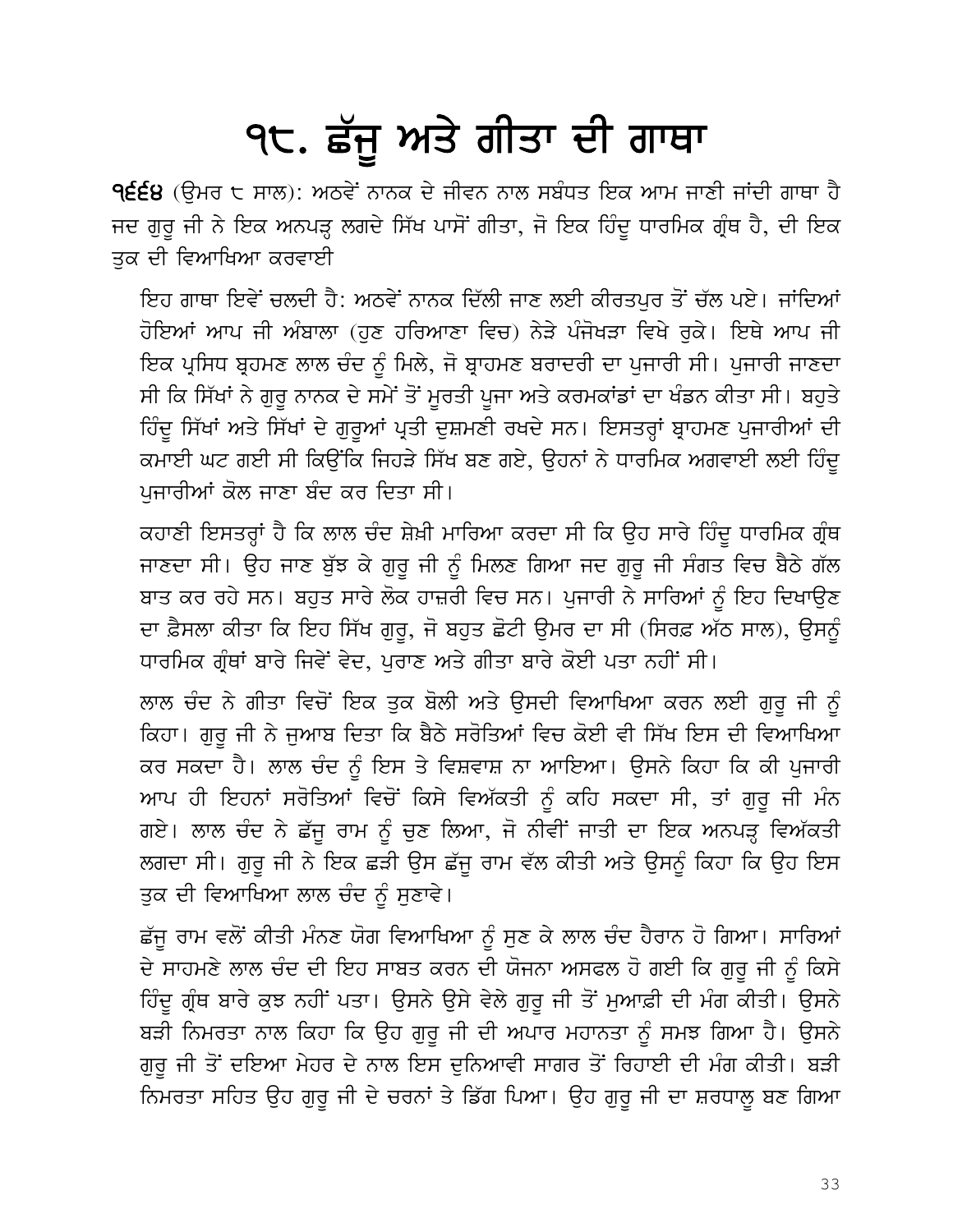# ੧੮. ਛੱਜੂ ਅਤੇ ਗੀਤਾ ਦੀ ਗਾਥਾ

**੧੬੬੪** (ਉਮਰ ੮ ਸਾਲ): ਅਠਵੇਂ ਨਾਨਕ ਦੇ ਜੀਵਨ ਨਾਲ ਸਬੰਧਤ ਇਕ ਆਮ ਜਾਣੀ ਜਾਂਦੀ ਗਾਥਾ ਹੈ ਜਦ ਗੁਰੂ ਜੀ ਨੇ ਇਕ ਅਨਪੜ੍ਹ ਲਗਦੇ ਸਿੱਖ ਪਾਸੋਂ ਗੀਤਾ, ਜੋ ਇਕ ਹਿੰਦੂ ਧਾਰਮਿਕ ਗ੍ਰੰਥ ਹੈ, ਦੀ ਇਕ ਤੁਕ ਦੀ ਵਿਆਖਿਆ ਕਰਵਾਈ

ਇਹ ਗਾਥਾ ਇਵੇਂ ਚਲਦੀ ਹੈ: ਅਠਵੇਂ ਨਾਨਕ ਦਿੱਲੀ ਜਾਣ ਲਈ ਕੀਰਤਪੁਰ ਤੋਂ ਚੱਲ ਪਏ। ਜਾਂਦਿਆਂ ਹੋਇਆਂ ਆਪ ਜੀ ਅੰਬਾਲਾ (ਹੁਣ ਹਰਿਆਣਾ ਵਿਚ) ਨੇੜੇ ਪੰਜੋਖੜਾ ਵਿਖੇ ਰੁਕੇ। ਇਥੇ ਆਪ ਜੀ ਇਕ ਪ੍ਰਸਿਧ ਬ੍ਰਹਮਣ ਲਾਲ ਚੰਦ ਨੂੰ ਮਿਲੇ, ਜੋ ਬ੍ਰਾਹਮਣ ਬਰਾਦਰੀ ਦਾ ਪੁਜਾਰੀ ਸੀ। ਪੁਜਾਰੀ ਜਾਣਦਾ ਸੀ ਕਿ ਸਿੱਖਾਂ ਨੇ ਗੁਰੂ ਨਾਨਕ ਦੇ ਸਮੇਂ ਤੋਂ ਮੂਰਤੀ ਪੂਜਾ ਅਤੇ ਕਰਮਕਾਂਡਾਂ ਦਾ ਖੰਡਨ ਕੀਤਾ ਸੀ। ਬਹੁਤੇ ਹਿੰਦੂ ਸਿੱਖਾਂ ਅਤੇ ਸਿੱਖਾਂ ਦੇ ਗੁਰੂਆਂ ਪ੍ਰਤੀ ਦੁਸ਼ਮਣੀ ਰਖਦੇ ਸਨ। ਇਸਤਰ੍ਹਾਂ ਬ੍ਰਾਹਮਣ ਪੁਜਾਰੀਆਂ ਦੀ ਕਮਾਈ ਘਟ ਗਈ ਸੀ ਕਿਉਂਕਿ ਜਿਹੜੇ ਸਿੱਖ ਬਣ ਗਏ, ਉਹਨਾਂ ਨੇ ਧਾਰਮਿਕ ਅਗਵਾਈ ਲਈ ਹਿੰਦੂ ਪੁਜਾਰੀਆਂ ਕੋਲ ਜਾਣਾ ਬੰਦ ਕਰ ਦਿਤਾ ਸੀ।

ਕਹਾਣੀ ਇਸਤਰ੍ਹਾਂ ਹੈ ਕਿ ਲਾਲ ਚੰਦ ਸ਼ੇਖ਼ੀ ਮਾਰਿਆ ਕਰਦਾ ਸੀ ਕਿ ਉਹ ਸਾਰੇ ਹਿੰਦੂ ਧਾਰਮਿਕ ਗ੍ਰੰਥ ਜਾਣਦਾ ਸੀ। ਉਹ ਜਾਣ ਬੁੱਝ ਕੇ ਗੁਰੂ ਜੀ ਨੂੰ ਮਿਲਣ ਗਿਆ ਜਦ ਗੁਰੂ ਜੀ ਸੰਗਤ ਵਿਚ ਬੈਠੇ ਗੱਲ ਬਾਤ ਕਰ ਰਹੇ ਸਨ। ਬਹੁਤ ਸਾਰੇ ਲੋਕ ਹਾਜ਼ਰੀ ਵਿਚ ਸਨ। ਪੁਜਾਰੀ ਨੇ ਸਾਰਿਆਂ ਨੂੰ ਇਹ ਦਿਖਾਉਣ ਦਾ ਫ਼ੈਸਲਾ ਕੀਤਾ ਕਿ ਇਹ ਸਿੱਖ ਗੁਰੂ, ਜੋ ਬਹੁਤ ਛੋਟੀ ਉਮਰ ਦਾ ਸੀ (ਸਿਰਫ਼ ਅੱਠ ਸਾਲ), ਉਸਨੂੰ ਧਾਰਮਿਕ ਗ੍ਰੰਥਾਂ ਬਾਰੇ ਜਿਵੇਂ ਵੇਦ, ਪੁਰਾਣ ਅਤੇ ਗੀਤਾ ਬਾਰੇ ਕੋਈ ਪਤਾ ਨਹੀਂ ਸੀ।

ਲਾਲ ਚੰਦ ਨੇ ਗੀਤਾ ਵਿਚੋਂ ਇਕ ਤੁਕ ਬੋਲੀ ਅਤੇ ਉਸਦੀ ਵਿਆਖਿਆ ਕਰਨ ਲਈ ਗੁਰੂ ਜੀ ਨੂੰ ਕਿਹਾ। ਗੁਰੂ ਜੀ ਨੇ ਜੁਆਬ ਦਿਤਾ ਕਿ ਬੈਠੇ ਸਰੋਤਿਆਂ ਵਿਚ ਕੋਈ ਵੀ ਸਿੱਖ ਇਸ ਦੀ ਵਿਆਖਿਆ ਕਰ ਸਕਦਾ ਹੈ। ਲਾਲ ਚੰਦ ਨੂੰ ਇਸ ਤੇ ਵਿਸ਼ਵਾਸ਼ ਨਾ ਆਇਆ। ਉਸਨੇ ਕਿਹਾ ਕਿ ਕੀ ਪੁਜਾਰੀ ਆਪ ਹੀ ਇਹਨਾਂ ਸਰੋਤਿਆਂ ਵਿਚੋਂ ਕਿਸੇ ਵਿਅੱਕਤੀ ਨੂੰ ਕਹਿ ਸਕਦਾ ਸੀ, ਤਾਂ ਗੁਰੂ ਜੀ ਮੰਨ ਗਏ। ਲਾਲ ਚੰਦ ਨੇ ਛੱਜੂ ਰਾਮ ਨੂੰ ਚੁਣ ਲਿਆ, ਜੋ ਨੀਵੀਂ ਜਾਤੀ ਦਾ ਇਕ ਅਨਪੜ੍ਹ ਵਿਅੱਕਤੀ ਲਗਦਾ ਸੀ। ਗੁਰੂ ਜੀ ਨੇ ਇਕ ਛੜੀ ਉਸ ਛੱਜੂ ਰਾਮ ਵੱਲ ਕੀਤੀ ਅਤੇ ਉਸਨੂੰ ਕਿਹਾ ਕਿ ਉਹ ਇਸ ਤੁਕ ਦੀ ਵਿਆਖਿਆ ਲਾਲ ਚੰਦ ਨੂੰ ਸੁਣਾਵੇ।

ਛੱਜੂ ਰਾਮ ਵਲੋਂ ਕੀਤੀ ਮੰਨਣ ਯੋਗ ਵਿਆਖਿਆ ਨੂੰ ਸੁਣ ਕੇ ਲਾਲ ਚੰਦ ਹੈਰਾਨ ਹੋ ਗਿਆ। ਸਾਰਿਆਂ ਦੇ ਸਾਹਮਣੇ ਲਾਲ ਚੰਦ ਦੀ ਇਹ ਸਾਬਤ ਕਰਨ ਦੀ ਯੋਜਨਾ ਅਸਫਲ ਹੋ ਗਈ ਕਿ ਗੁਰੂ ਜੀ ਨੂੰ ਕਿਸੇ ਹਿੰਦੂ ਗ੍ਰੰਥ ਬਾਰੇ ਕੁਝ ਨਹੀਂ ਪਤਾ। ਉਸਨੇ ਉਸੇ ਵੇਲੇ ਗੁਰੂ ਜੀ ਤੋਂ ਮੁਆਫ਼ੀ ਦੀ ਮੰਗ ਕੀਤੀ। ਉਸਨੇ ਬੜੀ ਨਿਮਰਤਾ ਨਾਲ ਕਿਹਾ ਕਿ ਉਹ ਗੁਰੂ ਜੀ ਦੀ ਅਪਾਰ ਮਹਾਨਤਾ ਨੂੰ ਸਮਝ ਗਿਆ ਹੈ। ਉਸਨੇ ਗੁਰੂ ਜੀ ਤੋਂ ਦਇਆ ਮੇਹਰ ਦੇ ਨਾਲ ਇਸ ਦੁਨਿਆਵੀ ਸਾਗਰ ਤੋਂ ਰਿਹਾਈ ਦੀ ਮੰਗ ਕੀਤੀ। ਬੜੀ ਨਿਮਰਤਾ ਸਹਿਤ ਉਹ ਗੁਰੂ ਜੀ ਦੇ ਚਰਨਾਂ ਤੇ ਡਿੱਗ ਪਿਆ। ਉਹ ਗੁਰੂ ਜੀ ਦਾ ਸ਼ਰਧਾਲੂ ਬਣ ਗਿਆ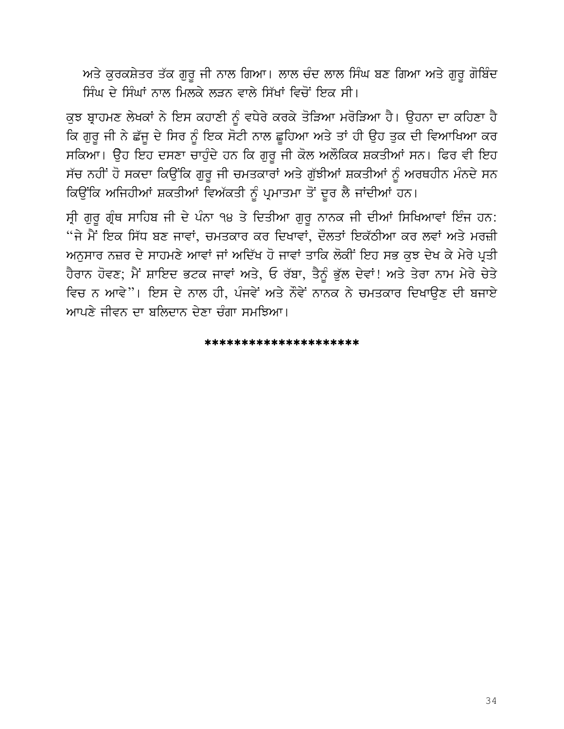ਅਤੇ ਕੁਰਕਸ਼ੇਤਰ ਤੱਕ ਗੁਰੂ ਜੀ ਨਾਲ ਗਿਆ। ਲਾਲ ਚੰਦ ਲਾਲ ਸਿੰਘ ਬਣ ਗਿਆ ਅਤੇ ਗੁਰੂ ਗੋਬਿੰਦ ਸਿੰਘ ਦੇ ਸਿੰਘਾਂ ਨਾਲ ਮਿਲਕੇ ਲੜਨ ਵਾਲੇ ਸਿੱਖਾਂ ਵਿਚੋਂ ਇਕ ਸੀ।

ਕੁਝ ਬ੍ਰਾਹਮਣ ਲੇਖਕਾਂ ਨੇ ਇਸ ਕਹਾਣੀ ਨੂੰ ਵਧੇਰੇ ਕਰਕੇ ਤੋੜਿਆ ਮਰੋੜਿਆ ਹੈ। ਉਹਨਾ ਦਾ ਕਹਿਣਾ ਹੈ ਕਿ ਗੁਰੂ ਜੀ ਨੇ ਛੱਜੂ ਦੇ ਸਿਰ ਨੂੰ ਇਕ ਸੋਟੀ ਨਾਲ ਛੂਹਿਆ ਅਤੇ ਤਾਂ ਹੀ ਉਹ ਤੁਕ ਦੀ ਵਿਆਖਿਆ ਕਰ ਸਕਿਆ। ਉਹ ਇਹ ਦਸਣਾ ਚਾਹੁੰਦੇ ਹਨ ਕਿ ਗੁਰੂ ਜੀ ਕੋਲ ਅਲੌਕਿਕ ਸ਼ਕਤੀਆਂ ਸਨ। ਫਿਰ ਵੀ ਇਹ ਸੱਚ ਨਹੀਂ ਹੋ ਸਕਦਾ ਕਿਉਂਕਿ ਗੁਰੂ ਜੀ ਚਮਤਕਾਰਾਂ ਅਤੇ ਗੁੱਝੀਆਂ ਸ਼ਕਤੀਆਂ ਨੂੰ ਅਰਥਹੀਨ ਮੰਨਦੇ ਸਨ ਕਿਉਂਕਿ ਅਜਿਹੀਆਂ ਸ਼ਕਤੀਆਂ ਵਿਅੱਕਤੀ ਨੂੰ ਪ੍ਰਮਾਤਮਾ ਤੋਂ ਦੂਰ ਲੈ ਜਾਂਦੀਆਂ ਹਨ।

ਸ੍ਰੀ ਗੁਰੂ ਗ੍ਰੰਥ ਸਾਹਿਬ ਜੀ ਦੇ ਪੰਨਾ ੧੪ ਤੇ ਦਿਤੀਆ ਗੁਰੂ ਨਾਨਕ ਜੀ ਦੀਆਂ ਸਿਖਿਆਵਾਂ ਇੰਜ ਹਨ: "ਜੇ ਮੈਂ ਇਕ ਸਿੱਧ ਬਣ ਜਾਵਾਂ, ਚਮਤਕਾਰ ਕਰ ਦਿਖਾਵਾਂ, ਦੌਲਤਾਂ ਇਕੱਠੀਆ ਕਰ ਲਵਾਂ ਅਤੇ ਮਰਜ਼ੀ ਅਨੁਸਾਰ ਨਜ਼ਰ ਦੇ ਸਾਹਮਣੇ ਆਵਾਂ ਜਾਂ ਅਦਿੱਖ ਹੋ ਜਾਵਾਂ ਤਾਕਿ ਲੋਕੀਂ ਇਹ ਸਭ ਕੁਝ ਦੇਖ ਕੇ ਮੇਰੇ ਪ੍ਰਤੀ ਹੈਰਾਨ ਹੋਵਣ; ਮੈਂ ਸ਼ਾਇਦ ਭਟਕ ਜਾਵਾਂ ਅਤੇ, ਓ ਰੱਬਾ, ਤੈਨੂੰ ਭੁੱਲ ਦੇਵਾਂ! ਅਤੇ ਤੇਰਾ ਨਾਮ ਮੇਰੇ ਚੇਤੇ ਵਿਚ ਨ ਆਵੇ"। ਇਸ ਦੇ ਨਾਲ ਹੀ, ਪੰਜਵੇਂ ਅਤੇ ਨੌਵੇਂ ਨਾਨਕ ਨੇ ਚਮਤਕਾਰ ਦਿਖਾਉਣ ਦੀ ਬਜਾਏ ਆਪਣੇ ਜੀਵਨ ਦਾ ਬਲਿਦਾਨ ਦੇਣਾ ਚੰਗਾ ਸਮਝਿਆ।

********************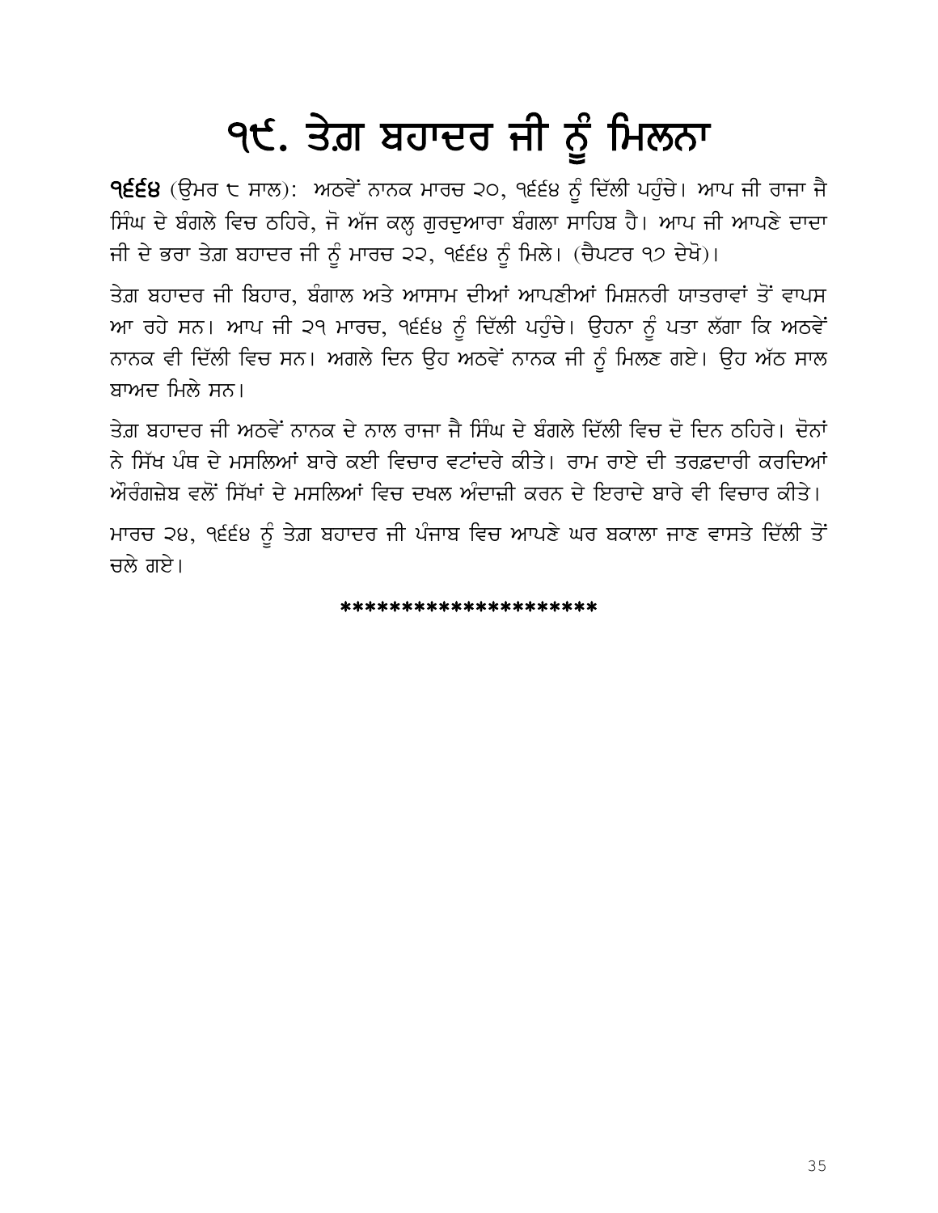# ੧੯. ਤੇਗ਼ ਬਹਾਦਰ ਜੀ ਨੂੰ ਮਿਲਨਾ

**੧੬੬੪** (ਉਮਰ ੮ ਸਾਲ): ਅਠਵੇਂ ਨਾਨਕ ਮਾਰਚ ੨੦, ੧੬੬੪ ਨੂੰ ਦਿੱਲੀ ਪਹੁੰਚੇ। ਆਪ ਜੀ ਰਾਜਾ ਜੈ ਸਿੰਘ ਦੇ ਬੰਗਲੇ ਵਿਚ ਠਹਿਰੇ, ਜੋ ਅੱਜ ਕਲ੍ਹ ਗੁਰਦੁਆਰਾ ਬੰਗਲਾ ਸਾਹਿਬ ਹੈ। ਆਪ ਜੀ ਆਪਣੇ ਦਾਦਾ ਜੀ ਦੇ ਭਰਾ ਤੇਗ਼ ਬਹਾਦਰ ਜੀ ਨੂੰ ਮਾਰਚ ੨੨, ੧੬੬੪ ਨੂੰ ਮਿਲੇ। (ਚੈਪਟਰ ੧੭ ਦੇਖੋ)।

ਤੇਗ਼ ਬਹਾਦਰ ਜੀ ਬਿਹਾਰ, ਬੰਗਾਲ ਅਤੇ ਆਸਾਮ ਦੀਆਂ ਆਪਣੀਆਂ ਮਿਸ਼ਨਰੀ ਯਾਤਰਾਵਾਂ ਤੋਂ ਵਾਪਸ ਆ ਰਹੇ ਸਨ। ਆਪ ਜੀ ੨੧ ਮਾਰਚ, ੧੬੬੪ ਨੂੰ ਦਿੱਲੀ ਪਹੁੰਚੇ। ਉਹਨਾ ਨੂੰ ਪਤਾ ਲੱਗਾ ਕਿ ਅਠਵੇਂ ਨਾਨਕ ਵੀ ਦਿੱਲੀ ਵਿਚ ਸਨ। ਅਗਲੇ ਦਿਨ ਉਹ ਅਠਵੇਂ ਨਾਨਕ ਜੀ ਨੂੰ ਮਿਲਣ ਗਏ। ਉਹ ਅੱਠ ਸਾਲ ਬਾਅਦ ਮਿਲੇ ਸਨ।

ਤੇਗ਼ ਬਹਾਦਰ ਜੀ ਅਠਵੇਂ ਨਾਨਕ ਦੇ ਨਾਲ ਰਾਜਾ ਜੈ ਸਿੰਘ ਦੇ ਬੰਗਲੇ ਦਿੱਲੀ ਵਿਚ ਦੋ ਦਿਨ ਠਹਿਰੇ। ਦੋਨਾਂ ਨੇ ਸਿੱਖ ਪੰਥ ਦੇ ਮਸਲਿਆਂ ਬਾਰੇ ਕਈ ਵਿਚਾਰ ਵਟਾਂਦਰੇ ਕੀਤੇ। ਰਾਮ ਰਾਏ ਦੀ ਤਰਫ਼ਦਾਰੀ ਕਰਦਿਆਂ ਔਰੰਗਜ਼ੇਬ ਵਲੋਂ ਸਿੱਖਾਂ ਦੇ ਮਸਲਿਆਂ ਵਿਚ ਦਖਲ ਅੰਦਾਜ਼ੀ ਕਰਨ ਦੇ ਇਰਾਦੇ ਬਾਰੇ ਵੀ ਵਿਚਾਰ ਕੀਤੇ।

ਮਾਰਚ ੨੪, ੧੬੬੪ ਨੂੰ ਤੇਗ਼ ਬਹਾਦਰ ਜੀ ਪੰਜਾਬ ਵਿਚ ਆਪਣੇ ਘਰ ਬਕਾਲਾ ਜਾਣ ਵਾਸਤੇ ਦਿੱਲੀ ਤੋਂ ਚਲੇ ਗਏ।

********************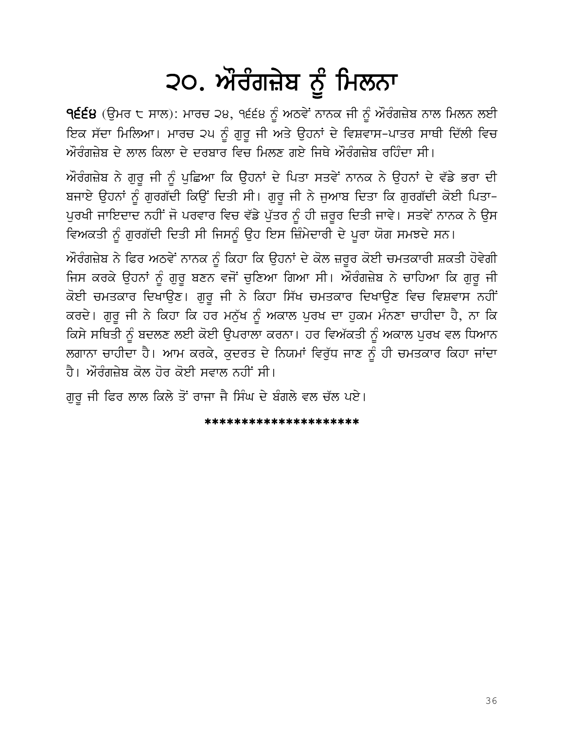# ੨੦. ਔਰੰਗਜ਼ੇਬ ਨੂੰ ਮਿਲਨਾ

**੧੬੬੪** (ਉਮਰ ੮ ਸਾਲ): ਮਾਰਚ ੨੪, ੧੬੬੪ ਨੂੰ ਅਠਵੇਂ ਨਾਨਕ ਜੀ ਨੂੰ ਔਰੰਗਜ਼ੇਬ ਨਾਲ ਮਿਲਨ ਲਈ ਇਕ ਸੱਦਾ ਮਿਲਿਆ। ਮਾਰਚ ੨੫ ਨੂੰ ਗੁਰੂ ਜੀ ਅਤੇ ਉਹਨਾਂ ਦੇ ਵਿਸ਼ਵਾਸ-ਪਾਤਰ ਸਾਥੀ ਦਿੱਲੀ ਵਿਚ ਔਰੰਗਜ਼ੇਬ ਦੇ ਲਾਲ ਕਿਲਾ ਦੇ ਦਰਬਾਰ ਵਿਚ ਮਿਲਣ ਗਏ ਜਿਥੇ ਔਰੰਗਜ਼ੇਬ ਰਹਿੰਦਾ ਸੀ।

ਔਰੰਗਜ਼ੇਬ ਨੇ ਗੁਰੂ ਜੀ ਨੂੰ ਪੁਛਿਆ ਕਿ ਉਹਨਾਂ ਦੇ ਪਿਤਾ ਸਤਵੇਂ ਨਾਨਕ ਨੇ ਉਹਨਾਂ ਦੇ ਵੱਡੇ ਭਰਾ ਦੀ ਬਜਾਏ ਉਹਨਾਂ ਨੂੰ ਗੁਰਗੱਦੀ ਕਿਉਂ ਦਿਤੀ ਸੀ। ਗੁਰੂ ਜੀ ਨੇ ਜੁਆਬ ਦਿਤਾ ਕਿ ਗੁਰਗੱਦੀ ਕੋਈ ਪਿਤਾ-ਪੁਰਖੀ ਜਾਇਦਾਦ ਨਹੀਂ ਜੋ ਪਰਵਾਰ ਵਿਚ ਵੱਡੇ ਪੁੱਤਰ ਨੂੰ ਹੀ ਜ਼ਰੂਰ ਦਿਤੀ ਜਾਵੇ। ਸਤਵੇਂ ਨਾਨਕ ਨੇ ਉਸ ਵਿਅਕਤੀ ਨੂੰ ਗੁਰਗੱਦੀ ਦਿਤੀ ਸੀ ਜਿਸਨੂੰ ਉਹ ਇਸ ਜ਼ਿੰਮੇਦਾਰੀ ਦੇ ਪੂਰਾ ਯੋਗ ਸਮਝਦੇ ਸਨ।

ਔਰੰਗਜ਼ੇਬ ਨੇ ਫਿਰ ਅਠਵੇਂ ਨਾਨਕ ਨੂੰ ਕਿਹਾ ਕਿ ਉਹਨਾਂ ਦੇ ਕੋਲ ਜ਼ਰੂਰ ਕੋਈ ਚਮਤਕਾਰੀ ਸ਼ਕਤੀ ਹੋਵੇਗੀ ਜਿਸ ਕਰਕੇ ਉਹਨਾਂ ਨੂੰ ਗੁਰੂ ਬਣਨ ਵਜੋਂ ਚੁਣਿਆ ਗਿਆ ਸੀ। ਔਰੰਗਜ਼ੇਬ ਨੇ ਚਾਹਿਆ ਕਿ ਗੁਰੂ ਜੀ ਕੋਈ ਚਮਤਕਾਰ ਦਿਖਾਉਣ। ਗੁਰੂ ਜੀ ਨੇ ਕਿਹਾ ਸਿੱਖ ਚਮਤਕਾਰ ਦਿਖਾਉਣ ਵਿਚ ਵਿਸ਼ਵਾਸ ਨਹੀਂ ਕਰਦੇ। ਗੁਰੂ ਜੀ ਨੇ ਕਿਹਾ ਕਿ ਹਰ ਮਨੁੱਖ ਨੂੰ ਅਕਾਲ ਪੁਰਖ ਦਾ ਹੁਕਮ ਮੰਨਣਾ ਚਾਹੀਦਾ ਹੈ, ਨਾ ਕਿ ਕਿਸੇ ਸਥਿਤੀ ਨੂੰ ਬਦਲਣ ਲਈ ਕੋਈ ਉਪਰਾਲਾ ਕਰਨਾ। ਹਰ ਵਿਅੱਕਤੀ ਨੂੰ ਅਕਾਲ ਪੁਰਖ ਵਲ ਧਿਆਨ ਲਗਾਨਾ ਚਾਹੀਦਾ ਹੈ। ਆਮ ਕਰਕੇ, ਕੁਦਰਤ ਦੇ ਨਿਯਮਾਂ ਵਿਰੁੱਧ ਜਾਣ ਨੂੰ ਹੀ ਚਮਤਕਾਰ ਕਿਹਾ ਜਾਂਦਾ ਹੈ। ਔਰੰਗਜ਼ੇਬ ਕੋਲ ਹੋਰ ਕੋਈ ਸਵਾਲ ਨਹੀਂ ਸੀ।

ਗੁਰੂ ਜੀ ਫਿਰ ਲਾਲ ਕਿਲੇ ਤੋਂ ਰਾਜਾ ਜੈ ਸਿੰਘ ਦੇ ਬੰਗਲੇ ਵਲ ਚੱਲ ਪਏ।

********************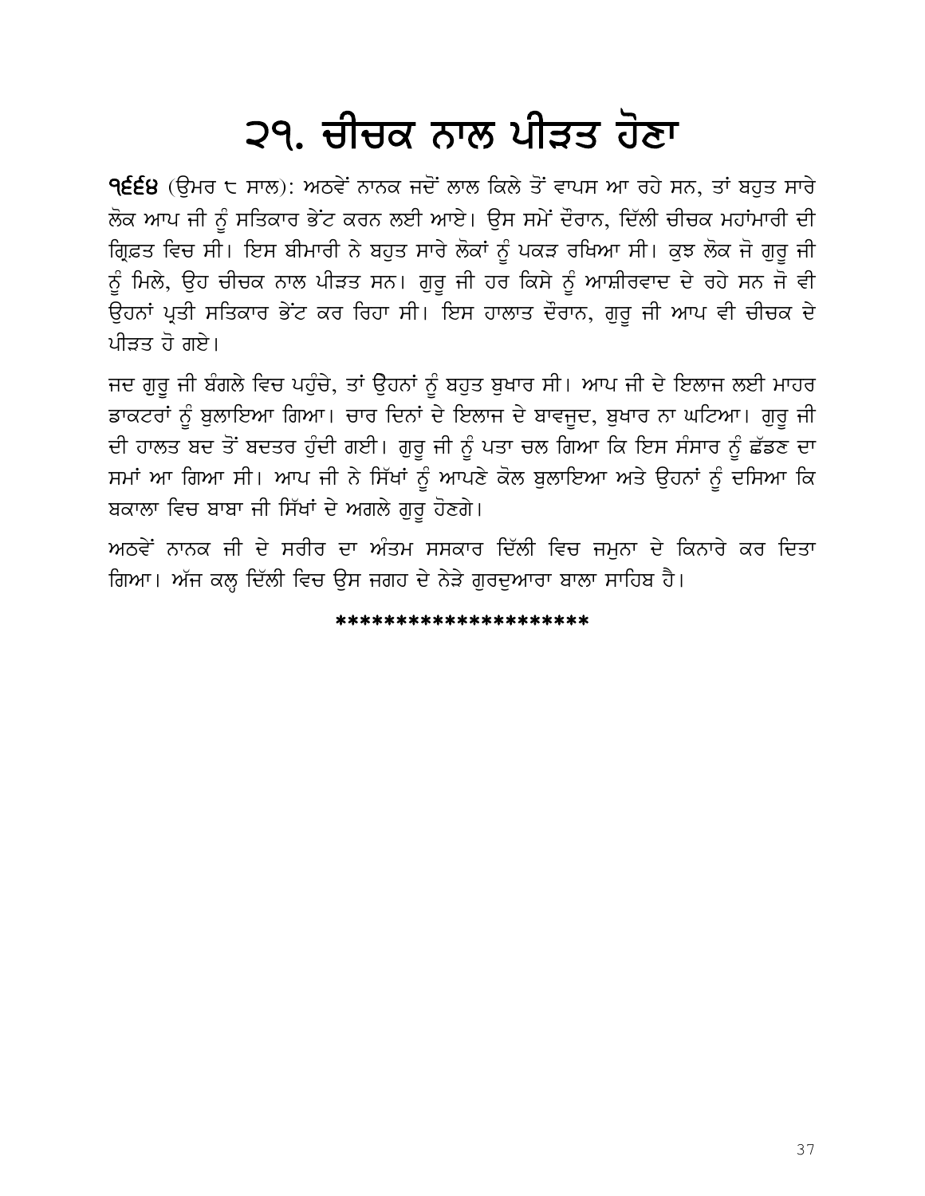# ੨੧. ਚੀਚਕ ਨਾਲ ਪੀੜਤ ਹੋਣਾ

**੧੬੬੪** (ਉਮਰ ੮ ਸਾਲ): ਅਠਵੇਂ ਨਾਨਕ ਜਦੋਂ ਲਾਲ ਕਿਲੇ ਤੋਂ ਵਾਪਸ ਆ ਰਹੇ ਸਨ, ਤਾਂ ਬਹੁਤ ਸਾਰੇ ਲੋਕ ਆਪ ਜੀ ਨੂੰ ਸਤਿਕਾਰ ਭੇਂਟ ਕਰਨ ਲਈ ਆਏ। ਉਸ ਸਮੇਂ ਦੌਰਾਨ, ਦਿੱਲੀ ਚੀਚਕ ਮਹਾਂਮਾਰੀ ਦੀ ਗ੍ਰਿਫ਼ਤ ਵਿਚ ਸੀ। ਇਸ ਬੀਮਾਰੀ ਨੇ ਬਹੁਤ ਸਾਰੇ ਲੋਕਾਂ ਨੂੰ ਪਕੜ ਰਖਿਆ ਸੀ। ਕੁਝ ਲੋਕ ਜੋ ਗੁਰੂ ਜੀ ਨੂੰ ਮਿਲੇ, ਉਹ ਚੀਚਕ ਨਾਲ ਪੀੜਤ ਸਨ। ਗੁਰੂ ਜੀ ਹਰ ਕਿਸੇ ਨੂੰ ਆਸ਼ੀਰਵਾਦ ਦੇ ਰਹੇ ਸਨ ਜੋ ਵੀ ਉਹਨਾਂ ਪ੍ਰਤੀ ਸਤਿਕਾਰ ਭੇਂਟ ਕਰ ਰਿਹਾ ਸੀ। ਇਸ ਹਾਲਾਤ ਦੌਰਾਨ, ਗੁਰੂ ਜੀ ਆਪ ਵੀ ਚੀਚਕ ਦੇ ਪੀੜਤ ਹੋ ਗਏ।

ਜਦ ਗੁਰੂ ਜੀ ਬੰਗਲੇ ਵਿਚ ਪਹੁੰਚੇ, ਤਾਂ ਉਹਨਾਂ ਨੂੰ ਬਹੁਤ ਬੁਖਾਰ ਸੀ। ਆਪ ਜੀ ਦੇ ਇਲਾਜ ਲਈ ਮਾਹਰ ਡਾਕਟਰਾਂ ਨੂੰ ਬੁਲਾਇਆ ਗਿਆ। ਚਾਰ ਦਿਨਾਂ ਦੇ ਇਲਾਜ ਦੇ ਬਾਵਜੂਦ, ਬੁਖਾਰ ਨਾ ਘਟਿਆ। ਗੁਰੂ ਜੀ ਦੀ ਹਾਲਤ ਬਦ ਤੋਂ ਬਦਤਰ ਹੁੰਦੀ ਗਈ। ਗੁਰੂ ਜੀ ਨੂੰ ਪਤਾ ਚਲ ਗਿਆ ਕਿ ਇਸ ਸੰਸਾਰ ਨੂੰ ਛੱਡਣ ਦਾ ਸਮਾਂ ਆ ਗਿਆ ਸੀ। ਆਪ ਜੀ ਨੇ ਸਿੱਖਾਂ ਨੂੰ ਆਪਣੇ ਕੋਲ ਬੁਲਾਇਆ ਅਤੇ ਉਹਨਾਂ ਨੂੰ ਦਸਿਆ ਕਿ ਬਕਾਲਾ ਵਿਚ ਬਾਬਾ ਜੀ ਸਿੱਖਾਂ ਦੇ ਅਗਲੇ ਗੁਰੂ ਹੋਣਗੇ।

ਅਠਵੇਂ ਨਾਨਕ ਜੀ ਦੇ ਸਰੀਰ ਦਾ ਅੰਤਮ ਸਸਕਾਰ ਦਿੱਲੀ ਵਿਚ ਜਮੁਨਾ ਦੇ ਕਿਨਾਰੇ ਕਰ ਦਿਤਾ ਗਿਆ। ਅੱਜ ਕਲ੍ਹ ਦਿੱਲੀ ਵਿਚ ਉਸ ਜਗਹ ਦੇ ਨੇੜੇ ਗੁਰਦੁਆਰਾ ਬਾਲਾ ਸਾਹਿਬ ਹੈ।

********************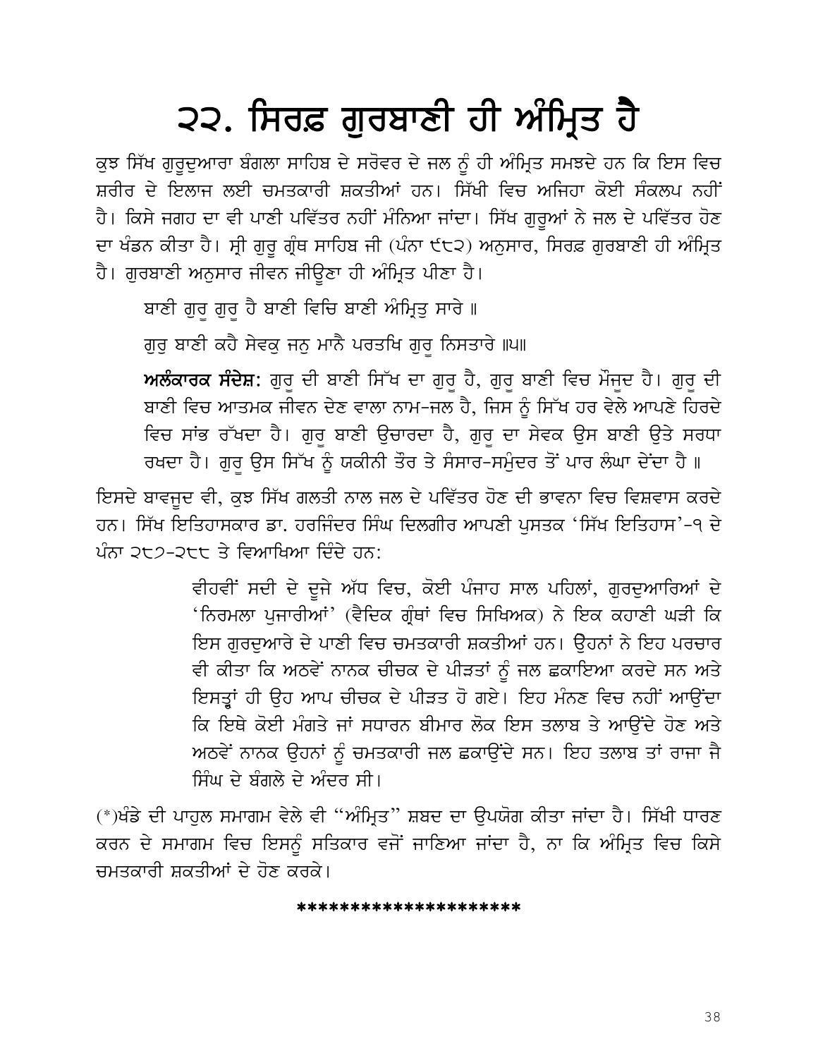# ੨੨. ਸਿਰਫ਼ ਗੁਰਬਾਣੀ ਹੀ ਅੰਮ੍ਰਿਤ ਹੈ

ਕੁਝ ਸਿੱਖ ਗੁਰੂਦੁਆਰਾ ਬੰਗਲਾ ਸਾਹਿਬ ਦੇ ਸਰੋਵਰ ਦੇ ਜਲ ਨੂੰ ਹੀ ਅੰਮ੍ਰਿਤ ਸਮਝਦੇ ਹਨ ਕਿ ਇਸ ਵਿਚ ਸ਼ਰੀਰ ਦੇ ਇਲਾਜ ਲਈ ਚਮਤਕਾਰੀ ਸ਼ਕਤੀਆਂ ਹਨ। ਸਿੱਖੀ ਵਿਚ ਅਜਿਹਾ ਕੋਈ ਸੰਕਲਪ ਨਹੀਂ ਹੈ। ਕਿਸੇ ਜਗਹ ਦਾ ਵੀ ਪਾਣੀ ਪਵਿੱਤਰ ਨਹੀਂ ਮੰਨਿਆ ਜਾਂਦਾ। ਸਿੱਖ ਗੁਰੂਆਂ ਨੇ ਜਲ ਦੇ ਪਵਿੱਤਰ ਹੋਣ ਦਾ ਖੰਡਨ ਕੀਤਾ ਹੈ। ਸ੍ਰੀ ਗੁਰੂ ਗ੍ਰੰਥ ਸਾਹਿਬ ਜੀ (ਪੰਨਾ ੯੮੨) ਅਨੁਸਾਰ, ਸਿਰਫ਼ ਗੁਰਬਾਣੀ ਹੀ ਅੰਮ੍ਰਿਤ ਹੈ। ਗੁਰਬਾਣੀ ਅਨੁਸਾਰ ਜੀਵਨ ਜੀਊਣਾ ਹੀ ਅੰਮ੍ਰਿਤ ਪੀਣਾ ਹੈ।

> ਬਾਣੀ ਗੁਰੂ ਗੁਰੂ ਹੈ ਬਾਣੀ ਵਿਚਿ ਬਾਣੀ ਅੰਮ੍ਰਿਤੁ ਸਾਰੇ ॥
>
> ਗੁਰੁ ਬਾਣੀ ਕਹੈ ਸੇਵਕੁ ਜਨੁ ਮਾਨੈ ਪਰਤਖਿ ਗੁਰੂ ਨਿਸਤਾਰੇ ॥੫॥
>
> **ਅਲੰਕਾਰਕ ਸੰਦੇਸ਼:** ਗੁਰੂ ਦੀ ਬਾਣੀ ਸਿੱਖ ਦਾ ਗੁਰੂ ਹੈ, ਗੁਰੂ ਬਾਣੀ ਵਿਚ ਮੌਜੂਦ ਹੈ। ਗੁਰੂ ਦੀ ਬਾਣੀ ਵਿਚ ਆਤਮਕ ਜੀਵਨ ਦੇਣ ਵਾਲਾ ਨਾਮ-ਜਲ ਹੈ, ਜਿਸ ਨੂੰ ਸਿੱਖ ਹਰ ਵੇਲੇ ਆਪਣੇ ਹਿਰਦੇ ਵਿਚ ਸਾਂਭ ਰੱਖਦਾ ਹੈ। ਗੁਰੂ ਬਾਣੀ ਉਚਾਰਦਾ ਹੈ, ਗੁਰੂ ਦਾ ਸੇਵਕ ਉਸ ਬਾਣੀ ਉਤੇ ਸਰਧਾ ਰਖਦਾ ਹੈ। ਗੁਰੂ ਉਸ ਸਿੱਖ ਨੂੰ ਯਕੀਨੀ ਤੌਰ ਤੇ ਸੰਸਾਰ-ਸਮੁੰਦਰ ਤੋਂ ਪਾਰ ਲੰਘਾ ਦੇਂਦਾ ਹੈ ॥

ਇਸਦੇ ਬਾਵਜੂਦ ਵੀ, ਕੁਝ ਸਿੱਖ ਗਲਤੀ ਨਾਲ ਜਲ ਦੇ ਪਵਿੱਤਰ ਹੋਣ ਦੀ ਭਾਵਨਾ ਵਿਚ ਵਿਸ਼ਵਾਸ ਕਰਦੇ ਹਨ। ਸਿੱਖ ਇਤਿਹਾਸਕਾਰ ਡਾ. ਹਰਜਿੰਦਰ ਸਿੰਘ ਦਿਲਗੀਰ ਆਪਣੀ ਪੁਸਤਕ 'ਸਿੱਖ ਇਤਿਹਾਸ'-੧ ਦੇ ਪੰਨਾ ੨੮੭-੨੮੮ ਤੇ ਵਿਆਖਿਆ ਦਿੰਦੇ ਹਨ:

> ਵੀਹਵੀਂ ਸਦੀ ਦੇ ਦੂਜੇ ਅੱਧ ਵਿਚ, ਕੋਈ ਪੰਜਾਹ ਸਾਲ ਪਹਿਲਾਂ, ਗੁਰਦੁਆਰਿਆਂ ਦੇ 'ਨਿਰਮਲਾ ਪੁਜਾਰੀਆਂ' (ਵੈਦਿਕ ਗ੍ਰੰਥਾਂ ਵਿਚ ਸਿਖਿਅਕ) ਨੇ ਇਕ ਕਹਾਣੀ ਘੜੀ ਕਿ ਇਸ ਗੁਰਦੁਆਰੇ ਦੇ ਪਾਣੀ ਵਿਚ ਚਮਤਕਾਰੀ ਸ਼ਕਤੀਆਂ ਹਨ। ਉਹਨਾਂ ਨੇ ਇਹ ਪਰਚਾਰ ਵੀ ਕੀਤਾ ਕਿ ਅਠਵੇਂ ਨਾਨਕ ਚੀਚਕ ਦੇ ਪੀੜਤਾਂ ਨੂੰ ਜਲ ਛਕਾਇਆ ਕਰਦੇ ਸਨ ਅਤੇ ਇਸਤ੍ਹਾਂ ਹੀ ਉਹ ਆਪ ਚੀਚਕ ਦੇ ਪੀੜਤ ਹੋ ਗਏ। ਇਹ ਮੰਨਣ ਵਿਚ ਨਹੀਂ ਆਉਂਦਾ ਕਿ ਇਥੇ ਕੋਈ ਮੰਗਤੇ ਜਾਂ ਸਧਾਰਨ ਬੀਮਾਰ ਲੋਕ ਇਸ ਤਲਾਬ ਤੇ ਆਉਂਦੇ ਹੋਣ ਅਤੇ ਅਠਵੇਂ ਨਾਨਕ ਉਹਨਾਂ ਨੂੰ ਚਮਤਕਾਰੀ ਜਲ ਛਕਾਉਂਦੇ ਸਨ। ਇਹ ਤਲਾਬ ਤਾਂ ਰਾਜਾ ਜੈ ਸਿੰਘ ਦੇ ਬੰਗਲੇ ਦੇ ਅੰਦਰ ਸੀ।

(*)ਖੰਡੇ ਦੀ ਪਾਹੁਲ ਸਮਾਗਮ ਵੇਲੇ ਵੀ "ਅੰਮ੍ਰਿਤ" ਸ਼ਬਦ ਦਾ ਉਪਯੋਗ ਕੀਤਾ ਜਾਂਦਾ ਹੈ। ਸਿੱਖੀ ਧਾਰਣ ਕਰਨ ਦੇ ਸਮਾਗਮ ਵਿਚ ਇਸਨੂੰ ਸਤਿਕਾਰ ਵਜੋਂ ਜਾਣਿਆ ਜਾਂਦਾ ਹੈ, ਨਾ ਕਿ ਅੰਮ੍ਰਿਤ ਵਿਚ ਕਿਸੇ ਚਮਤਕਾਰੀ ਸ਼ਕਤੀਆਂ ਦੇ ਹੋਣ ਕਰਕੇ।

********************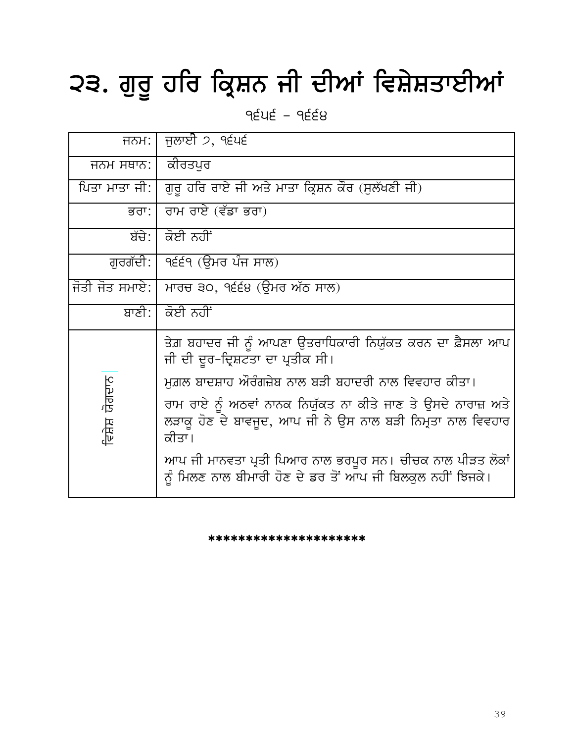# ੨੩. ਗੁਰੂ ਹਰਿ ਕ੍ਰਿਸ਼ਨ ਜੀ ਦੀਆਂ ਵਿਸ਼ੇਸ਼ਤਾਈਆਂ

੧੬੫੬ – ੧੬੬੪

| | |
|---|---|
| ਜਨਮ: | ਜੁਲਾਈ ੭, ੧੬੫੬ |
| ਜਨਮ ਸਥਾਨ: | ਕੀਰਤਪੁਰ |
| ਪਿਤਾ ਮਾਤਾ ਜੀ: | ਗੁਰੂ ਹਰਿ ਰਾਏ ਜੀ ਅਤੇ ਮਾਤਾ ਕ੍ਰਿਸ਼ਨ ਕੌਰ (ਸੁਲੱਖਣੀ ਜੀ) |
| ਭਰਾ: | ਰਾਮ ਰਾਏ (ਵੱਡਾ ਭਰਾ) |
| ਬੱਚੇ: | ਕੋਈ ਨਹੀਂ |
| ਗੁਰਗੱਦੀ: | ੧੬੬੧ (ਉਮਰ ਪੰਜ ਸਾਲ) |
| ਜੋਤੀ ਜੋਤ ਸਮਾਏ: | ਮਾਰਚ ੩੦, ੧੬੬੪ (ਉਮਰ ਅੱਠ ਸਾਲ) |
| ਬਾਣੀ: | ਕੋਈ ਨਹੀਂ |
| ਵਿਸ਼ੇਸ਼ ਯੋਗਦਾਨ | ਤੇਗ਼ ਬਹਾਦਰ ਜੀ ਨੂੰ ਆਪਣਾ ਉਤਰਾਧਿਕਾਰੀ ਨਿਯੁੱਕਤ ਕਰਨ ਦਾ ਫ਼ੈਸਲਾ ਆਪ ਜੀ ਦੀ ਦੂਰ-ਦ੍ਰਿਸ਼ਟਤਾ ਦਾ ਪ੍ਰਤੀਕ ਸੀ।<br><br>ਮੁਗ਼ਲ ਬਾਦਸ਼ਾਹ ਔਰੰਗਜ਼ੇਬ ਨਾਲ ਬੜੀ ਬਹਾਦਰੀ ਨਾਲ ਵਿਵਹਾਰ ਕੀਤਾ।<br><br>ਰਾਮ ਰਾਏ ਨੂੰ ਅਠਵਾਂ ਨਾਨਕ ਨਿਯੁੱਕਤ ਨਾ ਕੀਤੇ ਜਾਣ ਤੇ ਉਸਦੇ ਨਾਰਾਜ਼ ਅਤੇ ਲੜਾਕੂ ਹੋਣ ਦੇ ਬਾਵਜੂਦ, ਆਪ ਜੀ ਨੇ ਉਸ ਨਾਲ ਬੜੀ ਨਿਮ੍ਰਤਾ ਨਾਲ ਵਿਵਹਾਰ ਕੀਤਾ।<br><br>ਆਪ ਜੀ ਮਾਨਵਤਾ ਪ੍ਰਤੀ ਪਿਆਰ ਨਾਲ ਭਰਪੂਰ ਸਨ। ਚੀਚਕ ਨਾਲ ਪੀੜਤ ਲੋਕਾਂ ਨੂੰ ਮਿਲਣ ਨਾਲ ਬੀਮਾਰੀ ਹੋਣ ਦੇ ਡਰ ਤੋਂ ਆਪ ਜੀ ਬਿਲਕੁਲ ਨਹੀਂ ਝਿਜਕੇ। |

********************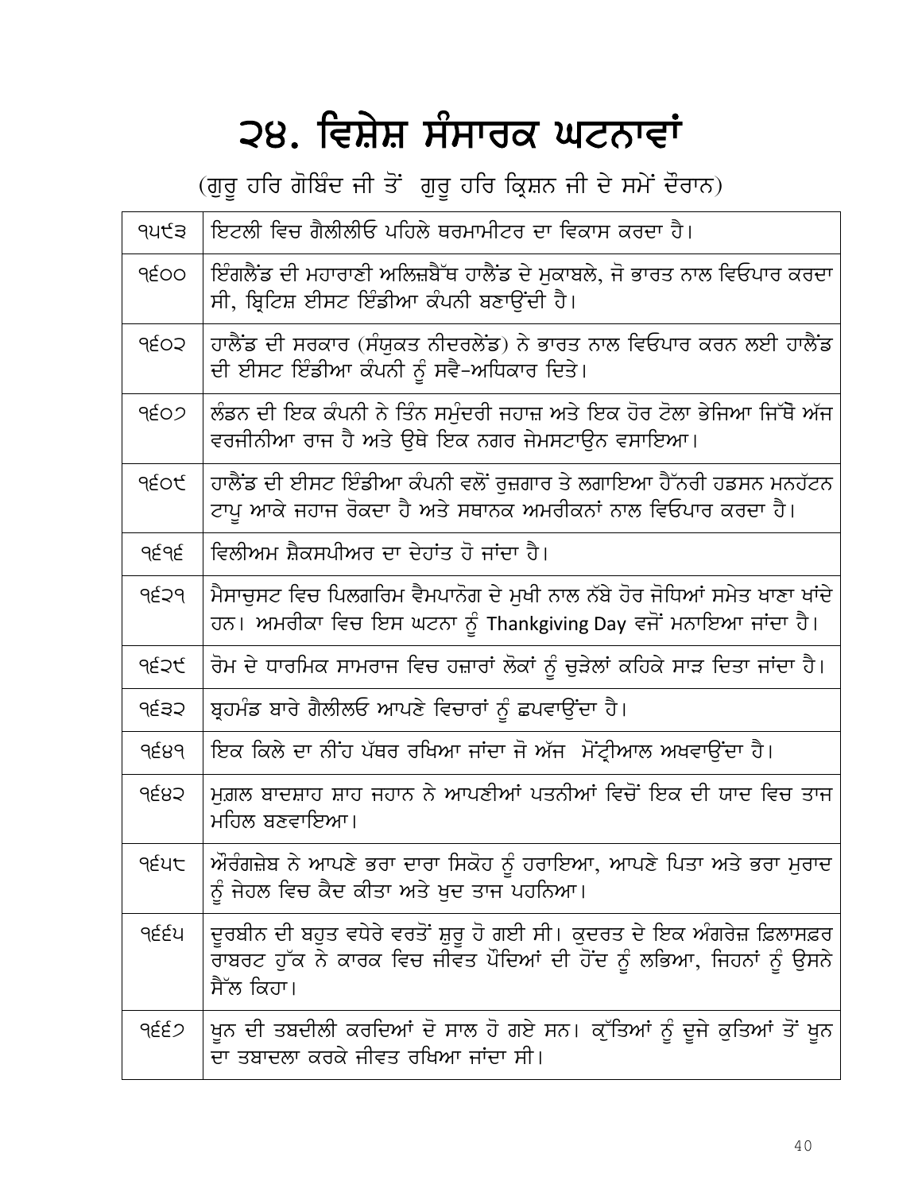# ੨੪. ਵਿਸ਼ੇਸ਼ ਸੰਸਾਰਕ ਘਟਨਾਵਾਂ

(ਗੁਰੂ ਹਰਿ ਗੋਬਿੰਦ ਜੀ ਤੋਂ ਗੁਰੂ ਹਰਿ ਕ੍ਰਿਸ਼ਨ ਜੀ ਦੇ ਸਮੇਂ ਦੌਰਾਨ)

| | |
|---|---|
| ੧੫੯੩ | ਇਟਲੀ ਵਿਚ ਗੈਲੀਲੀਓ ਪਹਿਲੇ ਥਰਮਾਮੀਟਰ ਦਾ ਵਿਕਾਸ ਕਰਦਾ ਹੈ। |
| ੧੬੦੦ | ਇੰਗਲੈਂਡ ਦੀ ਮਹਾਰਾਣੀ ਅਲਿਜ਼ਬੈੱਥ ਹਾਲੈਂਡ ਦੇ ਮੁਕਾਬਲੇ, ਜੋ ਭਾਰਤ ਨਾਲ ਵਿਓਪਾਰ ਕਰਦਾ ਸੀ, ਬ੍ਰਿਟਿਸ਼ ਈਸਟ ਇੰਡੀਆ ਕੰਪਨੀ ਬਣਾਉਂਦੀ ਹੈ। |
| ੧੬੦੨ | ਹਾਲੈਂਡ ਦੀ ਸਰਕਾਰ (ਸੰਯੁਕਤ ਨੀਦਰਲੇਂਡ) ਨੇ ਭਾਰਤ ਨਾਲ ਵਿਓਪਾਰ ਕਰਨ ਲਈ ਹਾਲੈਂਡ ਦੀ ਈਸਟ ਇੰਡੀਆ ਕੰਪਨੀ ਨੂੰ ਸਵੈ-ਅਧਿਕਾਰ ਦਿਤੇ। |
| ੧੬੦੭ | ਲੰਡਨ ਦੀ ਇਕ ਕੰਪਨੀ ਨੇ ਤਿੰਨ ਸਮੁੰਦਰੀ ਜਹਾਜ਼ ਅਤੇ ਇਕ ਹੋਰ ਟੋਲਾ ਭੇਜਿਆ ਜਿੱਥੇ ਅੱਜ ਵਰਜੀਨੀਆ ਰਾਜ ਹੈ ਅਤੇ ਉਥੇ ਇਕ ਨਗਰ ਜੇਮਸਟਾਉਨ ਵਸਾਇਆ। |
| ੧੬੦੯ | ਹਾਲੈਂਡ ਦੀ ਈਸਟ ਇੰਡੀਆ ਕੰਪਨੀ ਵਲੋਂ ਰੁਜ਼ਗਾਰ ਤੇ ਲਗਾਇਆ ਹੈੱਨਰੀ ਹਡਸਨ ਮਨਹੱਟਨ ਟਾਪੂ ਆਕੇ ਜਹਾਜ ਰੋਕਦਾ ਹੈ ਅਤੇ ਸਥਾਨਕ ਅਮਰੀਕਨਾਂ ਨਾਲ ਵਿਓਪਾਰ ਕਰਦਾ ਹੈ। |
| ੧੬੧੬ | ਵਿਲੀਅਮ ਸ਼ੈਕਸਪੀਅਰ ਦਾ ਦੇਹਾਂਤ ਹੋ ਜਾਂਦਾ ਹੈ। |
| ੧੬੨੧ | ਮੈਸਾਚੁਸਟ ਵਿਚ ਪਿਲਗਰਿਮ ਵੈਮਪਾਨੋਗ ਦੇ ਮੁਖੀ ਨਾਲ ਨੱਬੇ ਹੋਰ ਜੋਧਿਆਂ ਸਮੇਤ ਖਾਣਾ ਖਾਂਦੇ ਹਨ। ਅਮਰੀਕਾ ਵਿਚ ਇਸ ਘਟਨਾ ਨੂੰ Thankgiving Day ਵਜੋਂ ਮਨਾਇਆ ਜਾਂਦਾ ਹੈ। |
| ੧੬੨੯ | ਰੋਮ ਦੇ ਧਾਰਮਿਕ ਸਾਮਰਾਜ ਵਿਚ ਹਜ਼ਾਰਾਂ ਲੋਕਾਂ ਨੂੰ ਚੁੜੇਲਾਂ ਕਹਿਕੇ ਸਾੜ ਦਿਤਾ ਜਾਂਦਾ ਹੈ। |
| ੧੬੩੨ | ਬ੍ਰਹਮੰਡ ਬਾਰੇ ਗੈਲੀਲਓ ਆਪਣੇ ਵਿਚਾਰਾਂ ਨੂੰ ਛਪਵਾਉਂਦਾ ਹੈ। |
| ੧੬੪੧ | ਇਕ ਕਿਲੇ ਦਾ ਨੀਂਹ ਪੱਥਰ ਰਖਿਆ ਜਾਂਦਾ ਜੋ ਅੱਜ ਮੋਂਟ੍ਰੀਆਲ ਅਖਵਾਉਂਦਾ ਹੈ। |
| ੧੬੪੨ | ਮੁਗ਼ਲ ਬਾਦਸ਼ਾਹ ਸ਼ਾਹ ਜਹਾਨ ਨੇ ਆਪਣੀਆਂ ਪਤਨੀਆਂ ਵਿਚੋਂ ਇਕ ਦੀ ਯਾਦ ਵਿਚ ਤਾਜ ਮਹਿਲ ਬਣਵਾਇਆ। |
| ੧੬੫੮ | ਔਰੰਗਜ਼ੇਬ ਨੇ ਆਪਣੇ ਭਰਾ ਦਾਰਾ ਸਿਕੋਹ ਨੂੰ ਹਰਾਇਆ, ਆਪਣੇ ਪਿਤਾ ਅਤੇ ਭਰਾ ਮੁਰਾਦ ਨੂੰ ਜੇਹਲ ਵਿਚ ਕੈਦ ਕੀਤਾ ਅਤੇ ਖੁਦ ਤਾਜ ਪਹਨਿਆ। |
| ੧੬੬੫ | ਦੂਰਬੀਨ ਦੀ ਬਹੁਤ ਵਧੇਰੇ ਵਰਤੋਂ ਸ਼ੁਰੂ ਹੋ ਗਈ ਸੀ। ਕੁਦਰਤ ਦੇ ਇਕ ਅੰਗਰੇਜ਼ ਫ਼ਿਲਾਸਫ਼ਰ ਰਾਬਰਟ ਹੁੱਕ ਨੇ ਕਾਰਕ ਵਿਚ ਜੀਵਤ ਪੌਦਿਆਂ ਦੀ ਹੋਂਦ ਨੂੰ ਲਭਿਆ, ਜਿਹਨਾਂ ਨੂੰ ਉਸਨੇ ਸੈੱਲ ਕਿਹਾ। |
| ੧੬੬੭ | ਖ਼ੂਨ ਦੀ ਤਬਦੀਲੀ ਕਰਦਿਆਂ ਦੋ ਸਾਲ ਹੋ ਗਏ ਸਨ। ਕੁੱਤਿਆਂ ਨੂੰ ਦੂਜੇ ਕੁਤਿਆਂ ਤੋਂ ਖ਼ੂਨ ਦਾ ਤਬਾਦਲਾ ਕਰਕੇ ਜੀਵਤ ਰਖਿਆ ਜਾਂਦਾ ਸੀ। |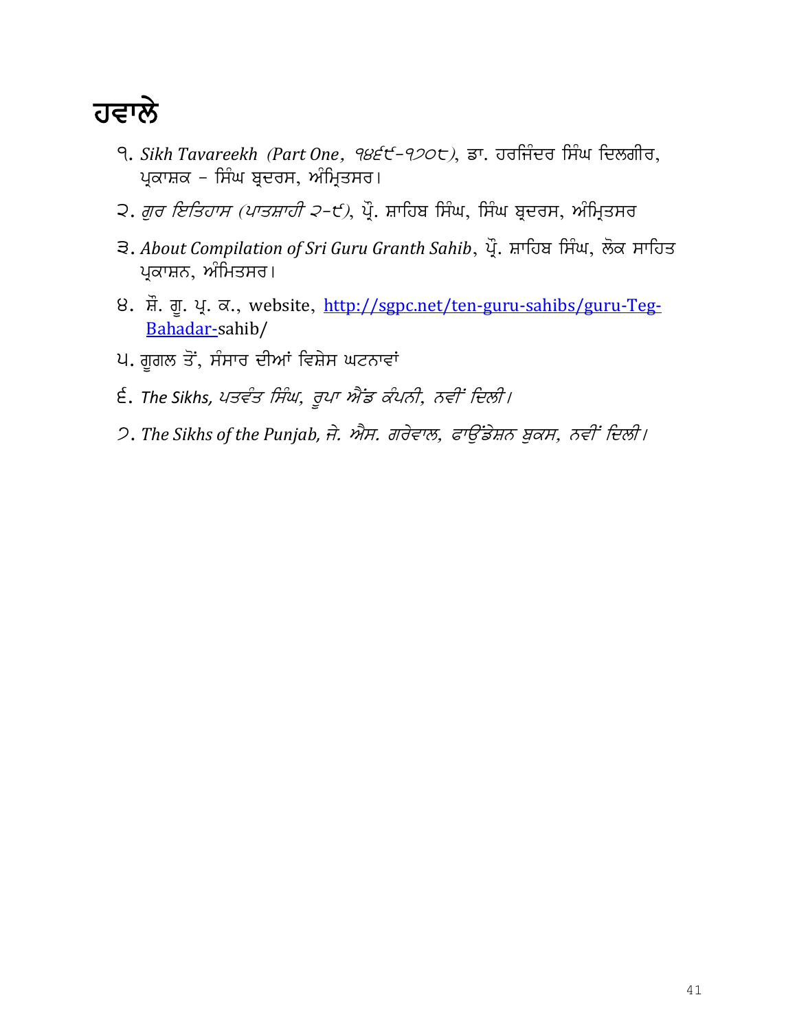# ਹਵਾਲੇ

੧. *Sikh Tavareekh (Part One, ੧੪੬੯-੧੭੦੮)*, ਡਾ. ਹਰਜਿੰਦਰ ਸਿੰਘ ਦਿਲਗੀਰ, ਪ੍ਰਕਾਸ਼ਕ - ਸਿੰਘ ਬ੍ਰਦਰਸ, ਅੰਮ੍ਰਿਤਸਰ।

੨. *ਗੁਰ ਇਤਿਹਾਸ (ਪਾਤਸ਼ਾਹੀ ੨-੯)*, ਪ੍ਰੋ. ਸ਼ਾਹਿਬ ਸਿੰਘ, ਸਿੰਘ ਬ੍ਰਦਰਸ, ਅੰਮ੍ਰਿਤਸਰ

੩. *About Compilation of Sri Guru Granth Sahib*, ਪ੍ਰੋ. ਸ਼ਾਹਿਬ ਸਿੰਘ, ਲੋਕ ਸਾਹਿਤ ਪ੍ਰਕਾਸ਼ਨ, ਅੰਮਿਤਸਰ।

੪. ਸ਼੍ਰੋ. ਗੁ. ਪ੍ਰ. ਕ., website, http://sgpc.net/ten-guru-sahibs/guru-Teg-Bahadar-sahib/

੫. ਗੂਗਲ ਤੋਂ, ਸੰਸਾਰ ਦੀਆਂ ਵਿਸ਼ੇਸ ਘਟਨਾਵਾਂ

੬. *The Sikhs, ਪਤਵੰਤ ਸਿੰਘ, ਰੂਪਾ ਐਂਡ ਕੰਪਨੀ, ਨਵੀਂ ਦਿਲੀ।*

੭. *The Sikhs of the Punjab, ਜੇ. ਐਸ. ਗਰੇਵਾਲ, ਫਾਉਂਡੇਸ਼ਨ ਬੁਕਸ, ਨਵੀਂ ਦਿਲੀ।*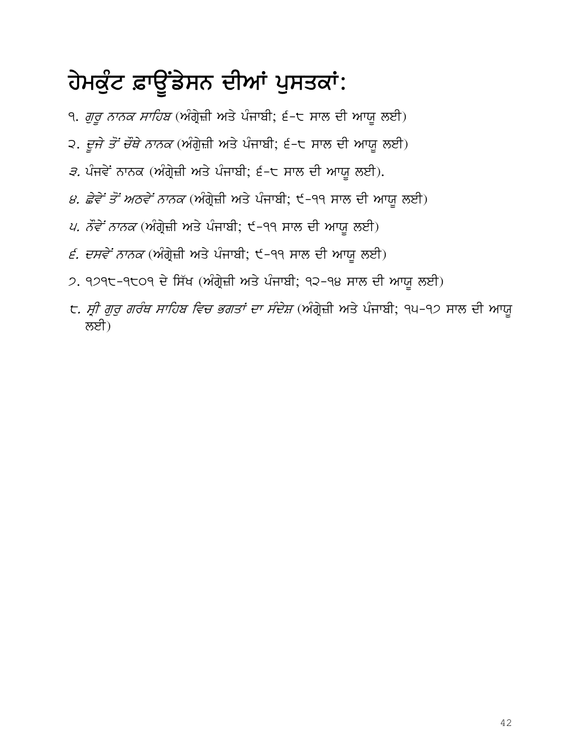# ਹੇਮਕੁੰਟ ਫ਼ਾਊਂਡੇਸਨ ਦੀਆਂ ਪੁਸਤਕਾਂ:

੧. *ਗੁਰੂ ਨਾਨਕ ਸਾਹਿਬ* (ਅੰਗ੍ਰੇਜ਼ੀ ਅਤੇ ਪੰਜਾਬੀ; ੬-੮ ਸਾਲ ਦੀ ਆਯੂ ਲਈ)

੨. *ਦੂਜੇ ਤੋਂ ਚੌਥੇ ਨਾਨਕ* (ਅੰਗ੍ਰੇਜ਼ੀ ਅਤੇ ਪੰਜਾਬੀ; ੬-੮ ਸਾਲ ਦੀ ਆਯੂ ਲਈ)

*੩.* ਪੰਜਵੇਂ ਨਾਨਕ (ਅੰਗ੍ਰੇਜ਼ੀ ਅਤੇ ਪੰਜਾਬੀ; ੬-੮ ਸਾਲ ਦੀ ਆਯੂ ਲਈ).

*੪. ਛੇਵੇਂ ਤੋਂ ਅਠਵੇਂ ਨਾਨਕ* (ਅੰਗ੍ਰੇਜ਼ੀ ਅਤੇ ਪੰਜਾਬੀ; ੯-੧੧ ਸਾਲ ਦੀ ਆਯੂ ਲਈ)

*੫. ਨੌਂਵੇਂ ਨਾਨਕ* (ਅੰਗ੍ਰੇਜ਼ੀ ਅਤੇ ਪੰਜਾਬੀ; ੯-੧੧ ਸਾਲ ਦੀ ਆਯੂ ਲਈ)

*੬. ਦਸਵੇਂ ਨਾਨਕ* (ਅੰਗ੍ਰੇਜ਼ੀ ਅਤੇ ਪੰਜਾਬੀ; ੯-੧੧ ਸਾਲ ਦੀ ਆਯੂ ਲਈ)

*੭.* ੧੭੧੮-੧੮੦੧ ਦੇ ਸਿੱਖ (ਅੰਗ੍ਰੇਜ਼ੀ ਅਤੇ ਪੰਜਾਬੀ; ੧੨-੧੪ ਸਾਲ ਦੀ ਆਯੂ ਲਈ)

*੮. ਸ੍ਰੀ ਗੁਰੂ ਗਰੰਥ ਸਾਹਿਬ ਵਿਚ ਭਗਤਾਂ ਦਾ ਸੰਦੇਸ਼* (ਅੰਗ੍ਰੇਜ਼ੀ ਅਤੇ ਪੰਜਾਬੀ; ੧੫-੧੭ ਸਾਲ ਦੀ ਆਯੂ ਲਈ)